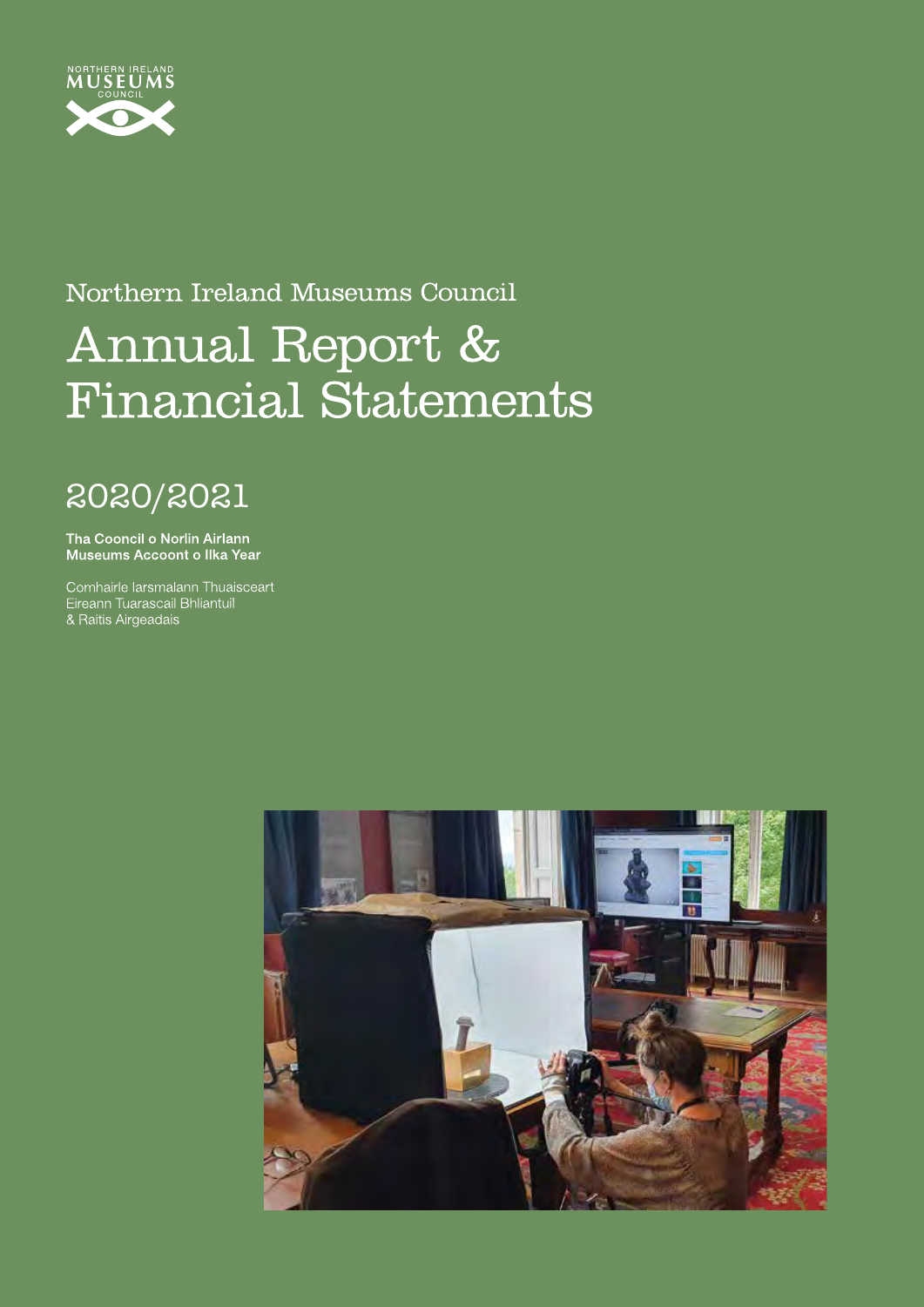NORTHERN IRELAND MUSEUMS COUNCIL

Northern Ireland Museums Council

# Annual Report & Financial Statements

## 2020/2021

**Tha Cooncil o Norlin Airlann Museums Accoont o Ilka Year**

Comhairle Iarsmalann Thuaisceart Eireann Tuarascail Bhliantuil & Raitis Airgeadais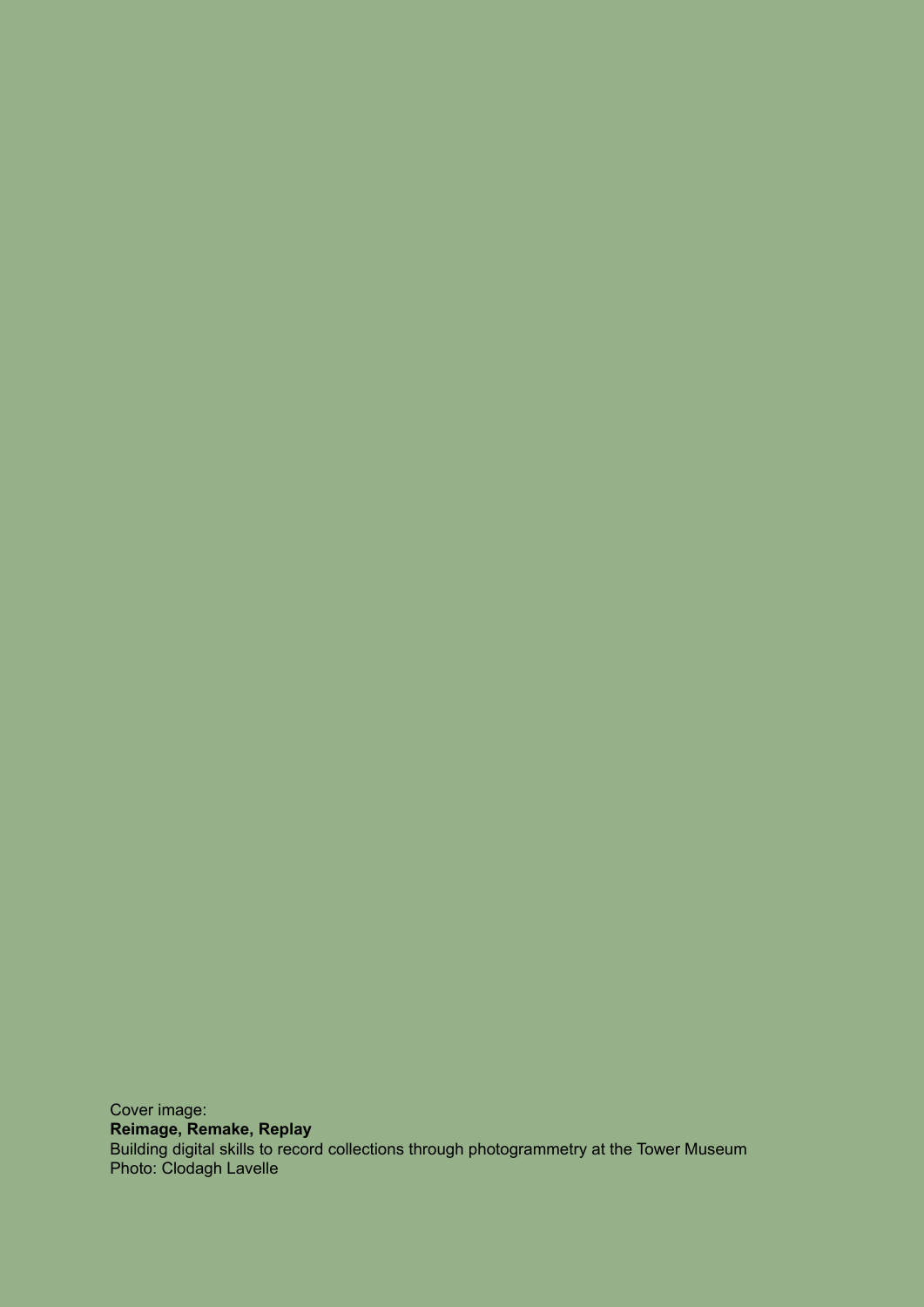Cover image:
**Reimage, Remake, Replay**
Building digital skills to record collections through photogrammetry at the Tower Museum
Photo: Clodagh Lavelle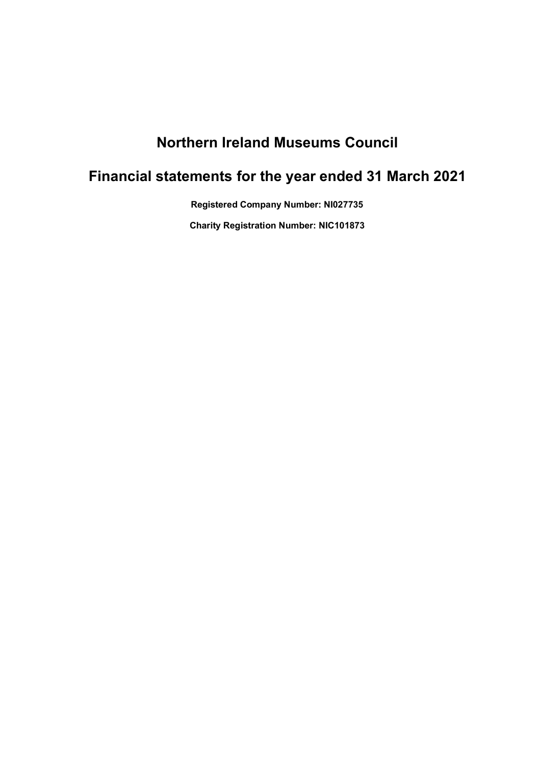# Northern Ireland Museums Council

# Financial statements for the year ended 31 March 2021

**Registered Company Number: NI027735**

**Charity Registration Number: NIC101873**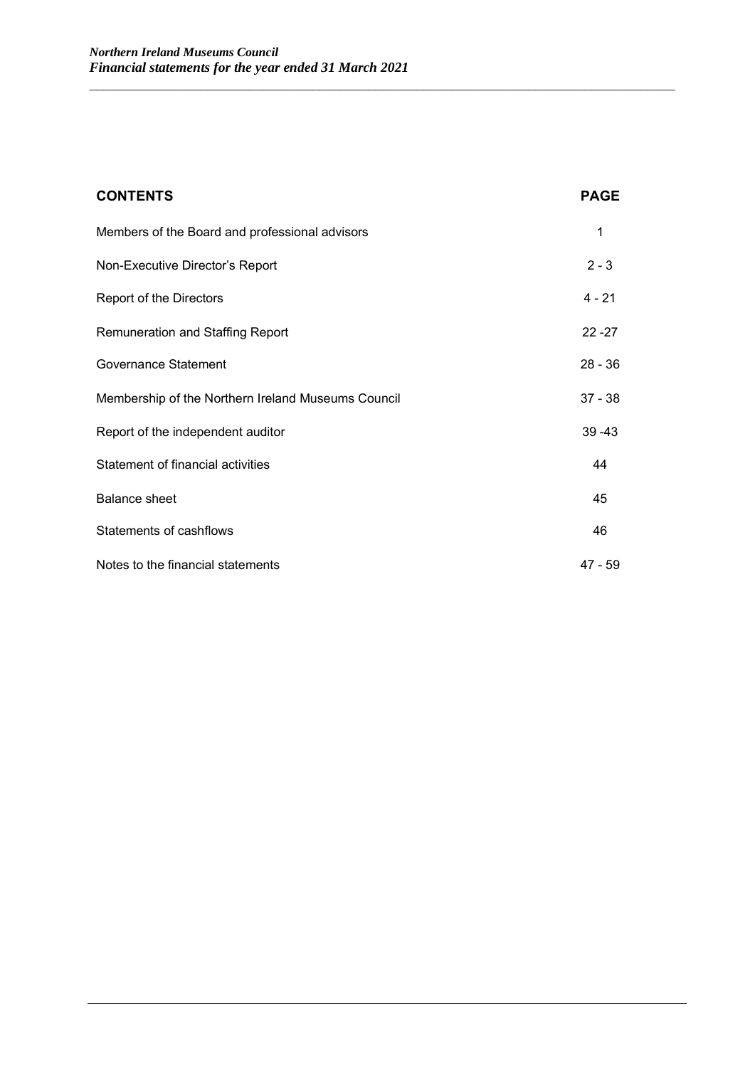| CONTENTS | PAGE |
|---|---|
| Members of the Board and professional advisors | 1 |
| Non-Executive Director's Report | 2 - 3 |
| Report of the Directors | 4 - 21 |
| Remuneration and Staffing Report | 22 -27 |
| Governance Statement | 28 - 36 |
| Membership of the Northern Ireland Museums Council | 37 - 38 |
| Report of the independent auditor | 39 -43 |
| Statement of financial activities | 44 |
| Balance sheet | 45 |
| Statements of cashflows | 46 |
| Notes to the financial statements | 47 - 59 |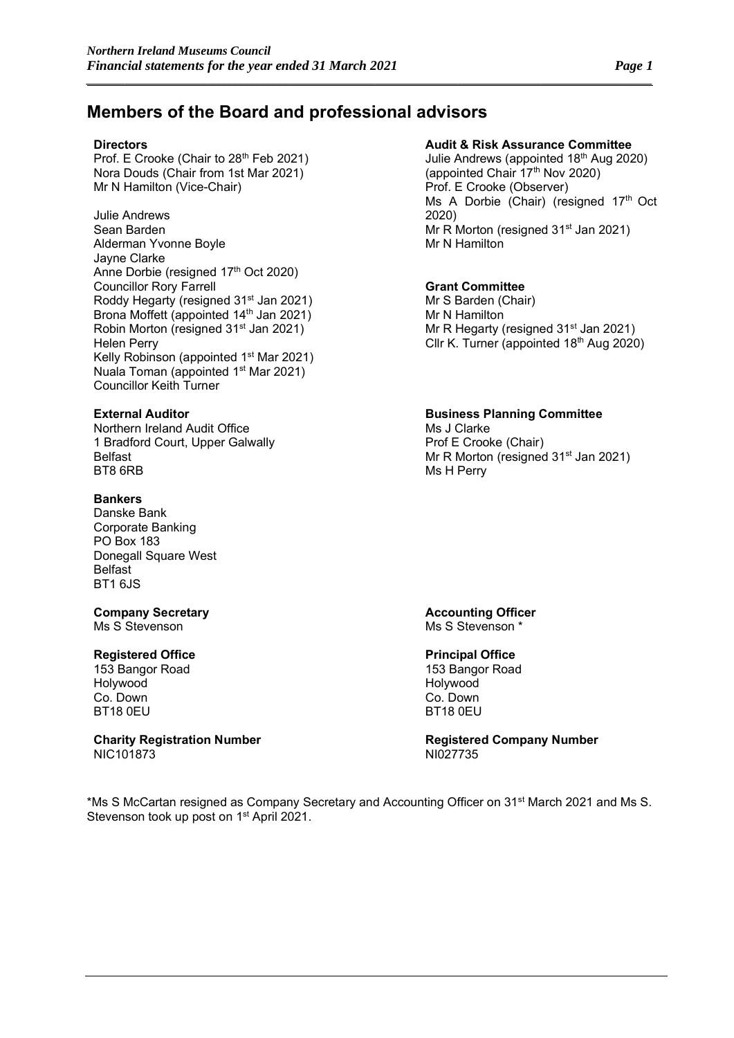# Members of the Board and professional advisors

**Directors**
Prof. E Crooke (Chair to 28th Feb 2021)
Nora Douds (Chair from 1st Mar 2021)
Mr N Hamilton (Vice-Chair)

Julie Andrews
Sean Barden
Alderman Yvonne Boyle
Jayne Clarke
Anne Dorbie (resigned 17th Oct 2020)
Councillor Rory Farrell
Roddy Hegarty (resigned 31st Jan 2021)
Brona Moffett (appointed 14th Jan 2021)
Robin Morton (resigned 31st Jan 2021)
Helen Perry
Kelly Robinson (appointed 1st Mar 2021)
Nuala Toman (appointed 1st Mar 2021)
Councillor Keith Turner

**Audit & Risk Assurance Committee**
Julie Andrews (appointed 18th Aug 2020) (appointed Chair 17th Nov 2020)
Prof. E Crooke (Observer)
Ms A Dorbie (Chair) (resigned 17th Oct 2020)
Mr R Morton (resigned 31st Jan 2021)
Mr N Hamilton

**Grant Committee**
Mr S Barden (Chair)
Mr N Hamilton
Mr R Hegarty (resigned 31st Jan 2021)
Cllr K. Turner (appointed 18th Aug 2020)

**Business Planning Committee**
Ms J Clarke
Prof E Crooke (Chair)
Mr R Morton (resigned 31st Jan 2021)
Ms H Perry

**External Auditor**
Northern Ireland Audit Office
1 Bradford Court, Upper Galwally
Belfast
BT8 6RB

**Bankers**
Danske Bank
Corporate Banking
PO Box 183
Donegall Square West
Belfast
BT1 6JS

**Company Secretary**
Ms S Stevenson

**Accounting Officer**
Ms S Stevenson *

**Registered Office**
153 Bangor Road
Holywood
Co. Down
BT18 0EU

**Principal Office**
153 Bangor Road
Holywood
Co. Down
BT18 0EU

**Charity Registration Number**
NIC101873

**Registered Company Number**
NI027735

*Ms S McCartan resigned as Company Secretary and Accounting Officer on 31st March 2021 and Ms S. Stevenson took up post on 1st April 2021.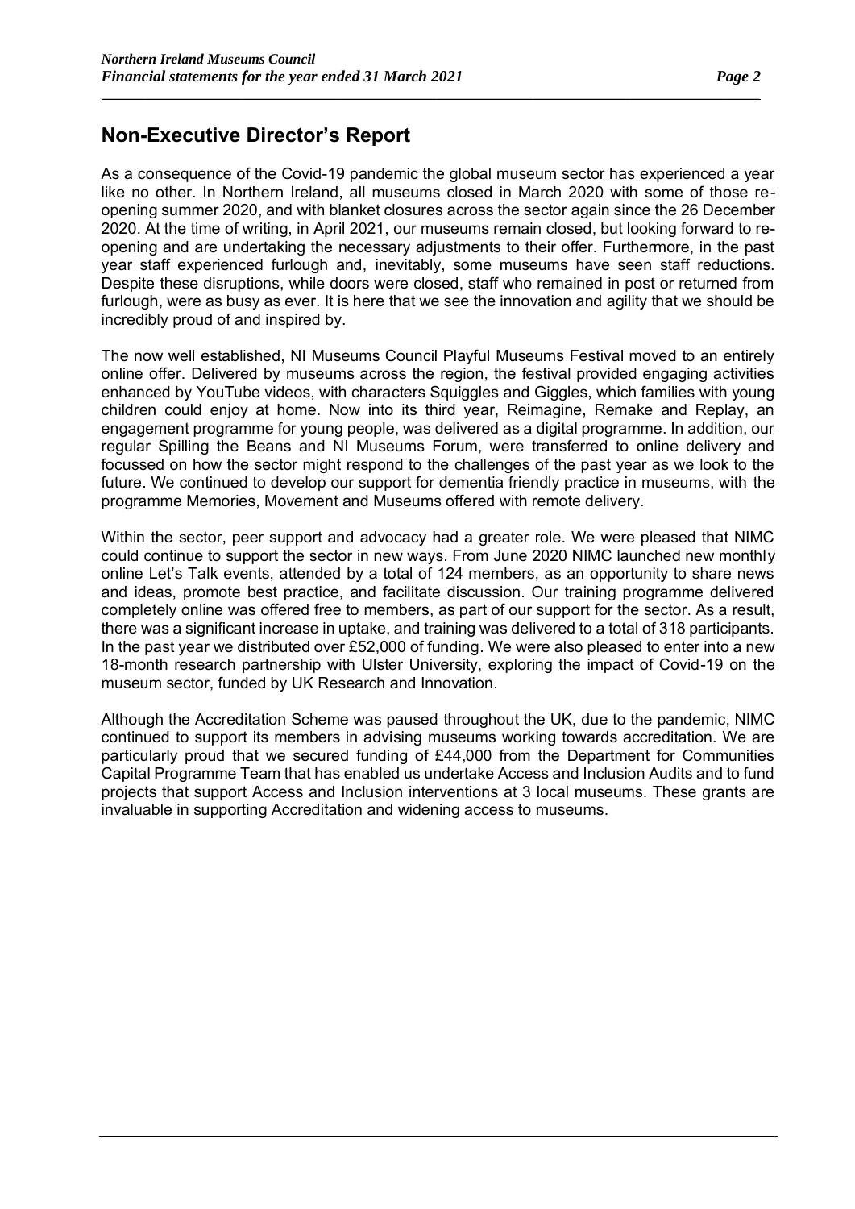## Non-Executive Director's Report

As a consequence of the Covid-19 pandemic the global museum sector has experienced a year like no other. In Northern Ireland, all museums closed in March 2020 with some of those re-opening summer 2020, and with blanket closures across the sector again since the 26 December 2020. At the time of writing, in April 2021, our museums remain closed, but looking forward to re-opening and are undertaking the necessary adjustments to their offer. Furthermore, in the past year staff experienced furlough and, inevitably, some museums have seen staff reductions. Despite these disruptions, while doors were closed, staff who remained in post or returned from furlough, were as busy as ever. It is here that we see the innovation and agility that we should be incredibly proud of and inspired by.

The now well established, NI Museums Council Playful Museums Festival moved to an entirely online offer. Delivered by museums across the region, the festival provided engaging activities enhanced by YouTube videos, with characters Squiggles and Giggles, which families with young children could enjoy at home. Now into its third year, Reimagine, Remake and Replay, an engagement programme for young people, was delivered as a digital programme. In addition, our regular Spilling the Beans and NI Museums Forum, were transferred to online delivery and focussed on how the sector might respond to the challenges of the past year as we look to the future. We continued to develop our support for dementia friendly practice in museums, with the programme Memories, Movement and Museums offered with remote delivery.

Within the sector, peer support and advocacy had a greater role. We were pleased that NIMC could continue to support the sector in new ways. From June 2020 NIMC launched new monthly online Let's Talk events, attended by a total of 124 members, as an opportunity to share news and ideas, promote best practice, and facilitate discussion. Our training programme delivered completely online was offered free to members, as part of our support for the sector. As a result, there was a significant increase in uptake, and training was delivered to a total of 318 participants. In the past year we distributed over £52,000 of funding. We were also pleased to enter into a new 18-month research partnership with Ulster University, exploring the impact of Covid-19 on the museum sector, funded by UK Research and Innovation.

Although the Accreditation Scheme was paused throughout the UK, due to the pandemic, NIMC continued to support its members in advising museums working towards accreditation. We are particularly proud that we secured funding of £44,000 from the Department for Communities Capital Programme Team that has enabled us undertake Access and Inclusion Audits and to fund projects that support Access and Inclusion interventions at 3 local museums. These grants are invaluable in supporting Accreditation and widening access to museums.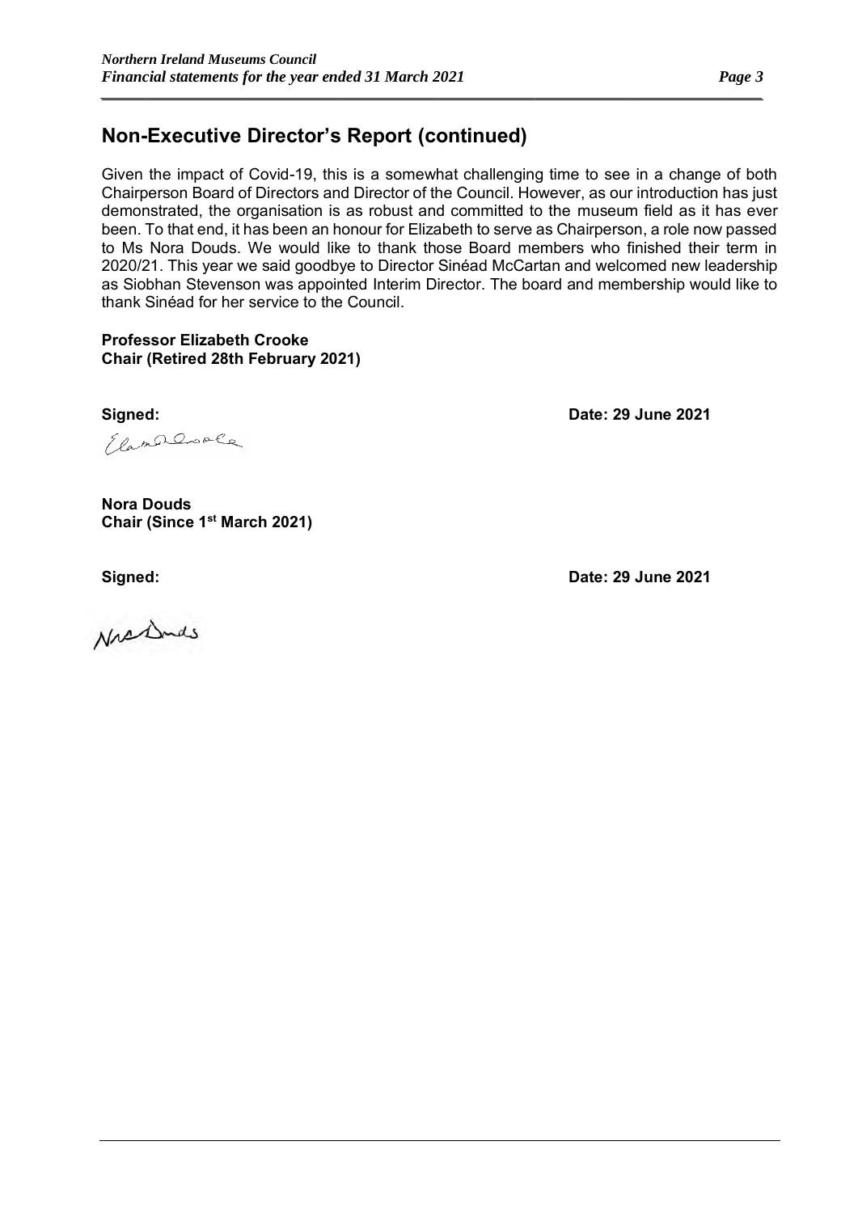## Non-Executive Director's Report (continued)

Given the impact of Covid-19, this is a somewhat challenging time to see in a change of both Chairperson Board of Directors and Director of the Council. However, as our introduction has just demonstrated, the organisation is as robust and committed to the museum field as it has ever been. To that end, it has been an honour for Elizabeth to serve as Chairperson, a role now passed to Ms Nora Douds. We would like to thank those Board members who finished their term in 2020/21. This year we said goodbye to Director Sinéad McCartan and welcomed new leadership as Siobhan Stevenson was appointed Interim Director. The board and membership would like to thank Sinéad for her service to the Council.

**Professor Elizabeth Crooke**
**Chair (Retired 28th February 2021)**

**Signed:** **Date: 29 June 2021**

**Nora Douds**
**Chair (Since 1st March 2021)**

**Signed:** **Date: 29 June 2021**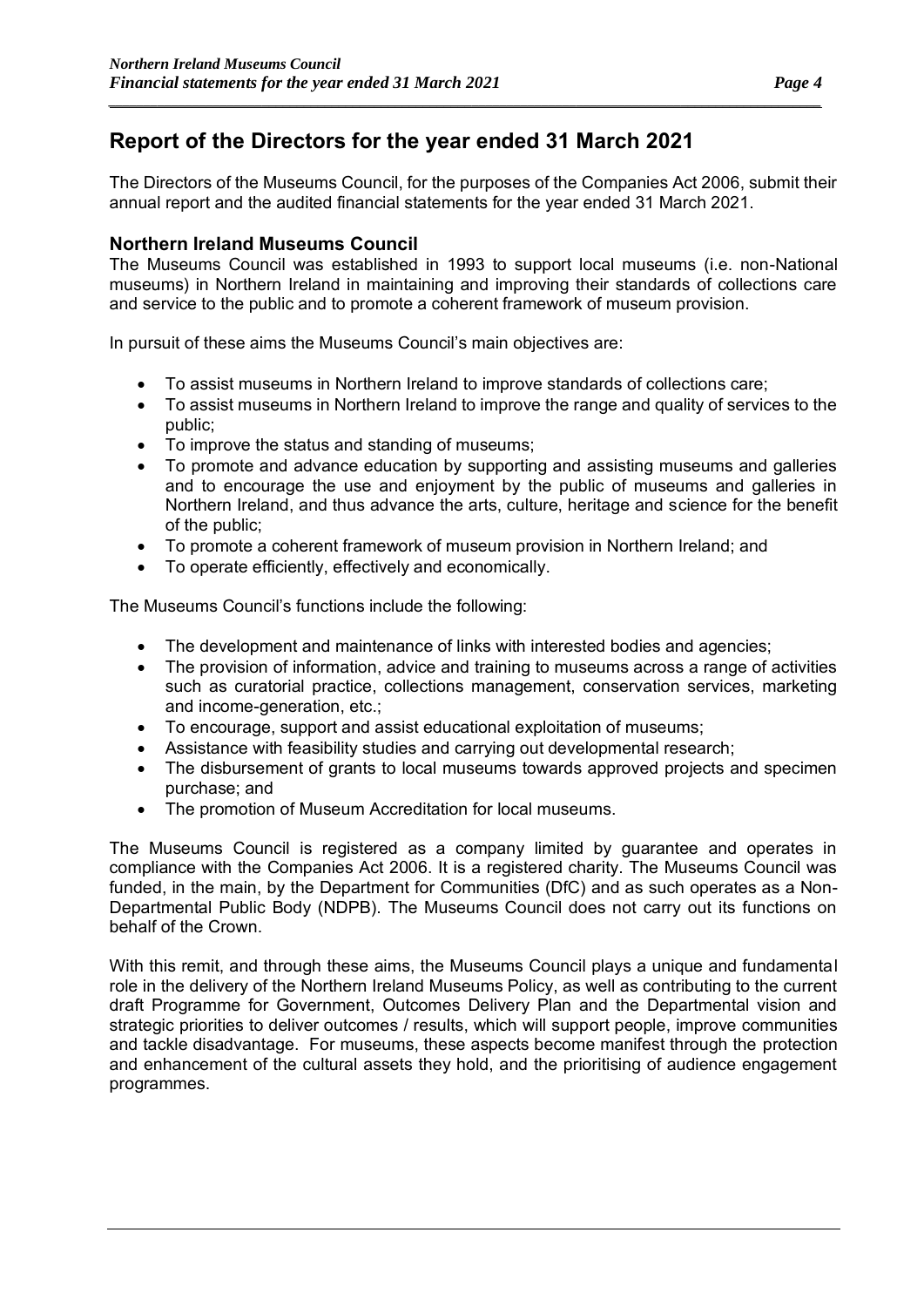# Report of the Directors for the year ended 31 March 2021

The Directors of the Museums Council, for the purposes of the Companies Act 2006, submit their annual report and the audited financial statements for the year ended 31 March 2021.

## Northern Ireland Museums Council

The Museums Council was established in 1993 to support local museums (i.e. non-National museums) in Northern Ireland in maintaining and improving their standards of collections care and service to the public and to promote a coherent framework of museum provision.

In pursuit of these aims the Museums Council's main objectives are:

- To assist museums in Northern Ireland to improve standards of collections care;
- To assist museums in Northern Ireland to improve the range and quality of services to the public;
- To improve the status and standing of museums;
- To promote and advance education by supporting and assisting museums and galleries and to encourage the use and enjoyment by the public of museums and galleries in Northern Ireland, and thus advance the arts, culture, heritage and science for the benefit of the public;
- To promote a coherent framework of museum provision in Northern Ireland; and
- To operate efficiently, effectively and economically.

The Museums Council's functions include the following:

- The development and maintenance of links with interested bodies and agencies;
- The provision of information, advice and training to museums across a range of activities such as curatorial practice, collections management, conservation services, marketing and income-generation, etc.;
- To encourage, support and assist educational exploitation of museums;
- Assistance with feasibility studies and carrying out developmental research;
- The disbursement of grants to local museums towards approved projects and specimen purchase; and
- The promotion of Museum Accreditation for local museums.

The Museums Council is registered as a company limited by guarantee and operates in compliance with the Companies Act 2006. It is a registered charity. The Museums Council was funded, in the main, by the Department for Communities (DfC) and as such operates as a Non-Departmental Public Body (NDPB). The Museums Council does not carry out its functions on behalf of the Crown.

With this remit, and through these aims, the Museums Council plays a unique and fundamental role in the delivery of the Northern Ireland Museums Policy, as well as contributing to the current draft Programme for Government, Outcomes Delivery Plan and the Departmental vision and strategic priorities to deliver outcomes / results, which will support people, improve communities and tackle disadvantage. For museums, these aspects become manifest through the protection and enhancement of the cultural assets they hold, and the prioritising of audience engagement programmes.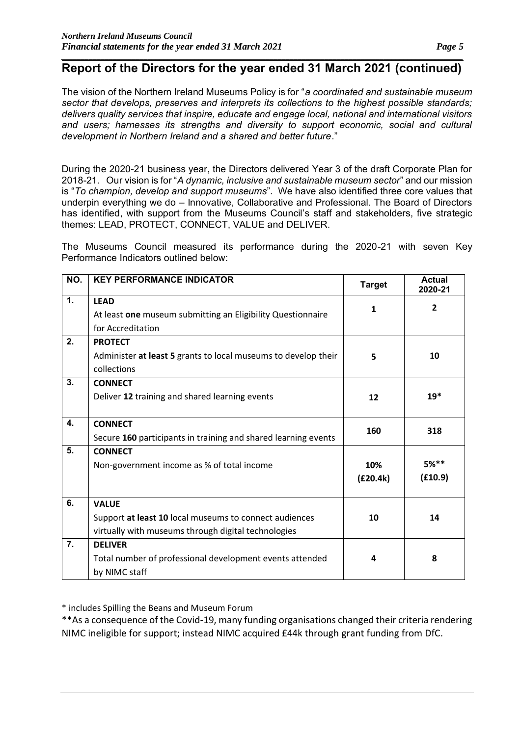## Report of the Directors for the year ended 31 March 2021 (continued)

The vision of the Northern Ireland Museums Policy is for "*a coordinated and sustainable museum sector that develops, preserves and interprets its collections to the highest possible standards; delivers quality services that inspire, educate and engage local, national and international visitors and users; harnesses its strengths and diversity to support economic, social and cultural development in Northern Ireland and a shared and better future*."

During the 2020-21 business year, the Directors delivered Year 3 of the draft Corporate Plan for 2018-21. Our vision is for "*A dynamic, inclusive and sustainable museum sector*" and our mission is "*To champion, develop and support museums*". We have also identified three core values that underpin everything we do – Innovative, Collaborative and Professional. The Board of Directors has identified, with support from the Museums Council's staff and stakeholders, five strategic themes: LEAD, PROTECT, CONNECT, VALUE and DELIVER.

The Museums Council measured its performance during the 2020-21 with seven Key Performance Indicators outlined below:

| NO. | KEY PERFORMANCE INDICATOR | Target | Actual 2020-21 |
|---|---|---|---|
| 1. | **LEAD**<br>At least **one** museum submitting an Eligibility Questionnaire for Accreditation | **1** | **2** |
| 2. | **PROTECT**<br>Administer **at least 5** grants to local museums to develop their collections | **5** | **10** |
| 3. | **CONNECT**<br>Deliver **12** training and shared learning events | **12** | **19*** |
| 4. | **CONNECT**<br>Secure **160** participants in training and shared learning events | **160** | **318** |
| 5. | **CONNECT**<br>Non-government income as % of total income | **10% (£20.4k)** | **5%** (£10.9)** |
| 6. | **VALUE**<br>Support **at least 10** local museums to connect audiences virtually with museums through digital technologies | **10** | **14** |
| 7. | **DELIVER**<br>Total number of professional development events attended by NIMC staff | **4** | **8** |

\* includes Spilling the Beans and Museum Forum

**As a consequence of the Covid-19, many funding organisations changed their criteria rendering NIMC ineligible for support; instead NIMC acquired £44k through grant funding from DfC.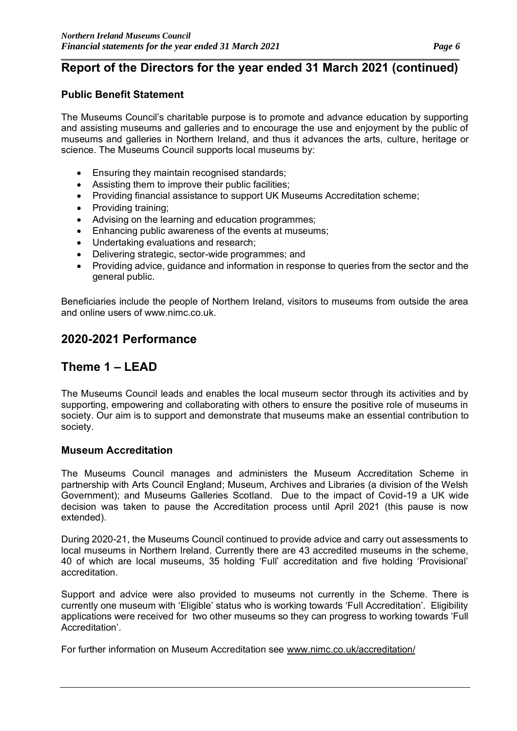## Report of the Directors for the year ended 31 March 2021 (continued)

### Public Benefit Statement

The Museums Council's charitable purpose is to promote and advance education by supporting and assisting museums and galleries and to encourage the use and enjoyment by the public of museums and galleries in Northern Ireland, and thus it advances the arts, culture, heritage or science. The Museums Council supports local museums by:

- Ensuring they maintain recognised standards;
- Assisting them to improve their public facilities;
- Providing financial assistance to support UK Museums Accreditation scheme;
- Providing training;
- Advising on the learning and education programmes;
- Enhancing public awareness of the events at museums;
- Undertaking evaluations and research;
- Delivering strategic, sector-wide programmes; and
- Providing advice, guidance and information in response to queries from the sector and the general public.

Beneficiaries include the people of Northern Ireland, visitors to museums from outside the area and online users of www.nimc.co.uk.

## 2020-2021 Performance

## Theme 1 – LEAD

The Museums Council leads and enables the local museum sector through its activities and by supporting, empowering and collaborating with others to ensure the positive role of museums in society. Our aim is to support and demonstrate that museums make an essential contribution to society.

### Museum Accreditation

The Museums Council manages and administers the Museum Accreditation Scheme in partnership with Arts Council England; Museum, Archives and Libraries (a division of the Welsh Government); and Museums Galleries Scotland. Due to the impact of Covid-19 a UK wide decision was taken to pause the Accreditation process until April 2021 (this pause is now extended).

During 2020-21, the Museums Council continued to provide advice and carry out assessments to local museums in Northern Ireland. Currently there are 43 accredited museums in the scheme, 40 of which are local museums, 35 holding 'Full' accreditation and five holding 'Provisional' accreditation.

Support and advice were also provided to museums not currently in the Scheme. There is currently one museum with 'Eligible' status who is working towards 'Full Accreditation'. Eligibility applications were received for two other museums so they can progress to working towards 'Full Accreditation'.

For further information on Museum Accreditation see www.nimc.co.uk/accreditation/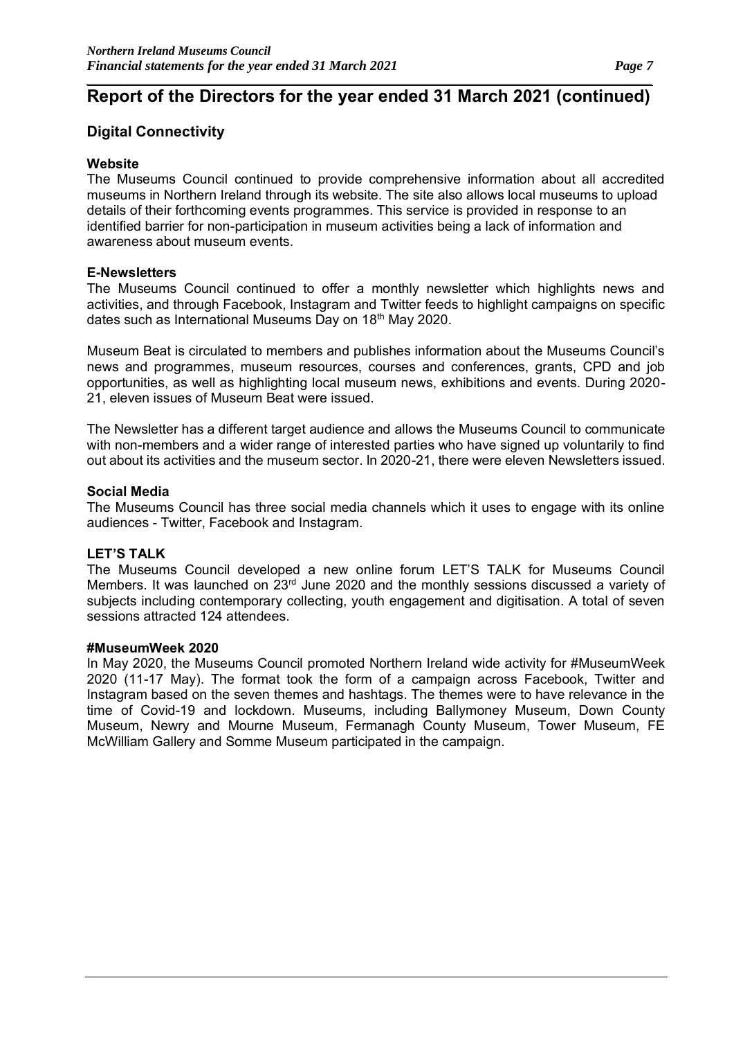## Report of the Directors for the year ended 31 March 2021 (continued)

### Digital Connectivity

**Website**

The Museums Council continued to provide comprehensive information about all accredited museums in Northern Ireland through its website. The site also allows local museums to upload details of their forthcoming events programmes. This service is provided in response to an identified barrier for non-participation in museum activities being a lack of information and awareness about museum events.

**E-Newsletters**

The Museums Council continued to offer a monthly newsletter which highlights news and activities, and through Facebook, Instagram and Twitter feeds to highlight campaigns on specific dates such as International Museums Day on 18th May 2020.

Museum Beat is circulated to members and publishes information about the Museums Council's news and programmes, museum resources, courses and conferences, grants, CPD and job opportunities, as well as highlighting local museum news, exhibitions and events. During 2020-21, eleven issues of Museum Beat were issued.

The Newsletter has a different target audience and allows the Museums Council to communicate with non-members and a wider range of interested parties who have signed up voluntarily to find out about its activities and the museum sector. In 2020-21, there were eleven Newsletters issued.

**Social Media**

The Museums Council has three social media channels which it uses to engage with its online audiences - Twitter, Facebook and Instagram.

**LET'S TALK**

The Museums Council developed a new online forum LET'S TALK for Museums Council Members. It was launched on 23rd June 2020 and the monthly sessions discussed a variety of subjects including contemporary collecting, youth engagement and digitisation. A total of seven sessions attracted 124 attendees.

**#MuseumWeek 2020**

In May 2020, the Museums Council promoted Northern Ireland wide activity for #MuseumWeek 2020 (11-17 May). The format took the form of a campaign across Facebook, Twitter and Instagram based on the seven themes and hashtags. The themes were to have relevance in the time of Covid-19 and lockdown. Museums, including Ballymoney Museum, Down County Museum, Newry and Mourne Museum, Fermanagh County Museum, Tower Museum, FE McWilliam Gallery and Somme Museum participated in the campaign.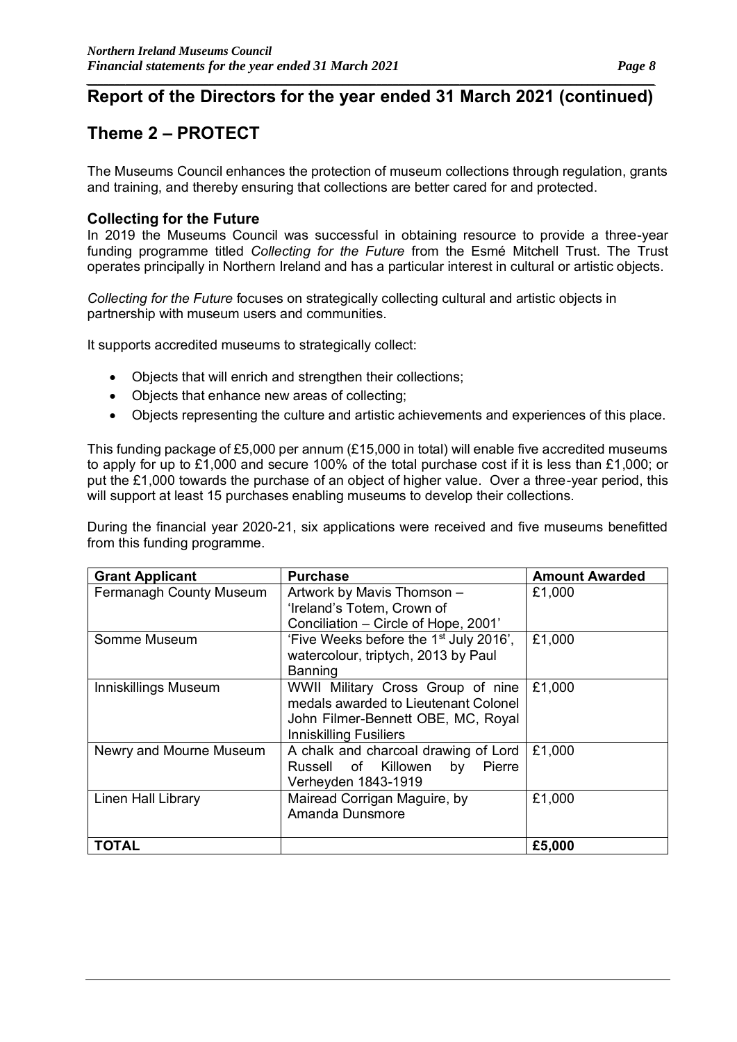## Report of the Directors for the year ended 31 March 2021 (continued)

## Theme 2 – PROTECT

The Museums Council enhances the protection of museum collections through regulation, grants and training, and thereby ensuring that collections are better cared for and protected.

### Collecting for the Future

In 2019 the Museums Council was successful in obtaining resource to provide a three-year funding programme titled *Collecting for the Future* from the Esmé Mitchell Trust. The Trust operates principally in Northern Ireland and has a particular interest in cultural or artistic objects.

*Collecting for the Future* focuses on strategically collecting cultural and artistic objects in partnership with museum users and communities.

It supports accredited museums to strategically collect:

- Objects that will enrich and strengthen their collections;
- Objects that enhance new areas of collecting;
- Objects representing the culture and artistic achievements and experiences of this place.

This funding package of £5,000 per annum (£15,000 in total) will enable five accredited museums to apply for up to £1,000 and secure 100% of the total purchase cost if it is less than £1,000; or put the £1,000 towards the purchase of an object of higher value. Over a three-year period, this will support at least 15 purchases enabling museums to develop their collections.

During the financial year 2020-21, six applications were received and five museums benefitted from this funding programme.

| Grant Applicant | Purchase | Amount Awarded |
|---|---|---|
| Fermanagh County Museum | Artwork by Mavis Thomson – 'Ireland's Totem, Crown of Conciliation – Circle of Hope, 2001' | £1,000 |
| Somme Museum | 'Five Weeks before the 1st July 2016', watercolour, triptych, 2013 by Paul Banning | £1,000 |
| Inniskillings Museum | WWII Military Cross Group of nine medals awarded to Lieutenant Colonel John Filmer-Bennett OBE, MC, Royal Inniskilling Fusiliers | £1,000 |
| Newry and Mourne Museum | A chalk and charcoal drawing of Lord Russell of Killowen by Pierre Verheyden 1843-1919 | £1,000 |
| Linen Hall Library | Mairead Corrigan Maguire, by Amanda Dunsmore | £1,000 |
| **TOTAL** | | **£5,000** |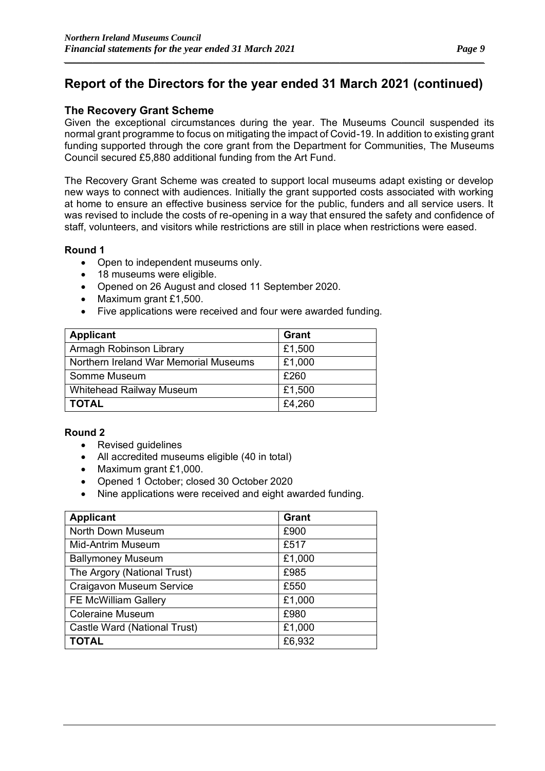## Report of the Directors for the year ended 31 March 2021 (continued)

### The Recovery Grant Scheme

Given the exceptional circumstances during the year. The Museums Council suspended its normal grant programme to focus on mitigating the impact of Covid-19. In addition to existing grant funding supported through the core grant from the Department for Communities, The Museums Council secured £5,880 additional funding from the Art Fund.

The Recovery Grant Scheme was created to support local museums adapt existing or develop new ways to connect with audiences. Initially the grant supported costs associated with working at home to ensure an effective business service for the public, funders and all service users. It was revised to include the costs of re-opening in a way that ensured the safety and confidence of staff, volunteers, and visitors while restrictions are still in place when restrictions were eased.

**Round 1**

- Open to independent museums only.
- 18 museums were eligible.
- Opened on 26 August and closed 11 September 2020.
- Maximum grant £1,500.
- Five applications were received and four were awarded funding.

| Applicant | Grant |
|---|---|
| Armagh Robinson Library | £1,500 |
| Northern Ireland War Memorial Museums | £1,000 |
| Somme Museum | £260 |
| Whitehead Railway Museum | £1,500 |
| **TOTAL** | £4,260 |

**Round 2**

- Revised guidelines
- All accredited museums eligible (40 in total)
- Maximum grant £1,000.
- Opened 1 October; closed 30 October 2020
- Nine applications were received and eight awarded funding.

| Applicant | Grant |
|---|---|
| North Down Museum | £900 |
| Mid-Antrim Museum | £517 |
| Ballymoney Museum | £1,000 |
| The Argory (National Trust) | £985 |
| Craigavon Museum Service | £550 |
| FE McWilliam Gallery | £1,000 |
| Coleraine Museum | £980 |
| Castle Ward (National Trust) | £1,000 |
| **TOTAL** | £6,932 |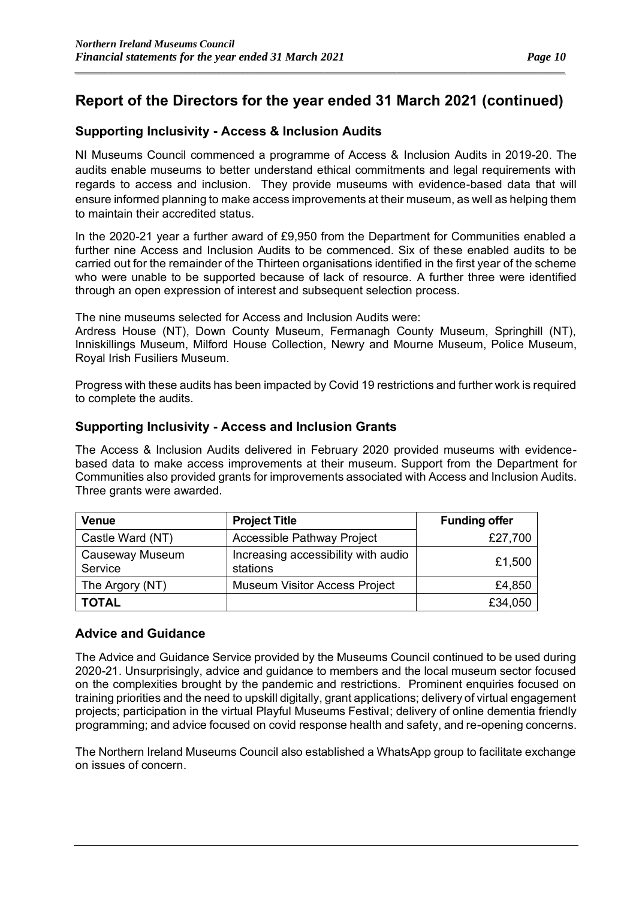## Report of the Directors for the year ended 31 March 2021 (continued)

### Supporting Inclusivity - Access & Inclusion Audits

NI Museums Council commenced a programme of Access & Inclusion Audits in 2019-20. The audits enable museums to better understand ethical commitments and legal requirements with regards to access and inclusion. They provide museums with evidence-based data that will ensure informed planning to make access improvements at their museum, as well as helping them to maintain their accredited status.

In the 2020-21 year a further award of £9,950 from the Department for Communities enabled a further nine Access and Inclusion Audits to be commenced. Six of these enabled audits to be carried out for the remainder of the Thirteen organisations identified in the first year of the scheme who were unable to be supported because of lack of resource. A further three were identified through an open expression of interest and subsequent selection process.

The nine museums selected for Access and Inclusion Audits were:
Ardress House (NT), Down County Museum, Fermanagh County Museum, Springhill (NT), Inniskillings Museum, Milford House Collection, Newry and Mourne Museum, Police Museum, Royal Irish Fusiliers Museum.

Progress with these audits has been impacted by Covid 19 restrictions and further work is required to complete the audits.

### Supporting Inclusivity - Access and Inclusion Grants

The Access & Inclusion Audits delivered in February 2020 provided museums with evidence-based data to make access improvements at their museum. Support from the Department for Communities also provided grants for improvements associated with Access and Inclusion Audits. Three grants were awarded.

| Venue | Project Title | Funding offer |
|---|---|---|
| Castle Ward (NT) | Accessible Pathway Project | £27,700 |
| Causeway Museum Service | Increasing accessibility with audio stations | £1,500 |
| The Argory (NT) | Museum Visitor Access Project | £4,850 |
| **TOTAL** | | £34,050 |

### Advice and Guidance

The Advice and Guidance Service provided by the Museums Council continued to be used during 2020-21. Unsurprisingly, advice and guidance to members and the local museum sector focused on the complexities brought by the pandemic and restrictions. Prominent enquiries focused on training priorities and the need to upskill digitally, grant applications; delivery of virtual engagement projects; participation in the virtual Playful Museums Festival; delivery of online dementia friendly programming; and advice focused on covid response health and safety, and re-opening concerns.

The Northern Ireland Museums Council also established a WhatsApp group to facilitate exchange on issues of concern.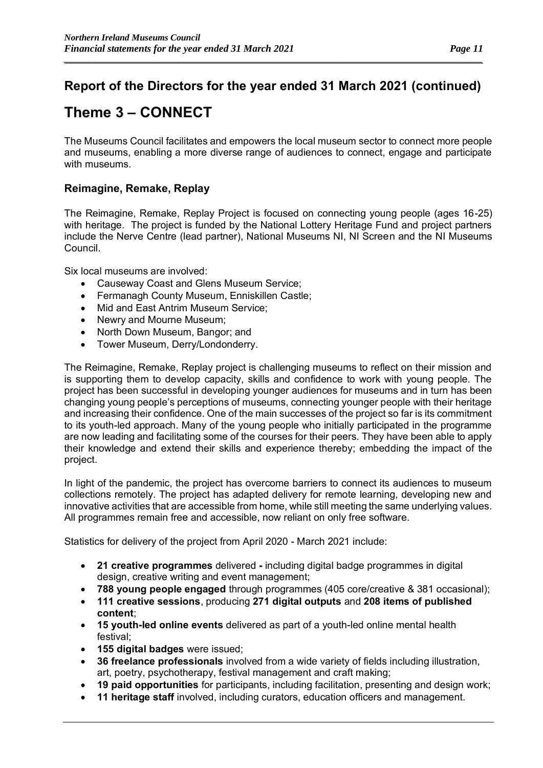## Report of the Directors for the year ended 31 March 2021 (continued)

# Theme 3 – CONNECT

The Museums Council facilitates and empowers the local museum sector to connect more people and museums, enabling a more diverse range of audiences to connect, engage and participate with museums.

### Reimagine, Remake, Replay

The Reimagine, Remake, Replay Project is focused on connecting young people (ages 16-25) with heritage. The project is funded by the National Lottery Heritage Fund and project partners include the Nerve Centre (lead partner), National Museums NI, NI Screen and the NI Museums Council.

Six local museums are involved:

- Causeway Coast and Glens Museum Service;
- Fermanagh County Museum, Enniskillen Castle;
- Mid and East Antrim Museum Service;
- Newry and Mourne Museum;
- North Down Museum, Bangor; and
- Tower Museum, Derry/Londonderry.

The Reimagine, Remake, Replay project is challenging museums to reflect on their mission and is supporting them to develop capacity, skills and confidence to work with young people. The project has been successful in developing younger audiences for museums and in turn has been changing young people's perceptions of museums, connecting younger people with their heritage and increasing their confidence. One of the main successes of the project so far is its commitment to its youth-led approach. Many of the young people who initially participated in the programme are now leading and facilitating some of the courses for their peers. They have been able to apply their knowledge and extend their skills and experience thereby; embedding the impact of the project.

In light of the pandemic, the project has overcome barriers to connect its audiences to museum collections remotely. The project has adapted delivery for remote learning, developing new and innovative activities that are accessible from home, while still meeting the same underlying values. All programmes remain free and accessible, now reliant on only free software.

Statistics for delivery of the project from April 2020 - March 2021 include:

- **21 creative programmes** delivered **-** including digital badge programmes in digital design, creative writing and event management;
- **788 young people engaged** through programmes (405 core/creative & 381 occasional);
- **111 creative sessions**, producing **271 digital outputs** and **208 items of published content**;
- **15 youth-led online events** delivered as part of a youth-led online mental health festival;
- **155 digital badges** were issued;
- **36 freelance professionals** involved from a wide variety of fields including illustration, art, poetry, psychotherapy, festival management and craft making;
- **19 paid opportunities** for participants, including facilitation, presenting and design work;
- **11 heritage staff** involved, including curators, education officers and management.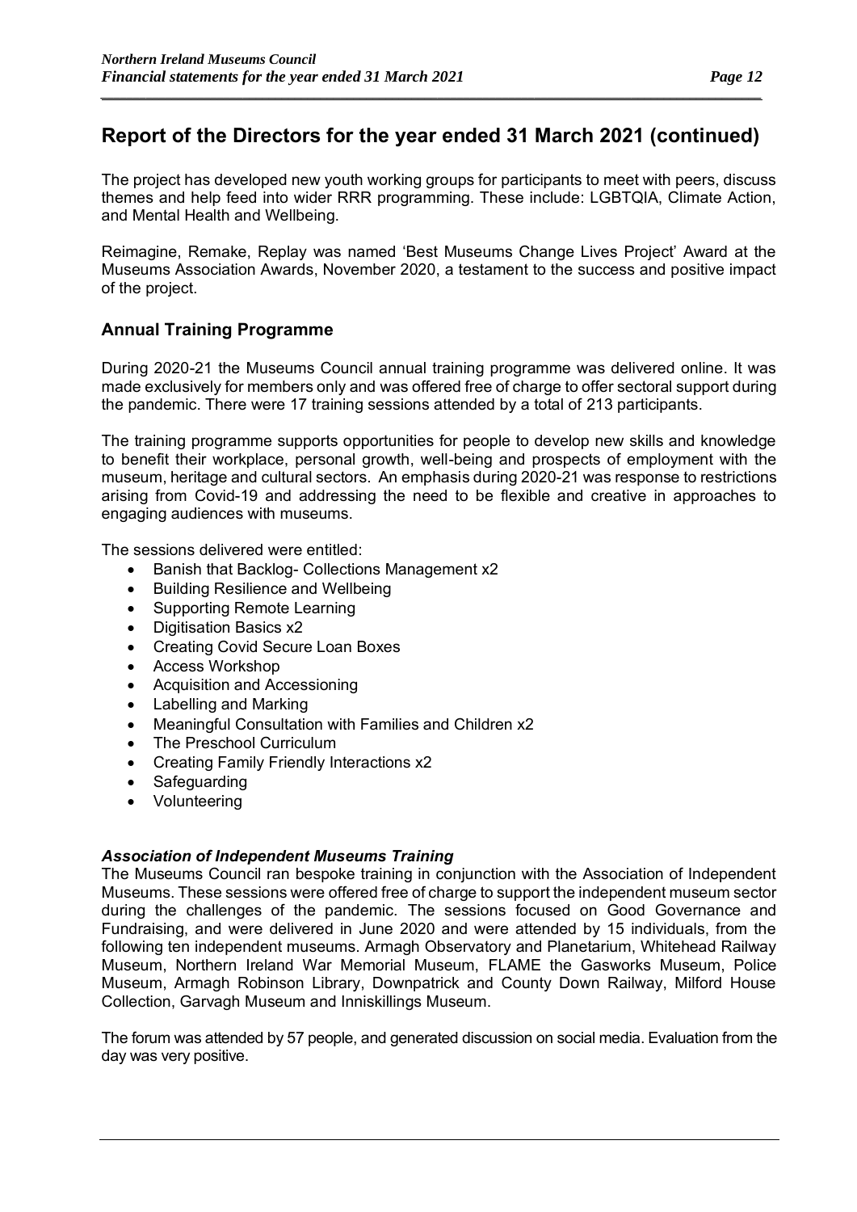## Report of the Directors for the year ended 31 March 2021 (continued)

The project has developed new youth working groups for participants to meet with peers, discuss themes and help feed into wider RRR programming. These include: LGBTQIA, Climate Action, and Mental Health and Wellbeing.

Reimagine, Remake, Replay was named 'Best Museums Change Lives Project' Award at the Museums Association Awards, November 2020, a testament to the success and positive impact of the project.

### Annual Training Programme

During 2020-21 the Museums Council annual training programme was delivered online. It was made exclusively for members only and was offered free of charge to offer sectoral support during the pandemic. There were 17 training sessions attended by a total of 213 participants.

The training programme supports opportunities for people to develop new skills and knowledge to benefit their workplace, personal growth, well-being and prospects of employment with the museum, heritage and cultural sectors. An emphasis during 2020-21 was response to restrictions arising from Covid-19 and addressing the need to be flexible and creative in approaches to engaging audiences with museums.

The sessions delivered were entitled:

- Banish that Backlog- Collections Management x2
- Building Resilience and Wellbeing
- Supporting Remote Learning
- Digitisation Basics x2
- Creating Covid Secure Loan Boxes
- Access Workshop
- Acquisition and Accessioning
- Labelling and Marking
- Meaningful Consultation with Families and Children x2
- The Preschool Curriculum
- Creating Family Friendly Interactions x2
- Safeguarding
- Volunteering

#### *Association of Independent Museums Training*

The Museums Council ran bespoke training in conjunction with the Association of Independent Museums. These sessions were offered free of charge to support the independent museum sector during the challenges of the pandemic. The sessions focused on Good Governance and Fundraising, and were delivered in June 2020 and were attended by 15 individuals, from the following ten independent museums. Armagh Observatory and Planetarium, Whitehead Railway Museum, Northern Ireland War Memorial Museum, FLAME the Gasworks Museum, Police Museum, Armagh Robinson Library, Downpatrick and County Down Railway, Milford House Collection, Garvagh Museum and Inniskillings Museum.

The forum was attended by 57 people, and generated discussion on social media. Evaluation from the day was very positive.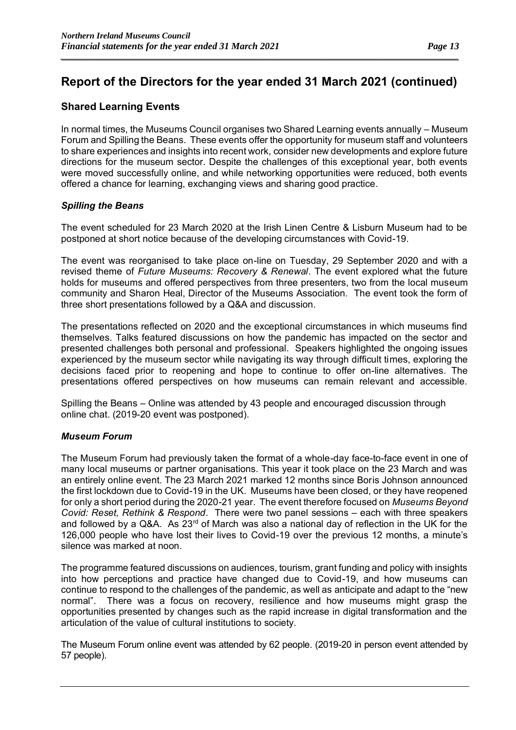## Report of the Directors for the year ended 31 March 2021 (continued)

### Shared Learning Events

In normal times, the Museums Council organises two Shared Learning events annually – Museum Forum and Spilling the Beans. These events offer the opportunity for museum staff and volunteers to share experiences and insights into recent work, consider new developments and explore future directions for the museum sector. Despite the challenges of this exceptional year, both events were moved successfully online, and while networking opportunities were reduced, both events offered a chance for learning, exchanging views and sharing good practice.

#### *Spilling the Beans*

The event scheduled for 23 March 2020 at the Irish Linen Centre & Lisburn Museum had to be postponed at short notice because of the developing circumstances with Covid-19.

The event was reorganised to take place on-line on Tuesday, 29 September 2020 and with a revised theme of *Future Museums: Recovery & Renewal*. The event explored what the future holds for museums and offered perspectives from three presenters, two from the local museum community and Sharon Heal, Director of the Museums Association. The event took the form of three short presentations followed by a Q&A and discussion.

The presentations reflected on 2020 and the exceptional circumstances in which museums find themselves. Talks featured discussions on how the pandemic has impacted on the sector and presented challenges both personal and professional. Speakers highlighted the ongoing issues experienced by the museum sector while navigating its way through difficult times, exploring the decisions faced prior to reopening and hope to continue to offer on-line alternatives. The presentations offered perspectives on how museums can remain relevant and accessible.

Spilling the Beans – Online was attended by 43 people and encouraged discussion through online chat. (2019-20 event was postponed).

#### *Museum Forum*

The Museum Forum had previously taken the format of a whole-day face-to-face event in one of many local museums or partner organisations. This year it took place on the 23 March and was an entirely online event. The 23 March 2021 marked 12 months since Boris Johnson announced the first lockdown due to Covid-19 in the UK. Museums have been closed, or they have reopened for only a short period during the 2020-21 year. The event therefore focused on *Museums Beyond Covid: Reset, Rethink & Respond*. There were two panel sessions – each with three speakers and followed by a Q&A. As 23rd of March was also a national day of reflection in the UK for the 126,000 people who have lost their lives to Covid-19 over the previous 12 months, a minute's silence was marked at noon.

The programme featured discussions on audiences, tourism, grant funding and policy with insights into how perceptions and practice have changed due to Covid-19, and how museums can continue to respond to the challenges of the pandemic, as well as anticipate and adapt to the "new normal". There was a focus on recovery, resilience and how museums might grasp the opportunities presented by changes such as the rapid increase in digital transformation and the articulation of the value of cultural institutions to society.

The Museum Forum online event was attended by 62 people. (2019-20 in person event attended by 57 people).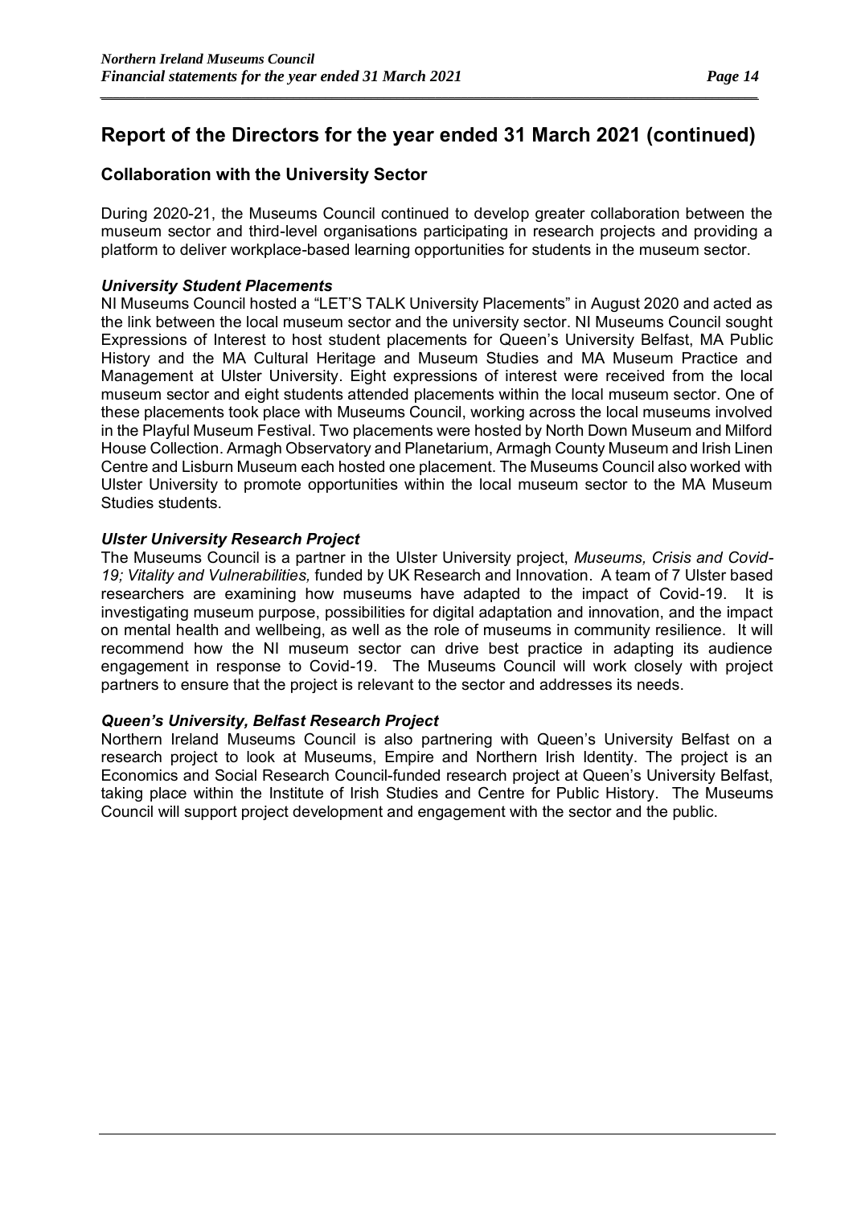## Report of the Directors for the year ended 31 March 2021 (continued)

### Collaboration with the University Sector

During 2020-21, the Museums Council continued to develop greater collaboration between the museum sector and third-level organisations participating in research projects and providing a platform to deliver workplace-based learning opportunities for students in the museum sector.

***University Student Placements***

NI Museums Council hosted a "LET'S TALK University Placements" in August 2020 and acted as the link between the local museum sector and the university sector. NI Museums Council sought Expressions of Interest to host student placements for Queen's University Belfast, MA Public History and the MA Cultural Heritage and Museum Studies and MA Museum Practice and Management at Ulster University. Eight expressions of interest were received from the local museum sector and eight students attended placements within the local museum sector. One of these placements took place with Museums Council, working across the local museums involved in the Playful Museum Festival. Two placements were hosted by North Down Museum and Milford House Collection. Armagh Observatory and Planetarium, Armagh County Museum and Irish Linen Centre and Lisburn Museum each hosted one placement. The Museums Council also worked with Ulster University to promote opportunities within the local museum sector to the MA Museum Studies students.

***Ulster University Research Project***

The Museums Council is a partner in the Ulster University project, *Museums, Crisis and Covid-19; Vitality and Vulnerabilities,* funded by UK Research and Innovation. A team of 7 Ulster based researchers are examining how museums have adapted to the impact of Covid-19. It is investigating museum purpose, possibilities for digital adaptation and innovation, and the impact on mental health and wellbeing, as well as the role of museums in community resilience. It will recommend how the NI museum sector can drive best practice in adapting its audience engagement in response to Covid-19. The Museums Council will work closely with project partners to ensure that the project is relevant to the sector and addresses its needs.

***Queen's University, Belfast Research Project***

Northern Ireland Museums Council is also partnering with Queen's University Belfast on a research project to look at Museums, Empire and Northern Irish Identity. The project is an Economics and Social Research Council-funded research project at Queen's University Belfast, taking place within the Institute of Irish Studies and Centre for Public History. The Museums Council will support project development and engagement with the sector and the public.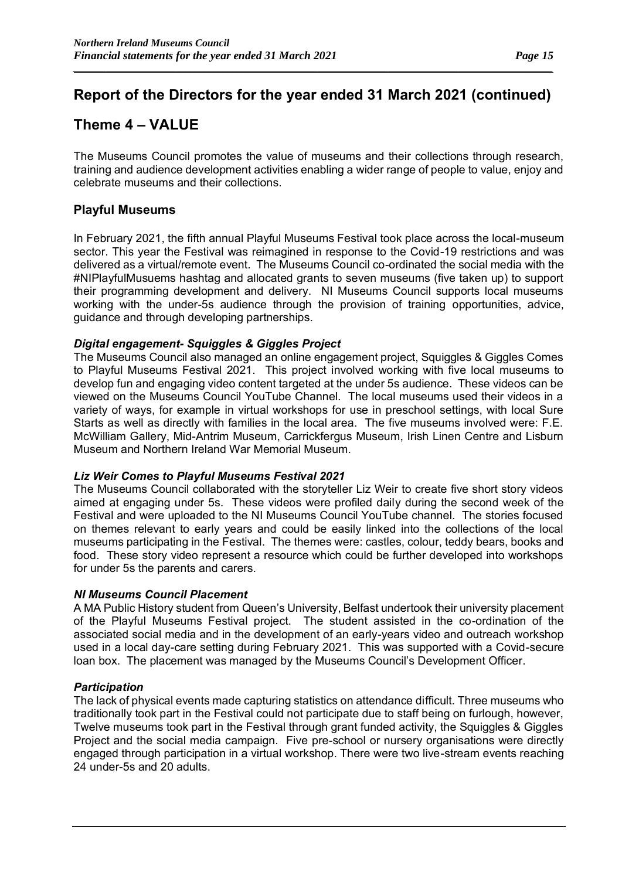## Report of the Directors for the year ended 31 March 2021 (continued)

# Theme 4 – VALUE

The Museums Council promotes the value of museums and their collections through research, training and audience development activities enabling a wider range of people to value, enjoy and celebrate museums and their collections.

### Playful Museums

In February 2021, the fifth annual Playful Museums Festival took place across the local-museum sector. This year the Festival was reimagined in response to the Covid-19 restrictions and was delivered as a virtual/remote event. The Museums Council co-ordinated the social media with the #NIPlayfulMusuems hashtag and allocated grants to seven museums (five taken up) to support their programming development and delivery. NI Museums Council supports local museums working with the under-5s audience through the provision of training opportunities, advice, guidance and through developing partnerships.

#### *Digital engagement- Squiggles & Giggles Project*

The Museums Council also managed an online engagement project, Squiggles & Giggles Comes to Playful Museums Festival 2021. This project involved working with five local museums to develop fun and engaging video content targeted at the under 5s audience. These videos can be viewed on the Museums Council YouTube Channel. The local museums used their videos in a variety of ways, for example in virtual workshops for use in preschool settings, with local Sure Starts as well as directly with families in the local area. The five museums involved were: F.E. McWilliam Gallery, Mid-Antrim Museum, Carrickfergus Museum, Irish Linen Centre and Lisburn Museum and Northern Ireland War Memorial Museum.

#### *Liz Weir Comes to Playful Museums Festival 2021*

The Museums Council collaborated with the storyteller Liz Weir to create five short story videos aimed at engaging under 5s. These videos were profiled daily during the second week of the Festival and were uploaded to the NI Museums Council YouTube channel. The stories focused on themes relevant to early years and could be easily linked into the collections of the local museums participating in the Festival. The themes were: castles, colour, teddy bears, books and food. These story video represent a resource which could be further developed into workshops for under 5s the parents and carers.

#### *NI Museums Council Placement*

A MA Public History student from Queen's University, Belfast undertook their university placement of the Playful Museums Festival project. The student assisted in the co-ordination of the associated social media and in the development of an early-years video and outreach workshop used in a local day-care setting during February 2021. This was supported with a Covid-secure loan box. The placement was managed by the Museums Council's Development Officer.

#### *Participation*

The lack of physical events made capturing statistics on attendance difficult. Three museums who traditionally took part in the Festival could not participate due to staff being on furlough, however, Twelve museums took part in the Festival through grant funded activity, the Squiggles & Giggles Project and the social media campaign. Five pre-school or nursery organisations were directly engaged through participation in a virtual workshop. There were two live-stream events reaching 24 under-5s and 20 adults.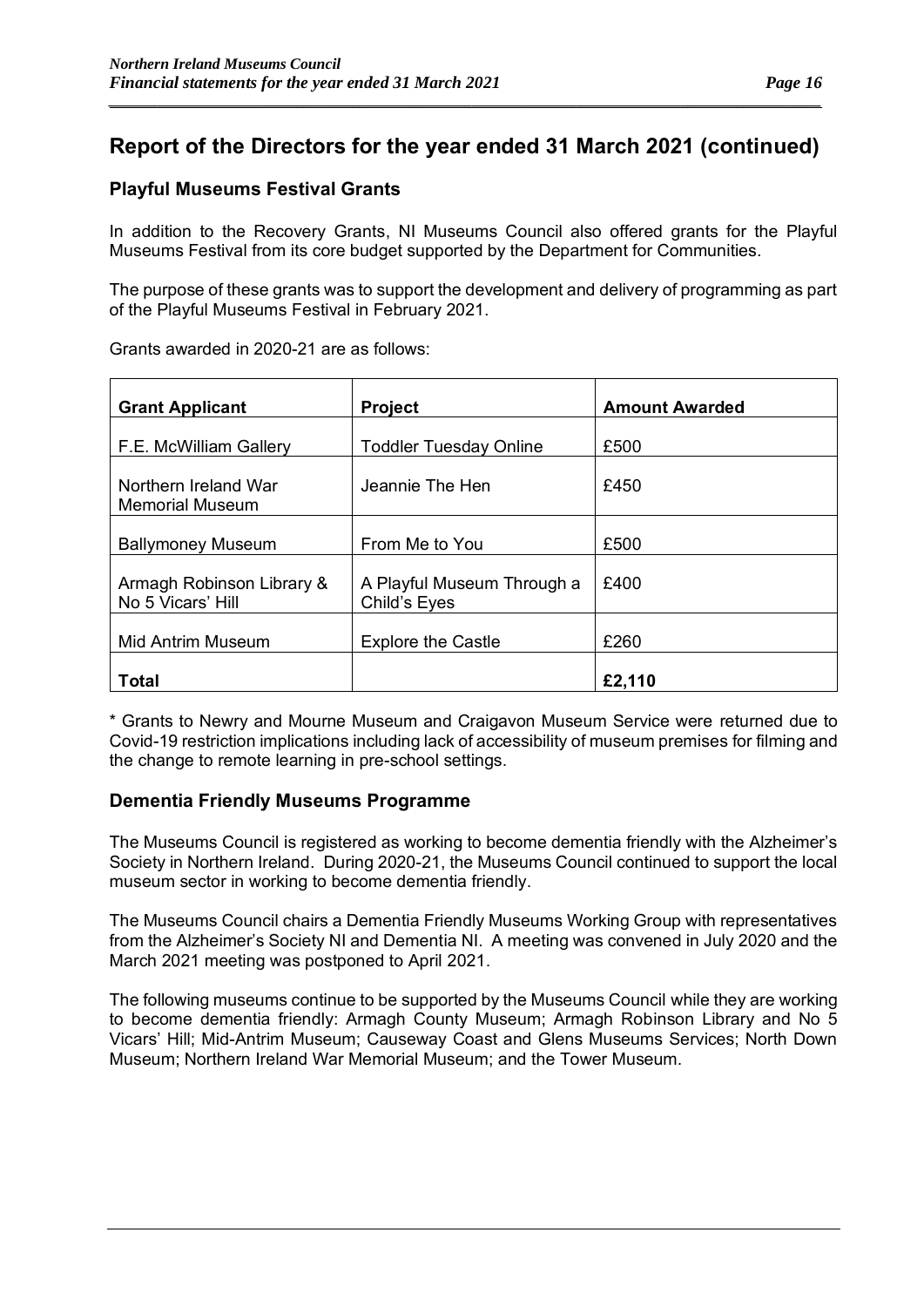## Report of the Directors for the year ended 31 March 2021 (continued)

### Playful Museums Festival Grants

In addition to the Recovery Grants, NI Museums Council also offered grants for the Playful Museums Festival from its core budget supported by the Department for Communities.

The purpose of these grants was to support the development and delivery of programming as part of the Playful Museums Festival in February 2021.

Grants awarded in 2020-21 are as follows:

| Grant Applicant | Project | Amount Awarded |
|---|---|---|
| F.E. McWilliam Gallery | Toddler Tuesday Online | £500 |
| Northern Ireland War Memorial Museum | Jeannie The Hen | £450 |
| Ballymoney Museum | From Me to You | £500 |
| Armagh Robinson Library & No 5 Vicars' Hill | A Playful Museum Through a Child's Eyes | £400 |
| Mid Antrim Museum | Explore the Castle | £260 |
| **Total** | | **£2,110** |

* Grants to Newry and Mourne Museum and Craigavon Museum Service were returned due to Covid-19 restriction implications including lack of accessibility of museum premises for filming and the change to remote learning in pre-school settings.

### Dementia Friendly Museums Programme

The Museums Council is registered as working to become dementia friendly with the Alzheimer's Society in Northern Ireland. During 2020-21, the Museums Council continued to support the local museum sector in working to become dementia friendly.

The Museums Council chairs a Dementia Friendly Museums Working Group with representatives from the Alzheimer's Society NI and Dementia NI. A meeting was convened in July 2020 and the March 2021 meeting was postponed to April 2021.

The following museums continue to be supported by the Museums Council while they are working to become dementia friendly: Armagh County Museum; Armagh Robinson Library and No 5 Vicars' Hill; Mid-Antrim Museum; Causeway Coast and Glens Museums Services; North Down Museum; Northern Ireland War Memorial Museum; and the Tower Museum.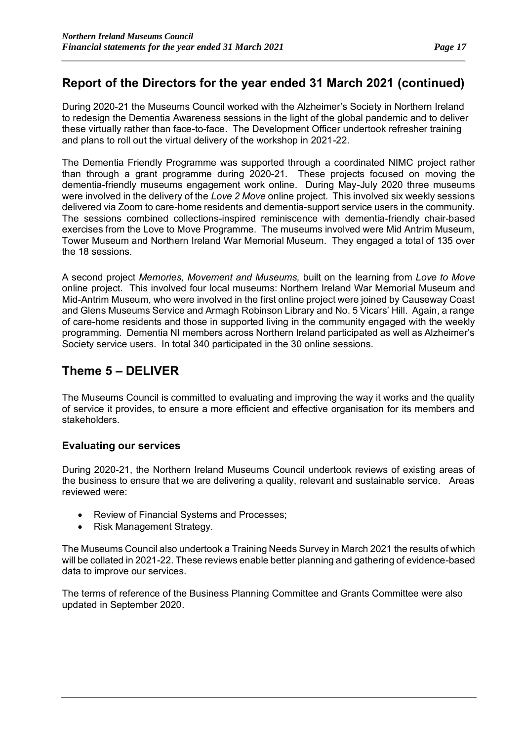## Report of the Directors for the year ended 31 March 2021 (continued)

During 2020-21 the Museums Council worked with the Alzheimer's Society in Northern Ireland to redesign the Dementia Awareness sessions in the light of the global pandemic and to deliver these virtually rather than face-to-face. The Development Officer undertook refresher training and plans to roll out the virtual delivery of the workshop in 2021-22.

The Dementia Friendly Programme was supported through a coordinated NIMC project rather than through a grant programme during 2020-21. These projects focused on moving the dementia-friendly museums engagement work online. During May-July 2020 three museums were involved in the delivery of the *Love 2 Move* online project. This involved six weekly sessions delivered via Zoom to care-home residents and dementia-support service users in the community. The sessions combined collections-inspired reminiscence with dementia-friendly chair-based exercises from the Love to Move Programme. The museums involved were Mid Antrim Museum, Tower Museum and Northern Ireland War Memorial Museum. They engaged a total of 135 over the 18 sessions.

A second project *Memories, Movement and Museums,* built on the learning from *Love to Move* online project. This involved four local museums: Northern Ireland War Memorial Museum and Mid-Antrim Museum, who were involved in the first online project were joined by Causeway Coast and Glens Museums Service and Armagh Robinson Library and No. 5 Vicars' Hill. Again, a range of care-home residents and those in supported living in the community engaged with the weekly programming. Dementia NI members across Northern Ireland participated as well as Alzheimer's Society service users. In total 340 participated in the 30 online sessions.

## Theme 5 – DELIVER

The Museums Council is committed to evaluating and improving the way it works and the quality of service it provides, to ensure a more efficient and effective organisation for its members and stakeholders.

### Evaluating our services

During 2020-21, the Northern Ireland Museums Council undertook reviews of existing areas of the business to ensure that we are delivering a quality, relevant and sustainable service. Areas reviewed were:

- Review of Financial Systems and Processes;
- Risk Management Strategy.

The Museums Council also undertook a Training Needs Survey in March 2021 the results of which will be collated in 2021-22. These reviews enable better planning and gathering of evidence-based data to improve our services.

The terms of reference of the Business Planning Committee and Grants Committee were also updated in September 2020.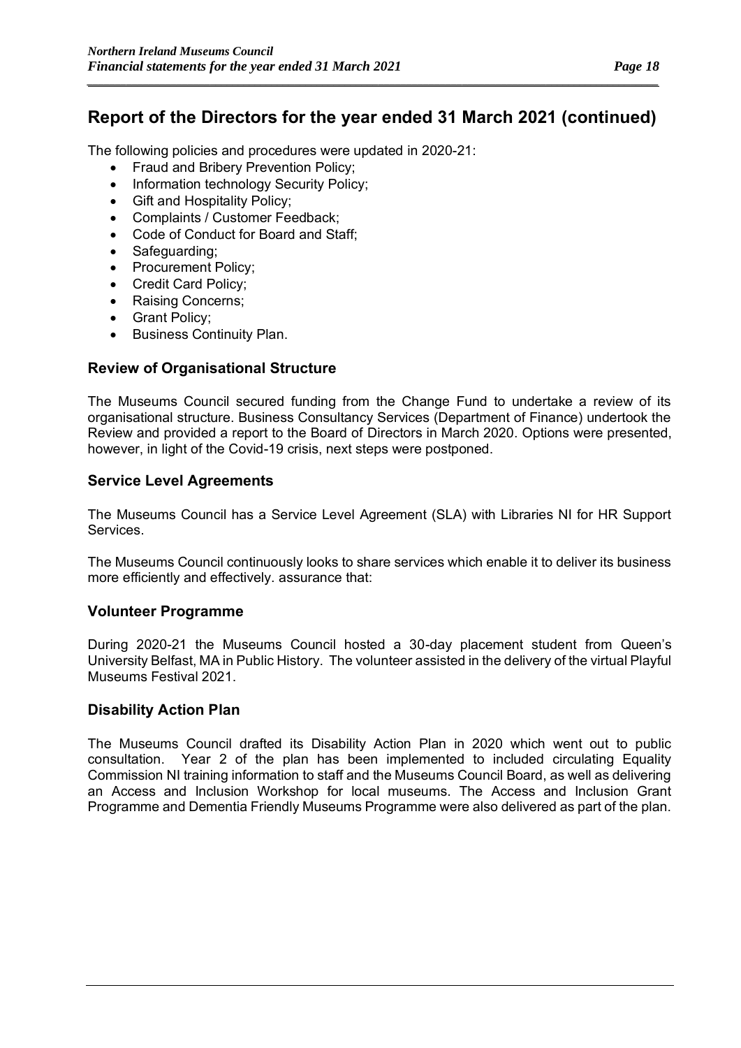## Report of the Directors for the year ended 31 March 2021 (continued)

The following policies and procedures were updated in 2020-21:

- Fraud and Bribery Prevention Policy;
- Information technology Security Policy;
- Gift and Hospitality Policy;
- Complaints / Customer Feedback;
- Code of Conduct for Board and Staff;
- Safeguarding;
- Procurement Policy;
- Credit Card Policy;
- Raising Concerns;
- Grant Policy;
- Business Continuity Plan.

### Review of Organisational Structure

The Museums Council secured funding from the Change Fund to undertake a review of its organisational structure. Business Consultancy Services (Department of Finance) undertook the Review and provided a report to the Board of Directors in March 2020. Options were presented, however, in light of the Covid-19 crisis, next steps were postponed.

### Service Level Agreements

The Museums Council has a Service Level Agreement (SLA) with Libraries NI for HR Support Services.

The Museums Council continuously looks to share services which enable it to deliver its business more efficiently and effectively. assurance that:

### Volunteer Programme

During 2020-21 the Museums Council hosted a 30-day placement student from Queen's University Belfast, MA in Public History. The volunteer assisted in the delivery of the virtual Playful Museums Festival 2021.

### Disability Action Plan

The Museums Council drafted its Disability Action Plan in 2020 which went out to public consultation. Year 2 of the plan has been implemented to included circulating Equality Commission NI training information to staff and the Museums Council Board, as well as delivering an Access and Inclusion Workshop for local museums. The Access and Inclusion Grant Programme and Dementia Friendly Museums Programme were also delivered as part of the plan.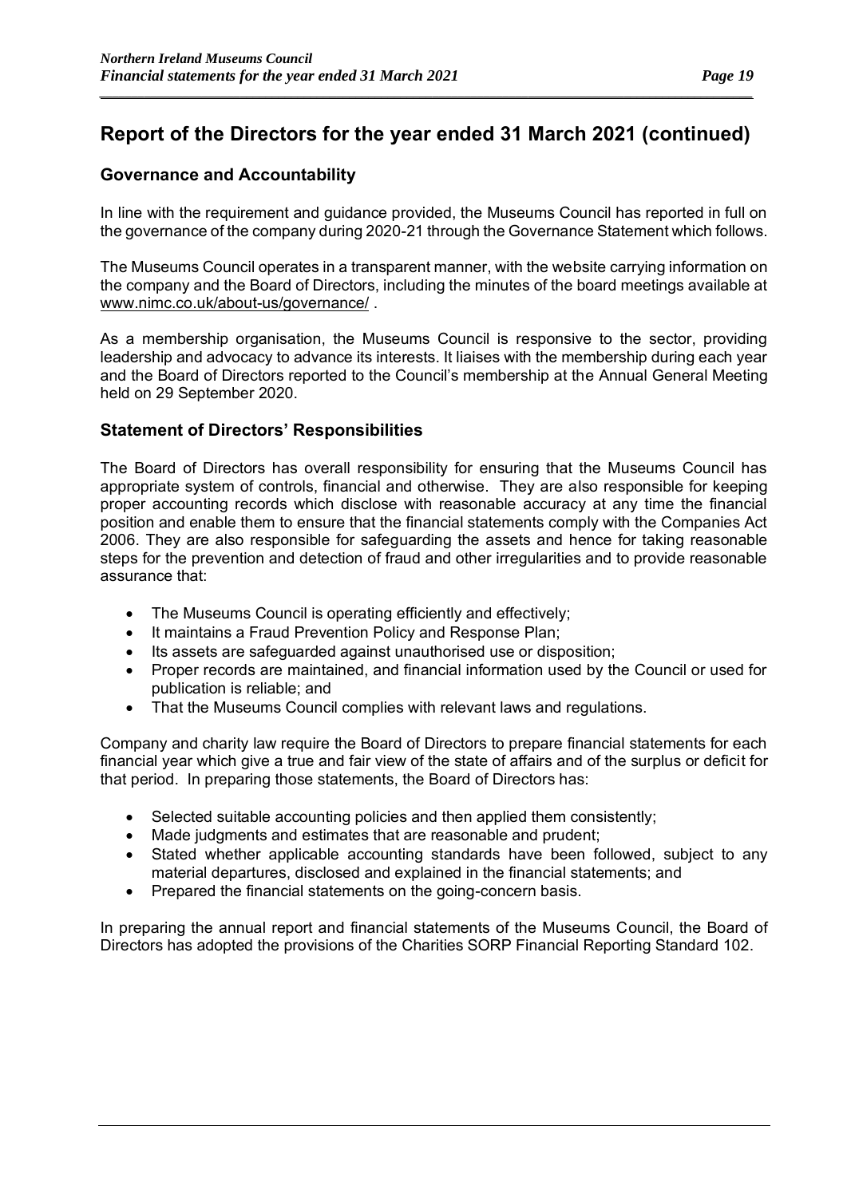## Report of the Directors for the year ended 31 March 2021 (continued)

### Governance and Accountability

In line with the requirement and guidance provided, the Museums Council has reported in full on the governance of the company during 2020-21 through the Governance Statement which follows.

The Museums Council operates in a transparent manner, with the website carrying information on the company and the Board of Directors, including the minutes of the board meetings available at www.nimc.co.uk/about-us/governance/ .

As a membership organisation, the Museums Council is responsive to the sector, providing leadership and advocacy to advance its interests. It liaises with the membership during each year and the Board of Directors reported to the Council's membership at the Annual General Meeting held on 29 September 2020.

### Statement of Directors' Responsibilities

The Board of Directors has overall responsibility for ensuring that the Museums Council has appropriate system of controls, financial and otherwise. They are also responsible for keeping proper accounting records which disclose with reasonable accuracy at any time the financial position and enable them to ensure that the financial statements comply with the Companies Act 2006. They are also responsible for safeguarding the assets and hence for taking reasonable steps for the prevention and detection of fraud and other irregularities and to provide reasonable assurance that:

- The Museums Council is operating efficiently and effectively;
- It maintains a Fraud Prevention Policy and Response Plan;
- Its assets are safeguarded against unauthorised use or disposition;
- Proper records are maintained, and financial information used by the Council or used for publication is reliable; and
- That the Museums Council complies with relevant laws and regulations.

Company and charity law require the Board of Directors to prepare financial statements for each financial year which give a true and fair view of the state of affairs and of the surplus or deficit for that period. In preparing those statements, the Board of Directors has:

- Selected suitable accounting policies and then applied them consistently;
- Made judgments and estimates that are reasonable and prudent;
- Stated whether applicable accounting standards have been followed, subject to any material departures, disclosed and explained in the financial statements; and
- Prepared the financial statements on the going-concern basis.

In preparing the annual report and financial statements of the Museums Council, the Board of Directors has adopted the provisions of the Charities SORP Financial Reporting Standard 102.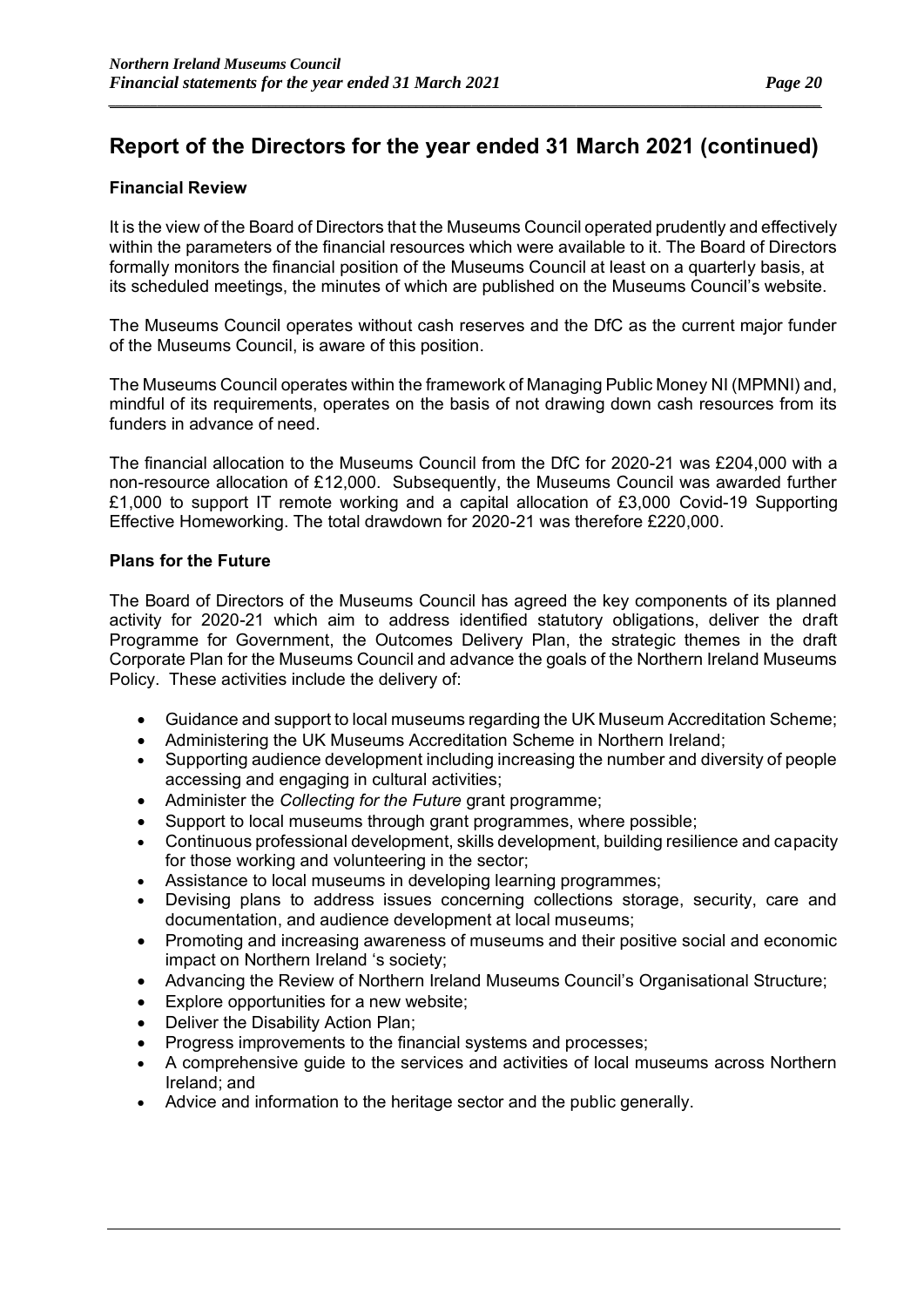## Report of the Directors for the year ended 31 March 2021 (continued)

### Financial Review

It is the view of the Board of Directors that the Museums Council operated prudently and effectively within the parameters of the financial resources which were available to it. The Board of Directors formally monitors the financial position of the Museums Council at least on a quarterly basis, at its scheduled meetings, the minutes of which are published on the Museums Council's website.

The Museums Council operates without cash reserves and the DfC as the current major funder of the Museums Council, is aware of this position.

The Museums Council operates within the framework of Managing Public Money NI (MPMNI) and, mindful of its requirements, operates on the basis of not drawing down cash resources from its funders in advance of need.

The financial allocation to the Museums Council from the DfC for 2020-21 was £204,000 with a non-resource allocation of £12,000. Subsequently, the Museums Council was awarded further £1,000 to support IT remote working and a capital allocation of £3,000 Covid-19 Supporting Effective Homeworking. The total drawdown for 2020-21 was therefore £220,000.

### Plans for the Future

The Board of Directors of the Museums Council has agreed the key components of its planned activity for 2020-21 which aim to address identified statutory obligations, deliver the draft Programme for Government, the Outcomes Delivery Plan, the strategic themes in the draft Corporate Plan for the Museums Council and advance the goals of the Northern Ireland Museums Policy. These activities include the delivery of:

- Guidance and support to local museums regarding the UK Museum Accreditation Scheme;
- Administering the UK Museums Accreditation Scheme in Northern Ireland;
- Supporting audience development including increasing the number and diversity of people accessing and engaging in cultural activities;
- Administer the *Collecting for the Future* grant programme;
- Support to local museums through grant programmes, where possible;
- Continuous professional development, skills development, building resilience and capacity for those working and volunteering in the sector;
- Assistance to local museums in developing learning programmes;
- Devising plans to address issues concerning collections storage, security, care and documentation, and audience development at local museums;
- Promoting and increasing awareness of museums and their positive social and economic impact on Northern Ireland 's society;
- Advancing the Review of Northern Ireland Museums Council's Organisational Structure;
- Explore opportunities for a new website;
- Deliver the Disability Action Plan;
- Progress improvements to the financial systems and processes;
- A comprehensive guide to the services and activities of local museums across Northern Ireland; and
- Advice and information to the heritage sector and the public generally.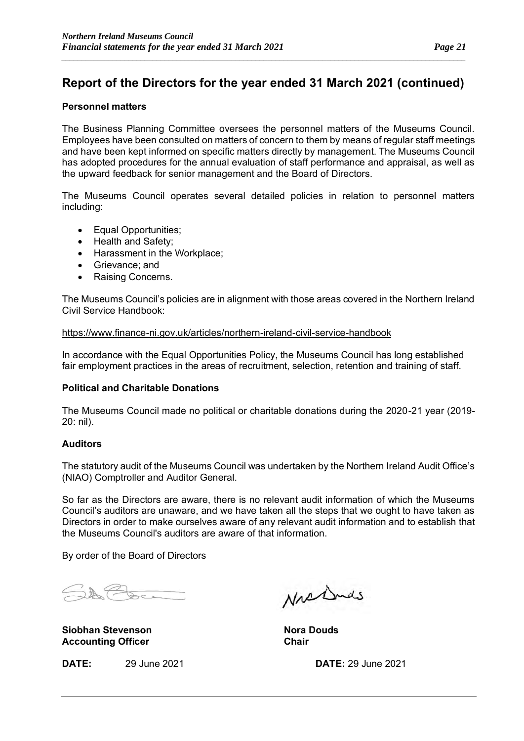## Report of the Directors for the year ended 31 March 2021 (continued)

**Personnel matters**

The Business Planning Committee oversees the personnel matters of the Museums Council. Employees have been consulted on matters of concern to them by means of regular staff meetings and have been kept informed on specific matters directly by management. The Museums Council has adopted procedures for the annual evaluation of staff performance and appraisal, as well as the upward feedback for senior management and the Board of Directors.

The Museums Council operates several detailed policies in relation to personnel matters including:

- Equal Opportunities;
- Health and Safety;
- Harassment in the Workplace;
- Grievance; and
- Raising Concerns.

The Museums Council's policies are in alignment with those areas covered in the Northern Ireland Civil Service Handbook:

https://www.finance-ni.gov.uk/articles/northern-ireland-civil-service-handbook

In accordance with the Equal Opportunities Policy, the Museums Council has long established fair employment practices in the areas of recruitment, selection, retention and training of staff.

**Political and Charitable Donations**

The Museums Council made no political or charitable donations during the 2020-21 year (2019-20: nil).

**Auditors**

The statutory audit of the Museums Council was undertaken by the Northern Ireland Audit Office's (NIAO) Comptroller and Auditor General.

So far as the Directors are aware, there is no relevant audit information of which the Museums Council's auditors are unaware, and we have taken all the steps that we ought to have taken as Directors in order to make ourselves aware of any relevant audit information and to establish that the Museums Council's auditors are aware of that information.

By order of the Board of Directors

**Siobhan Stevenson**
**Accounting Officer**

**DATE:** 29 June 2021

**Nora Douds**
**Chair**

**DATE:** 29 June 2021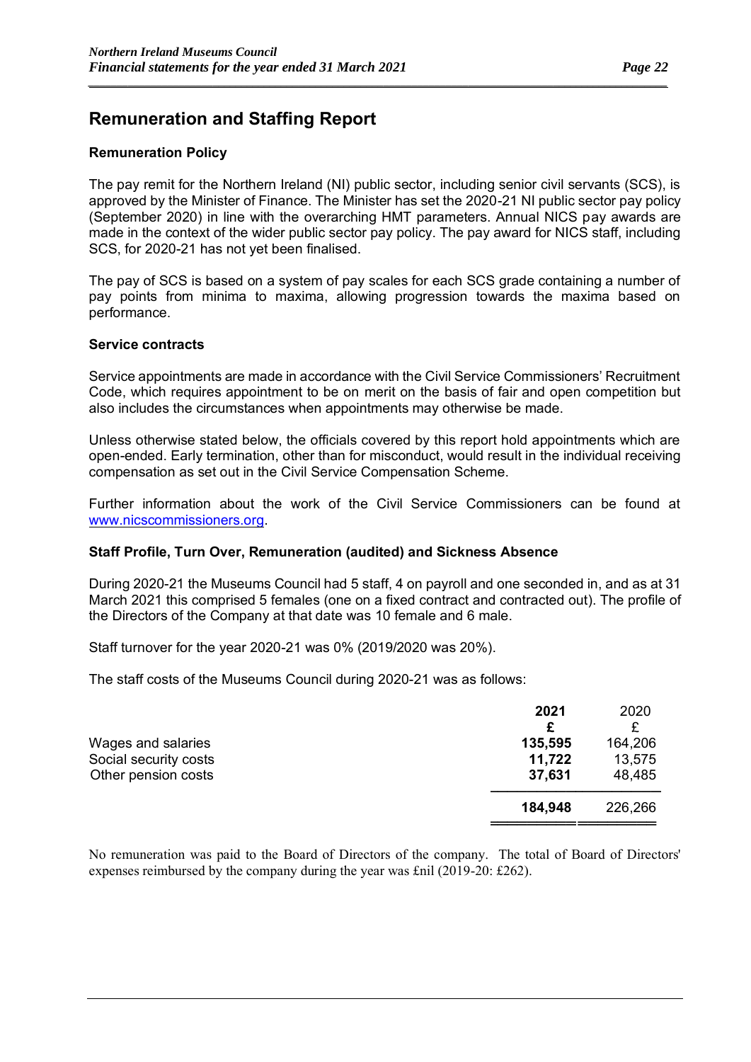# Remuneration and Staffing Report

### Remuneration Policy

The pay remit for the Northern Ireland (NI) public sector, including senior civil servants (SCS), is approved by the Minister of Finance. The Minister has set the 2020-21 NI public sector pay policy (September 2020) in line with the overarching HMT parameters. Annual NICS pay awards are made in the context of the wider public sector pay policy. The pay award for NICS staff, including SCS, for 2020-21 has not yet been finalised.

The pay of SCS is based on a system of pay scales for each SCS grade containing a number of pay points from minima to maxima, allowing progression towards the maxima based on performance.

### Service contracts

Service appointments are made in accordance with the Civil Service Commissioners' Recruitment Code, which requires appointment to be on merit on the basis of fair and open competition but also includes the circumstances when appointments may otherwise be made.

Unless otherwise stated below, the officials covered by this report hold appointments which are open-ended. Early termination, other than for misconduct, would result in the individual receiving compensation as set out in the Civil Service Compensation Scheme.

Further information about the work of the Civil Service Commissioners can be found at www.nicscommissioners.org.

### Staff Profile, Turn Over, Remuneration (audited) and Sickness Absence

During 2020-21 the Museums Council had 5 staff, 4 on payroll and one seconded in, and as at 31 March 2021 this comprised 5 females (one on a fixed contract and contracted out). The profile of the Directors of the Company at that date was 10 female and 6 male.

Staff turnover for the year 2020-21 was 0% (2019/2020 was 20%).

The staff costs of the Museums Council during 2020-21 was as follows:

| | **2021** | 2020 |
|---|---|---|
| | **£** | £ |
| Wages and salaries | **135,595** | 164,206 |
| Social security costs | **11,722** | 13,575 |
| Other pension costs | **37,631** | 48,485 |
| | **184,948** | 226,266 |

No remuneration was paid to the Board of Directors of the company. The total of Board of Directors' expenses reimbursed by the company during the year was £nil (2019-20: £262).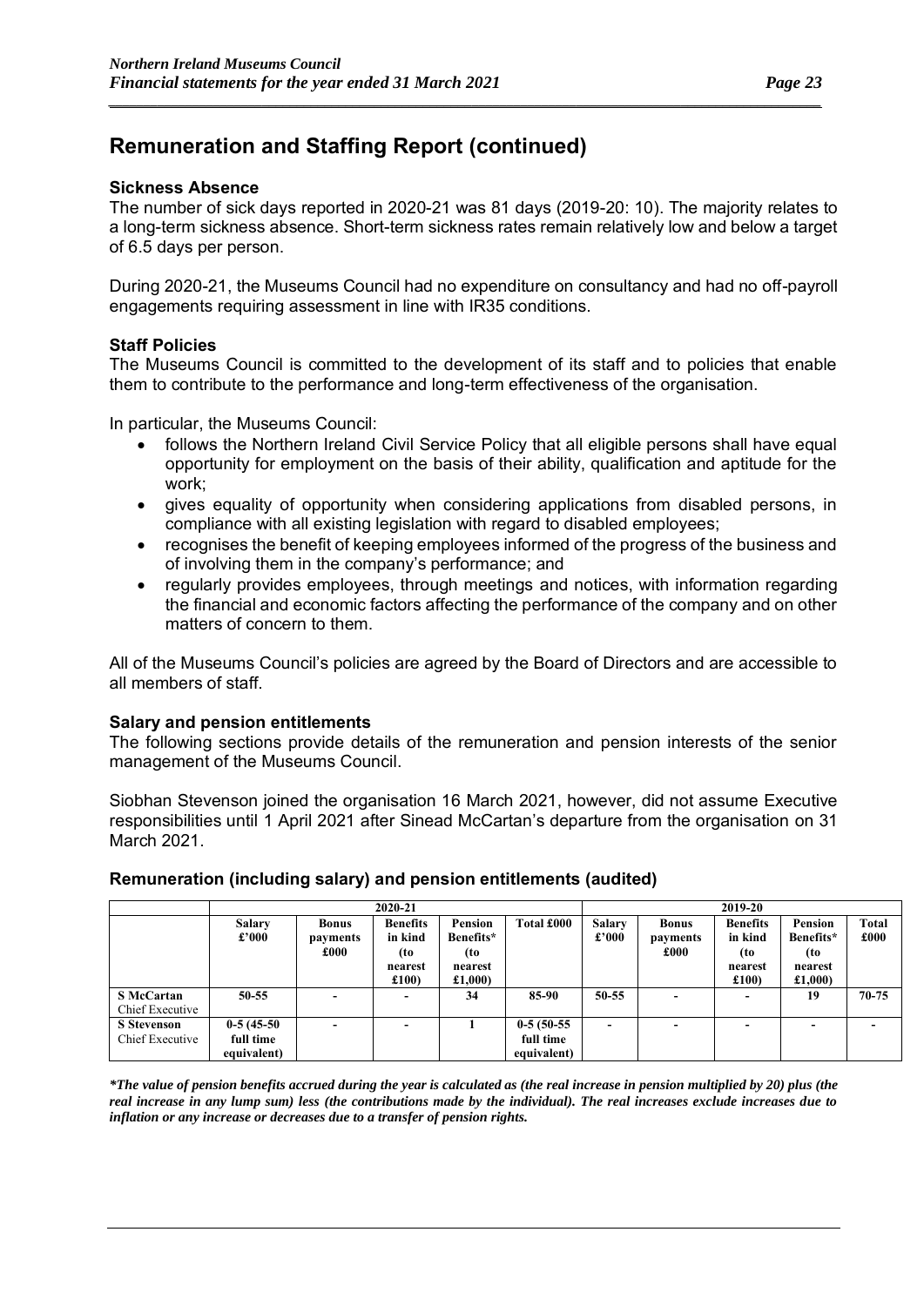## Remuneration and Staffing Report (continued)

### Sickness Absence

The number of sick days reported in 2020-21 was 81 days (2019-20: 10). The majority relates to a long-term sickness absence. Short-term sickness rates remain relatively low and below a target of 6.5 days per person.

During 2020-21, the Museums Council had no expenditure on consultancy and had no off-payroll engagements requiring assessment in line with IR35 conditions.

### Staff Policies

The Museums Council is committed to the development of its staff and to policies that enable them to contribute to the performance and long-term effectiveness of the organisation.

In particular, the Museums Council:

- follows the Northern Ireland Civil Service Policy that all eligible persons shall have equal opportunity for employment on the basis of their ability, qualification and aptitude for the work;
- gives equality of opportunity when considering applications from disabled persons, in compliance with all existing legislation with regard to disabled employees;
- recognises the benefit of keeping employees informed of the progress of the business and of involving them in the company's performance; and
- regularly provides employees, through meetings and notices, with information regarding the financial and economic factors affecting the performance of the company and on other matters of concern to them.

All of the Museums Council's policies are agreed by the Board of Directors and are accessible to all members of staff.

### Salary and pension entitlements

The following sections provide details of the remuneration and pension interests of the senior management of the Museums Council.

Siobhan Stevenson joined the organisation 16 March 2021, however, did not assume Executive responsibilities until 1 April 2021 after Sinead McCartan's departure from the organisation on 31 March 2021.

### Remuneration (including salary) and pension entitlements (audited)

| | 2020-21 | | | | | 2019-20 | | | | |
|---|---|---|---|---|---|---|---|---|---|---|
| | Salary £'000 | Bonus payments £000 | Benefits in kind (to nearest £100) | Pension Benefits* (to nearest £1,000) | Total £000 | Salary £'000 | Bonus payments £000 | Benefits in kind (to nearest £100) | Pension Benefits* (to nearest £1,000) | Total £000 |
| **S McCartan** Chief Executive | 50-55 | - | - | 34 | 85-90 | 50-55 | - | - | 19 | 70-75 |
| **S Stevenson** Chief Executive | 0-5 (45-50 full time equivalent) | - | - | 1 | 0-5 (50-55 full time equivalent) | - | - | - | - | - |

***The value of pension benefits accrued during the year is calculated as (the real increase in pension multiplied by 20) plus (the real increase in any lump sum) less (the contributions made by the individual). The real increases exclude increases due to inflation or any increase or decreases due to a transfer of pension rights.***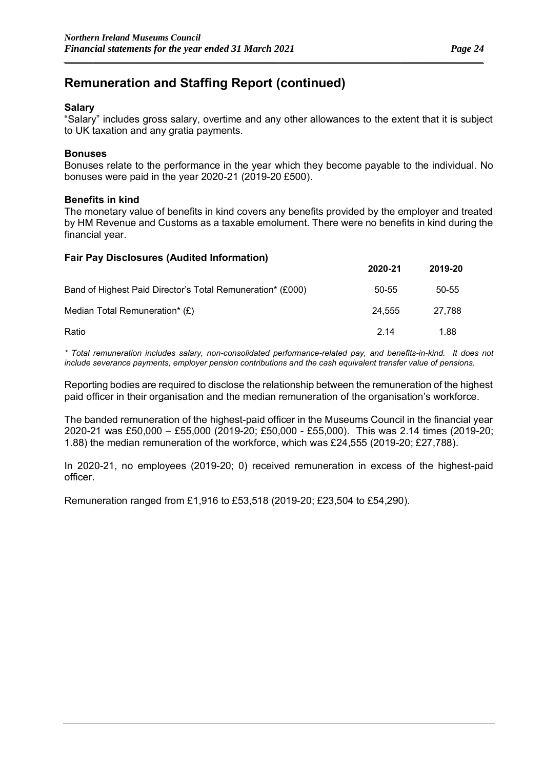## Remuneration and Staffing Report (continued)

**Salary**

"Salary" includes gross salary, overtime and any other allowances to the extent that it is subject to UK taxation and any gratia payments.

**Bonuses**

Bonuses relate to the performance in the year which they become payable to the individual. No bonuses were paid in the year 2020-21 (2019-20 £500).

**Benefits in kind**

The monetary value of benefits in kind covers any benefits provided by the employer and treated by HM Revenue and Customs as a taxable emolument. There were no benefits in kind during the financial year.

**Fair Pay Disclosures (Audited Information)**

| | **2020-21** | **2019-20** |
|---|---|---|
| Band of Highest Paid Director's Total Remuneration* (£000) | 50-55 | 50-55 |
| Median Total Remuneration* (£) | 24,555 | 27,788 |
| Ratio | 2.14 | 1.88 |

*\* Total remuneration includes salary, non-consolidated performance-related pay, and benefits-in-kind. It does not include severance payments, employer pension contributions and the cash equivalent transfer value of pensions.*

Reporting bodies are required to disclose the relationship between the remuneration of the highest paid officer in their organisation and the median remuneration of the organisation's workforce.

The banded remuneration of the highest-paid officer in the Museums Council in the financial year 2020-21 was £50,000 – £55,000 (2019-20; £50,000 - £55,000). This was 2.14 times (2019-20; 1.88) the median remuneration of the workforce, which was £24,555 (2019-20; £27,788).

In 2020-21, no employees (2019-20; 0) received remuneration in excess of the highest-paid officer.

Remuneration ranged from £1,916 to £53,518 (2019-20; £23,504 to £54,290).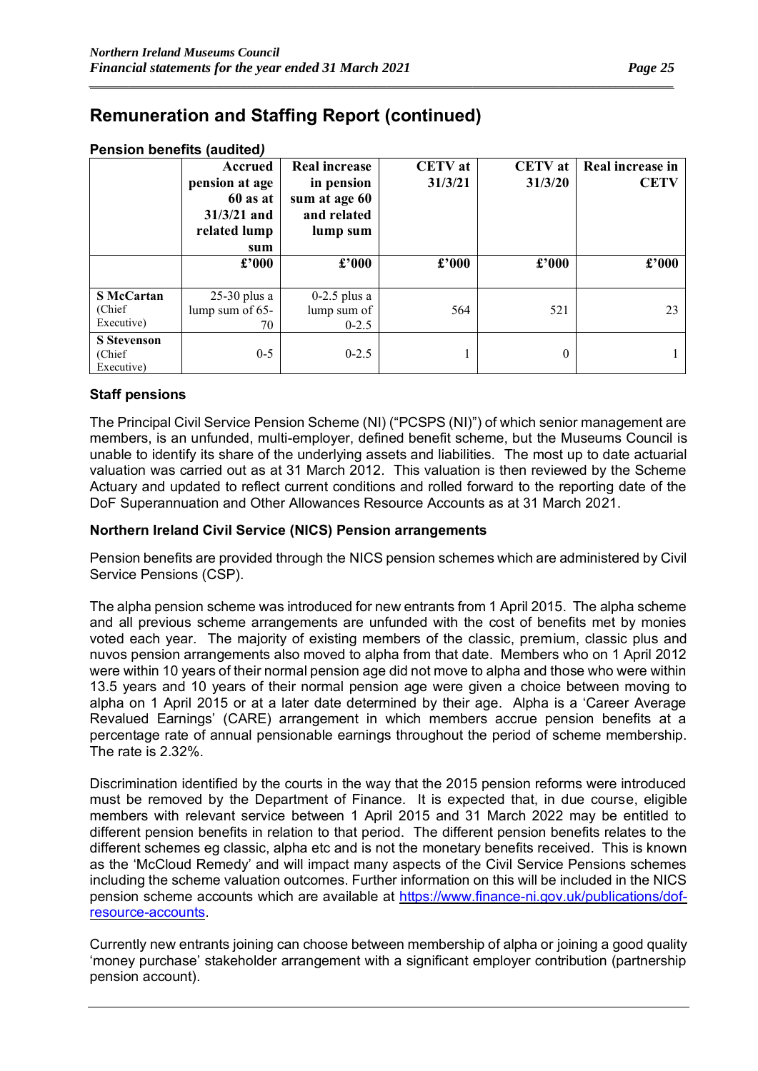# Remuneration and Staffing Report (continued)

**Pension benefits (audited*)***

| | Accrued pension at age 60 as at 31/3/21 and related lump sum | Real increase in pension sum at age 60 and related lump sum | CETV at 31/3/21 | CETV at 31/3/20 | Real increase in CETV |
|---|---|---|---|---|---|
| | £'000 | £'000 | £'000 | £'000 | £'000 |
| **S McCartan** (Chief Executive) | 25-30 plus a lump sum of 65-70 | 0-2.5 plus a lump sum of 0-2.5 | 564 | 521 | 23 |
| **S Stevenson** (Chief Executive) | 0-5 | 0-2.5 | 1 | 0 | 1 |

### Staff pensions

The Principal Civil Service Pension Scheme (NI) ("PCSPS (NI)") of which senior management are members, is an unfunded, multi-employer, defined benefit scheme, but the Museums Council is unable to identify its share of the underlying assets and liabilities. The most up to date actuarial valuation was carried out as at 31 March 2012. This valuation is then reviewed by the Scheme Actuary and updated to reflect current conditions and rolled forward to the reporting date of the DoF Superannuation and Other Allowances Resource Accounts as at 31 March 2021.

### Northern Ireland Civil Service (NICS) Pension arrangements

Pension benefits are provided through the NICS pension schemes which are administered by Civil Service Pensions (CSP).

The alpha pension scheme was introduced for new entrants from 1 April 2015. The alpha scheme and all previous scheme arrangements are unfunded with the cost of benefits met by monies voted each year. The majority of existing members of the classic, premium, classic plus and nuvos pension arrangements also moved to alpha from that date. Members who on 1 April 2012 were within 10 years of their normal pension age did not move to alpha and those who were within 13.5 years and 10 years of their normal pension age were given a choice between moving to alpha on 1 April 2015 or at a later date determined by their age. Alpha is a 'Career Average Revalued Earnings' (CARE) arrangement in which members accrue pension benefits at a percentage rate of annual pensionable earnings throughout the period of scheme membership. The rate is 2.32%.

Discrimination identified by the courts in the way that the 2015 pension reforms were introduced must be removed by the Department of Finance. It is expected that, in due course, eligible members with relevant service between 1 April 2015 and 31 March 2022 may be entitled to different pension benefits in relation to that period. The different pension benefits relates to the different schemes eg classic, alpha etc and is not the monetary benefits received. This is known as the 'McCloud Remedy' and will impact many aspects of the Civil Service Pensions schemes including the scheme valuation outcomes. Further information on this will be included in the NICS pension scheme accounts which are available at https://www.finance-ni.gov.uk/publications/dof-resource-accounts.

Currently new entrants joining can choose between membership of alpha or joining a good quality 'money purchase' stakeholder arrangement with a significant employer contribution (partnership pension account).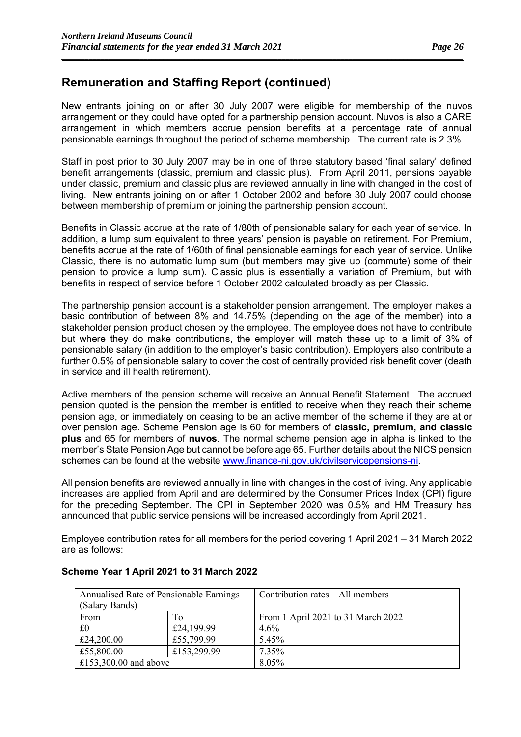## Remuneration and Staffing Report (continued)

New entrants joining on or after 30 July 2007 were eligible for membership of the nuvos arrangement or they could have opted for a partnership pension account. Nuvos is also a CARE arrangement in which members accrue pension benefits at a percentage rate of annual pensionable earnings throughout the period of scheme membership. The current rate is 2.3%.

Staff in post prior to 30 July 2007 may be in one of three statutory based 'final salary' defined benefit arrangements (classic, premium and classic plus). From April 2011, pensions payable under classic, premium and classic plus are reviewed annually in line with changed in the cost of living. New entrants joining on or after 1 October 2002 and before 30 July 2007 could choose between membership of premium or joining the partnership pension account.

Benefits in Classic accrue at the rate of 1/80th of pensionable salary for each year of service. In addition, a lump sum equivalent to three years' pension is payable on retirement. For Premium, benefits accrue at the rate of 1/60th of final pensionable earnings for each year of service. Unlike Classic, there is no automatic lump sum (but members may give up (commute) some of their pension to provide a lump sum). Classic plus is essentially a variation of Premium, but with benefits in respect of service before 1 October 2002 calculated broadly as per Classic.

The partnership pension account is a stakeholder pension arrangement. The employer makes a basic contribution of between 8% and 14.75% (depending on the age of the member) into a stakeholder pension product chosen by the employee. The employee does not have to contribute but where they do make contributions, the employer will match these up to a limit of 3% of pensionable salary (in addition to the employer's basic contribution). Employers also contribute a further 0.5% of pensionable salary to cover the cost of centrally provided risk benefit cover (death in service and ill health retirement).

Active members of the pension scheme will receive an Annual Benefit Statement. The accrued pension quoted is the pension the member is entitled to receive when they reach their scheme pension age, or immediately on ceasing to be an active member of the scheme if they are at or over pension age. Scheme Pension age is 60 for members of **classic, premium, and classic plus** and 65 for members of **nuvos**. The normal scheme pension age in alpha is linked to the member's State Pension Age but cannot be before age 65. Further details about the NICS pension schemes can be found at the website www.finance-ni.gov.uk/civilservicepensions-ni.

All pension benefits are reviewed annually in line with changes in the cost of living. Any applicable increases are applied from April and are determined by the Consumer Prices Index (CPI) figure for the preceding September. The CPI in September 2020 was 0.5% and HM Treasury has announced that public service pensions will be increased accordingly from April 2021.

Employee contribution rates for all members for the period covering 1 April 2021 – 31 March 2022 are as follows:

**Scheme Year 1 April 2021 to 31 March 2022**

| Annualised Rate of Pensionable Earnings (Salary Bands) | | Contribution rates – All members |
|---|---|---|
| From | To | From 1 April 2021 to 31 March 2022 |
| £0 | £24,199.99 | 4.6% |
| £24,200.00 | £55,799.99 | 5.45% |
| £55,800.00 | £153,299.99 | 7.35% |
| £153,300.00 and above | | 8.05% |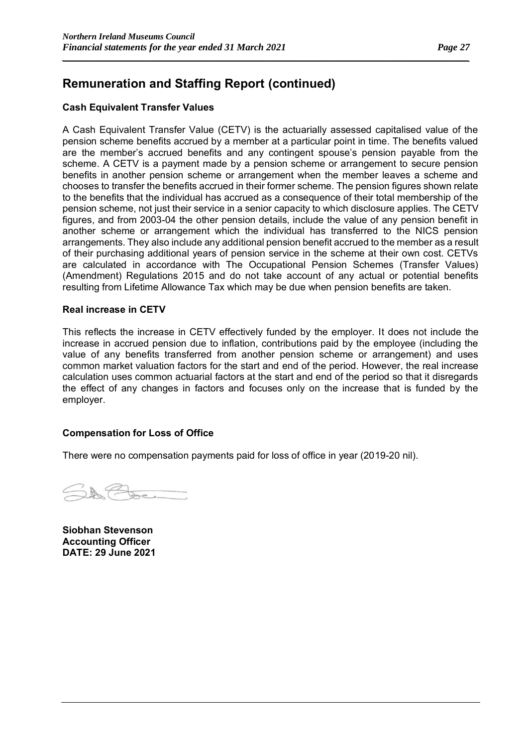## Remuneration and Staffing Report (continued)

### Cash Equivalent Transfer Values

A Cash Equivalent Transfer Value (CETV) is the actuarially assessed capitalised value of the pension scheme benefits accrued by a member at a particular point in time. The benefits valued are the member's accrued benefits and any contingent spouse's pension payable from the scheme. A CETV is a payment made by a pension scheme or arrangement to secure pension benefits in another pension scheme or arrangement when the member leaves a scheme and chooses to transfer the benefits accrued in their former scheme. The pension figures shown relate to the benefits that the individual has accrued as a consequence of their total membership of the pension scheme, not just their service in a senior capacity to which disclosure applies. The CETV figures, and from 2003-04 the other pension details, include the value of any pension benefit in another scheme or arrangement which the individual has transferred to the NICS pension arrangements. They also include any additional pension benefit accrued to the member as a result of their purchasing additional years of pension service in the scheme at their own cost. CETVs are calculated in accordance with The Occupational Pension Schemes (Transfer Values) (Amendment) Regulations 2015 and do not take account of any actual or potential benefits resulting from Lifetime Allowance Tax which may be due when pension benefits are taken.

### Real increase in CETV

This reflects the increase in CETV effectively funded by the employer. It does not include the increase in accrued pension due to inflation, contributions paid by the employee (including the value of any benefits transferred from another pension scheme or arrangement) and uses common market valuation factors for the start and end of the period. However, the real increase calculation uses common actuarial factors at the start and end of the period so that it disregards the effect of any changes in factors and focuses only on the increase that is funded by the employer.

### Compensation for Loss of Office

There were no compensation payments paid for loss of office in year (2019-20 nil).

**Siobhan Stevenson**
**Accounting Officer**
**DATE: 29 June 2021**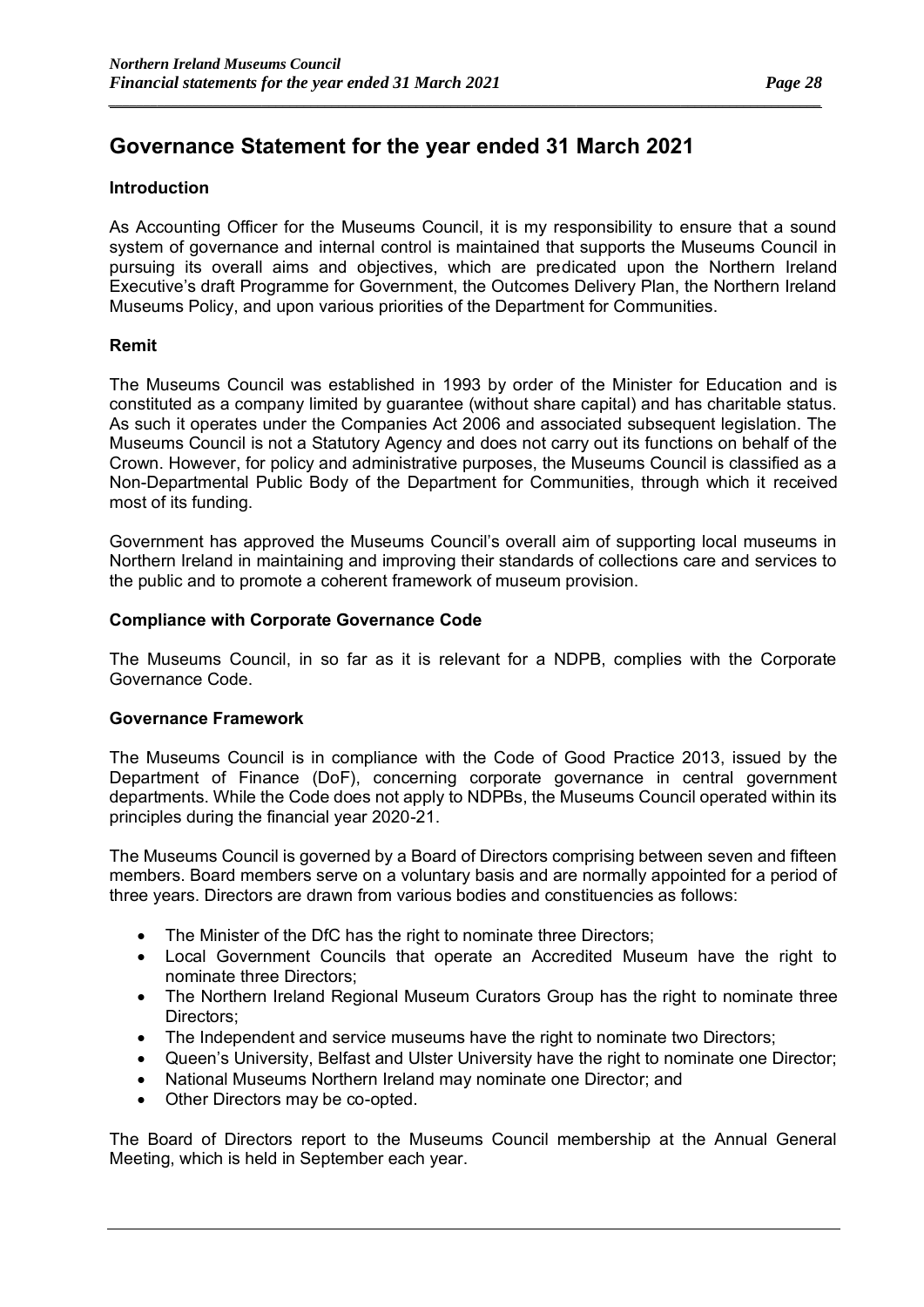# Governance Statement for the year ended 31 March 2021

**Introduction**

As Accounting Officer for the Museums Council, it is my responsibility to ensure that a sound system of governance and internal control is maintained that supports the Museums Council in pursuing its overall aims and objectives, which are predicated upon the Northern Ireland Executive's draft Programme for Government, the Outcomes Delivery Plan, the Northern Ireland Museums Policy, and upon various priorities of the Department for Communities.

**Remit**

The Museums Council was established in 1993 by order of the Minister for Education and is constituted as a company limited by guarantee (without share capital) and has charitable status. As such it operates under the Companies Act 2006 and associated subsequent legislation. The Museums Council is not a Statutory Agency and does not carry out its functions on behalf of the Crown. However, for policy and administrative purposes, the Museums Council is classified as a Non-Departmental Public Body of the Department for Communities, through which it received most of its funding.

Government has approved the Museums Council's overall aim of supporting local museums in Northern Ireland in maintaining and improving their standards of collections care and services to the public and to promote a coherent framework of museum provision.

**Compliance with Corporate Governance Code**

The Museums Council, in so far as it is relevant for a NDPB, complies with the Corporate Governance Code.

**Governance Framework**

The Museums Council is in compliance with the Code of Good Practice 2013, issued by the Department of Finance (DoF), concerning corporate governance in central government departments. While the Code does not apply to NDPBs, the Museums Council operated within its principles during the financial year 2020-21.

The Museums Council is governed by a Board of Directors comprising between seven and fifteen members. Board members serve on a voluntary basis and are normally appointed for a period of three years. Directors are drawn from various bodies and constituencies as follows:

- The Minister of the DfC has the right to nominate three Directors;
- Local Government Councils that operate an Accredited Museum have the right to nominate three Directors;
- The Northern Ireland Regional Museum Curators Group has the right to nominate three Directors;
- The Independent and service museums have the right to nominate two Directors;
- Queen's University, Belfast and Ulster University have the right to nominate one Director;
- National Museums Northern Ireland may nominate one Director; and
- Other Directors may be co-opted.

The Board of Directors report to the Museums Council membership at the Annual General Meeting, which is held in September each year.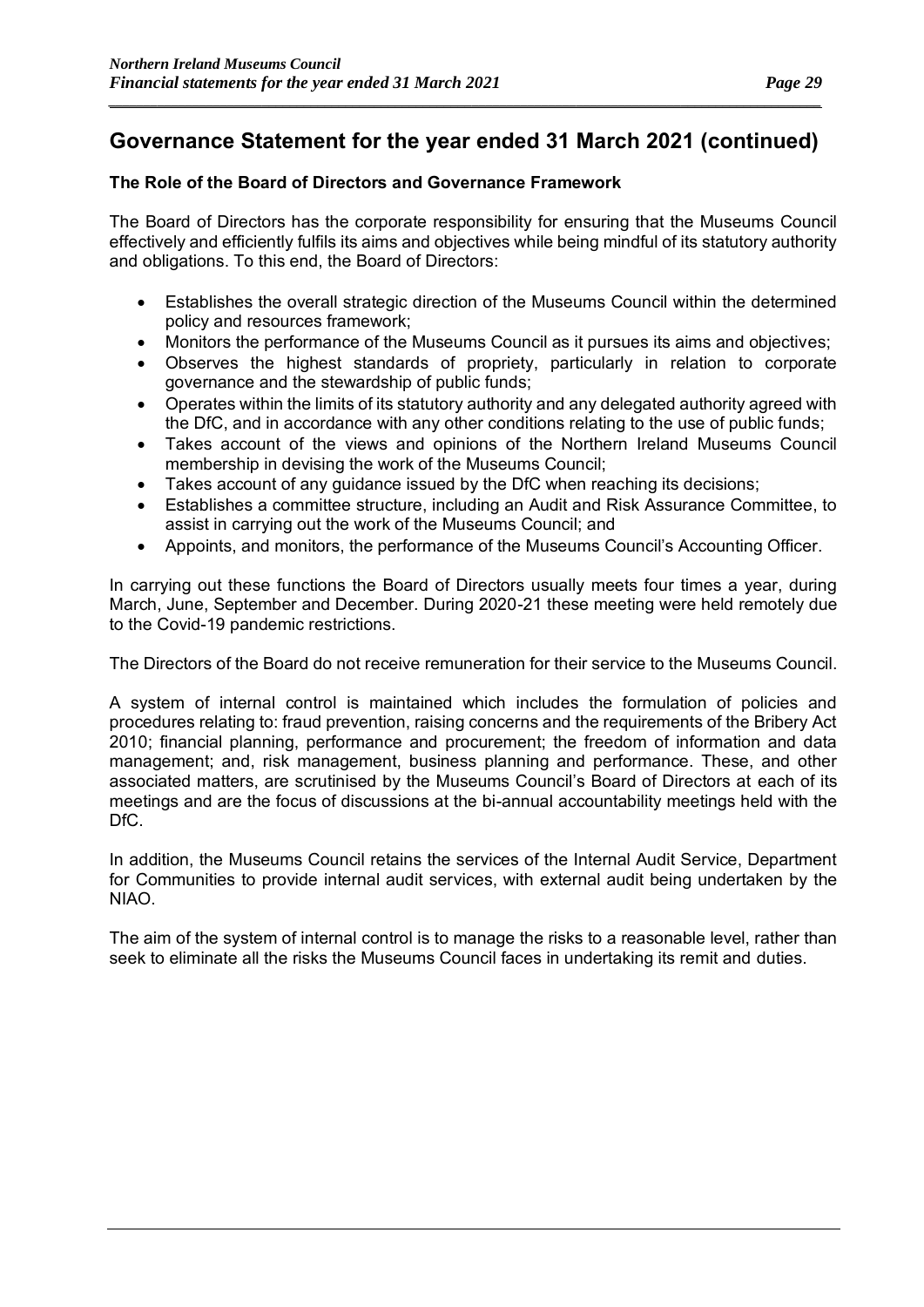## Governance Statement for the year ended 31 March 2021 (continued)

### The Role of the Board of Directors and Governance Framework

The Board of Directors has the corporate responsibility for ensuring that the Museums Council effectively and efficiently fulfils its aims and objectives while being mindful of its statutory authority and obligations. To this end, the Board of Directors:

- Establishes the overall strategic direction of the Museums Council within the determined policy and resources framework;
- Monitors the performance of the Museums Council as it pursues its aims and objectives;
- Observes the highest standards of propriety, particularly in relation to corporate governance and the stewardship of public funds;
- Operates within the limits of its statutory authority and any delegated authority agreed with the DfC, and in accordance with any other conditions relating to the use of public funds;
- Takes account of the views and opinions of the Northern Ireland Museums Council membership in devising the work of the Museums Council;
- Takes account of any guidance issued by the DfC when reaching its decisions;
- Establishes a committee structure, including an Audit and Risk Assurance Committee, to assist in carrying out the work of the Museums Council; and
- Appoints, and monitors, the performance of the Museums Council's Accounting Officer.

In carrying out these functions the Board of Directors usually meets four times a year, during March, June, September and December. During 2020-21 these meeting were held remotely due to the Covid-19 pandemic restrictions.

The Directors of the Board do not receive remuneration for their service to the Museums Council.

A system of internal control is maintained which includes the formulation of policies and procedures relating to: fraud prevention, raising concerns and the requirements of the Bribery Act 2010; financial planning, performance and procurement; the freedom of information and data management; and, risk management, business planning and performance. These, and other associated matters, are scrutinised by the Museums Council's Board of Directors at each of its meetings and are the focus of discussions at the bi-annual accountability meetings held with the DfC.

In addition, the Museums Council retains the services of the Internal Audit Service, Department for Communities to provide internal audit services, with external audit being undertaken by the NIAO.

The aim of the system of internal control is to manage the risks to a reasonable level, rather than seek to eliminate all the risks the Museums Council faces in undertaking its remit and duties.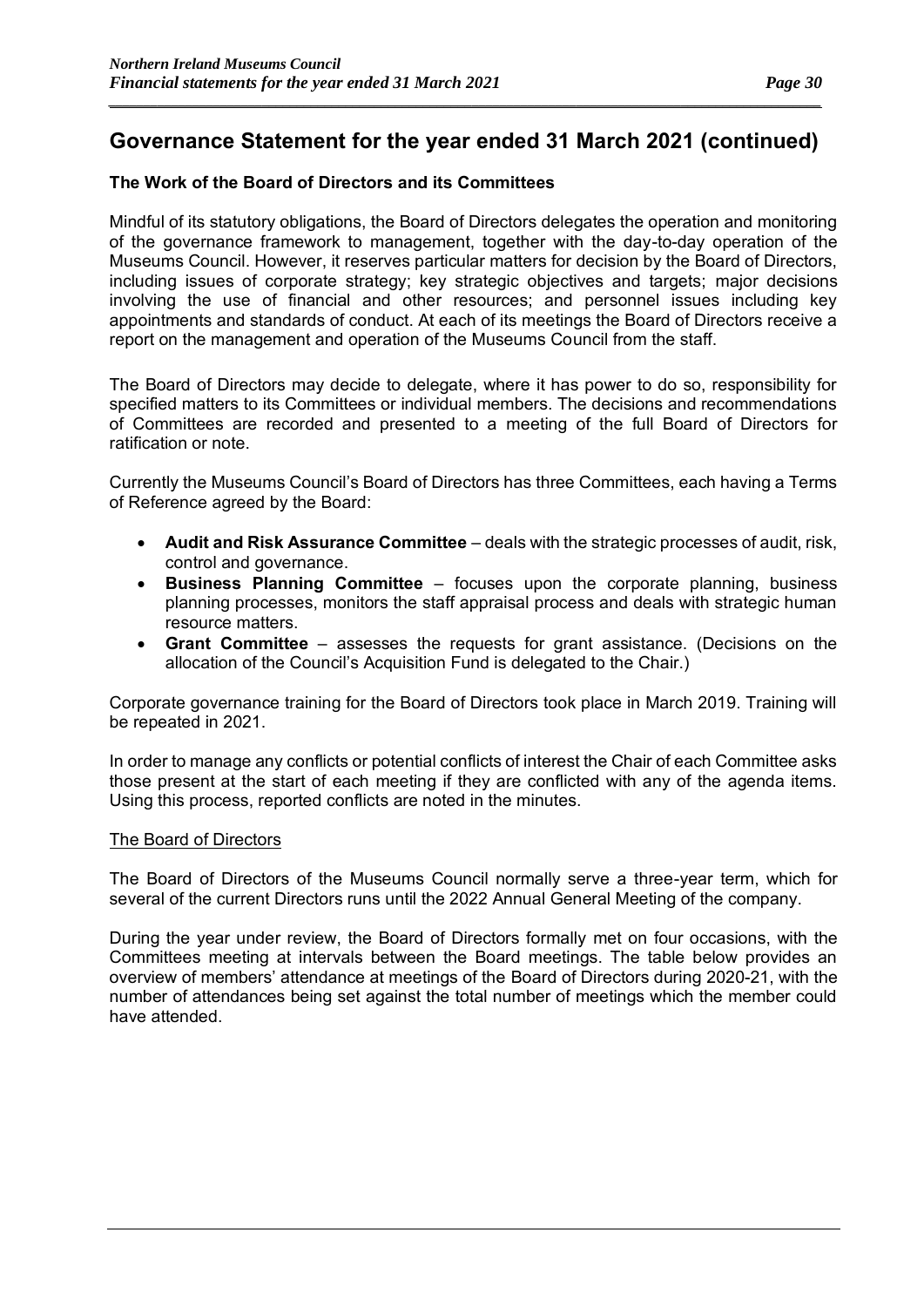## Governance Statement for the year ended 31 March 2021 (continued)

### The Work of the Board of Directors and its Committees

Mindful of its statutory obligations, the Board of Directors delegates the operation and monitoring of the governance framework to management, together with the day-to-day operation of the Museums Council. However, it reserves particular matters for decision by the Board of Directors, including issues of corporate strategy; key strategic objectives and targets; major decisions involving the use of financial and other resources; and personnel issues including key appointments and standards of conduct. At each of its meetings the Board of Directors receive a report on the management and operation of the Museums Council from the staff.

The Board of Directors may decide to delegate, where it has power to do so, responsibility for specified matters to its Committees or individual members. The decisions and recommendations of Committees are recorded and presented to a meeting of the full Board of Directors for ratification or note.

Currently the Museums Council's Board of Directors has three Committees, each having a Terms of Reference agreed by the Board:

- **Audit and Risk Assurance Committee** – deals with the strategic processes of audit, risk, control and governance.
- **Business Planning Committee** – focuses upon the corporate planning, business planning processes, monitors the staff appraisal process and deals with strategic human resource matters.
- **Grant Committee** – assesses the requests for grant assistance. (Decisions on the allocation of the Council's Acquisition Fund is delegated to the Chair.)

Corporate governance training for the Board of Directors took place in March 2019. Training will be repeated in 2021.

In order to manage any conflicts or potential conflicts of interest the Chair of each Committee asks those present at the start of each meeting if they are conflicted with any of the agenda items. Using this process, reported conflicts are noted in the minutes.

The Board of Directors

The Board of Directors of the Museums Council normally serve a three-year term, which for several of the current Directors runs until the 2022 Annual General Meeting of the company.

During the year under review, the Board of Directors formally met on four occasions, with the Committees meeting at intervals between the Board meetings. The table below provides an overview of members' attendance at meetings of the Board of Directors during 2020-21, with the number of attendances being set against the total number of meetings which the member could have attended.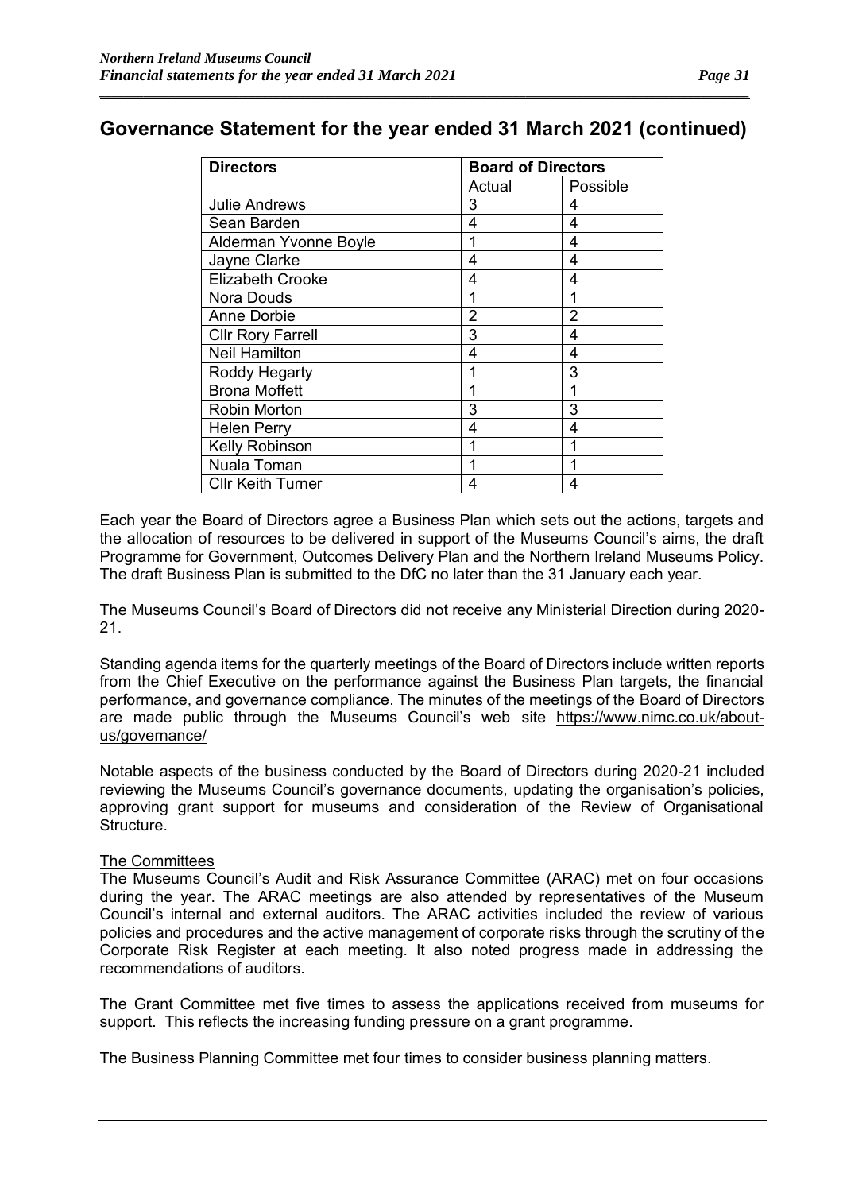## Governance Statement for the year ended 31 March 2021 (continued)

| Directors | Board of Directors | |
|---|---|---|
| | Actual | Possible |
| Julie Andrews | 3 | 4 |
| Sean Barden | 4 | 4 |
| Alderman Yvonne Boyle | 1 | 4 |
| Jayne Clarke | 4 | 4 |
| Elizabeth Crooke | 4 | 4 |
| Nora Douds | 1 | 1 |
| Anne Dorbie | 2 | 2 |
| Cllr Rory Farrell | 3 | 4 |
| Neil Hamilton | 4 | 4 |
| Roddy Hegarty | 1 | 3 |
| Brona Moffett | 1 | 1 |
| Robin Morton | 3 | 3 |
| Helen Perry | 4 | 4 |
| Kelly Robinson | 1 | 1 |
| Nuala Toman | 1 | 1 |
| Cllr Keith Turner | 4 | 4 |

Each year the Board of Directors agree a Business Plan which sets out the actions, targets and the allocation of resources to be delivered in support of the Museums Council's aims, the draft Programme for Government, Outcomes Delivery Plan and the Northern Ireland Museums Policy. The draft Business Plan is submitted to the DfC no later than the 31 January each year.

The Museums Council's Board of Directors did not receive any Ministerial Direction during 2020-21.

Standing agenda items for the quarterly meetings of the Board of Directors include written reports from the Chief Executive on the performance against the Business Plan targets, the financial performance, and governance compliance. The minutes of the meetings of the Board of Directors are made public through the Museums Council's web site https://www.nimc.co.uk/about-us/governance/

Notable aspects of the business conducted by the Board of Directors during 2020-21 included reviewing the Museums Council's governance documents, updating the organisation's policies, approving grant support for museums and consideration of the Review of Organisational Structure.

The Committees

The Museums Council's Audit and Risk Assurance Committee (ARAC) met on four occasions during the year. The ARAC meetings are also attended by representatives of the Museum Council's internal and external auditors. The ARAC activities included the review of various policies and procedures and the active management of corporate risks through the scrutiny of the Corporate Risk Register at each meeting. It also noted progress made in addressing the recommendations of auditors.

The Grant Committee met five times to assess the applications received from museums for support. This reflects the increasing funding pressure on a grant programme.

The Business Planning Committee met four times to consider business planning matters.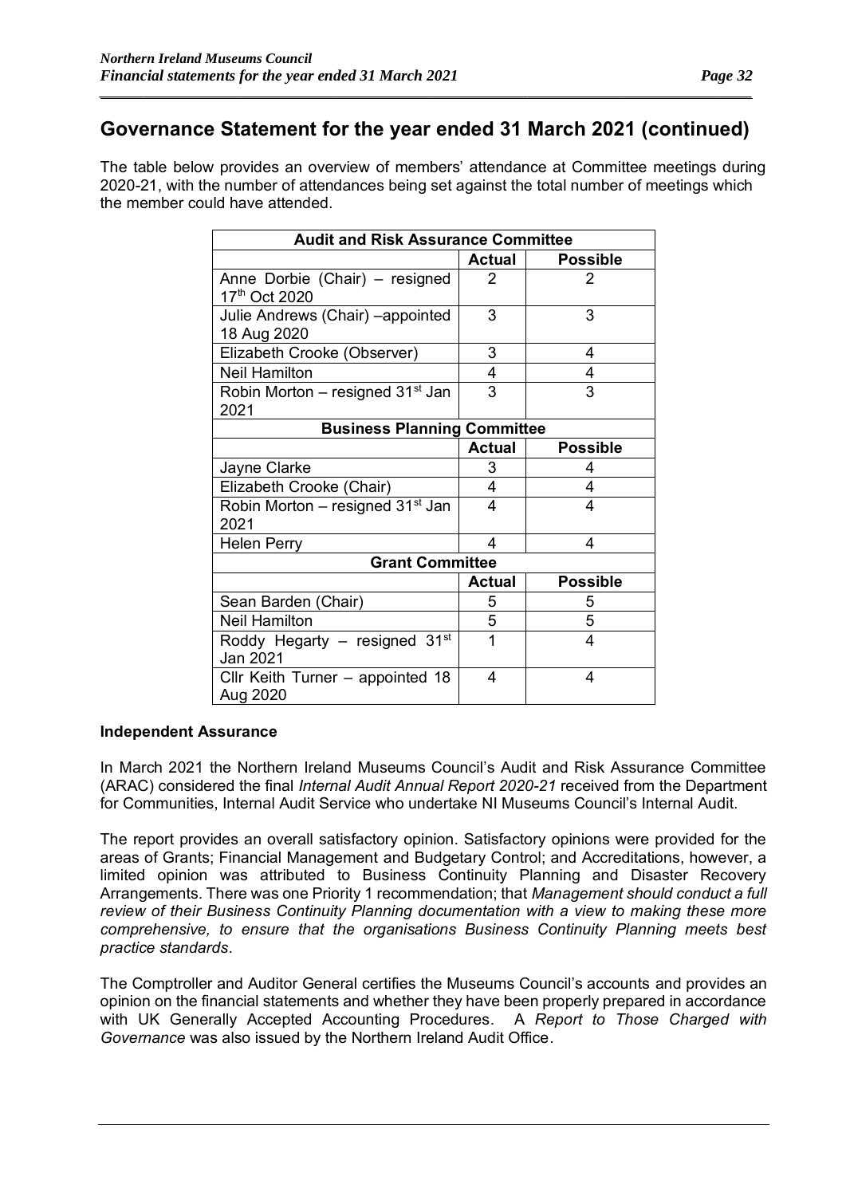## Governance Statement for the year ended 31 March 2021 (continued)

The table below provides an overview of members' attendance at Committee meetings during 2020-21, with the number of attendances being set against the total number of meetings which the member could have attended.

| Audit and Risk Assurance Committee | | |
|---|---|---|
| | **Actual** | **Possible** |
| Anne Dorbie (Chair) – resigned 17th Oct 2020 | 2 | 2 |
| Julie Andrews (Chair) –appointed 18 Aug 2020 | 3 | 3 |
| Elizabeth Crooke (Observer) | 3 | 4 |
| Neil Hamilton | 4 | 4 |
| Robin Morton – resigned 31st Jan 2021 | 3 | 3 |
| **Business Planning Committee** | | |
| | **Actual** | **Possible** |
| Jayne Clarke | 3 | 4 |
| Elizabeth Crooke (Chair) | 4 | 4 |
| Robin Morton – resigned 31st Jan 2021 | 4 | 4 |
| Helen Perry | 4 | 4 |
| **Grant Committee** | | |
| | **Actual** | **Possible** |
| Sean Barden (Chair) | 5 | 5 |
| Neil Hamilton | 5 | 5 |
| Roddy Hegarty – resigned 31st Jan 2021 | 1 | 4 |
| Cllr Keith Turner – appointed 18 Aug 2020 | 4 | 4 |

**Independent Assurance**

In March 2021 the Northern Ireland Museums Council's Audit and Risk Assurance Committee (ARAC) considered the final *Internal Audit Annual Report 2020-21* received from the Department for Communities, Internal Audit Service who undertake NI Museums Council's Internal Audit.

The report provides an overall satisfactory opinion. Satisfactory opinions were provided for the areas of Grants; Financial Management and Budgetary Control; and Accreditations, however, a limited opinion was attributed to Business Continuity Planning and Disaster Recovery Arrangements. There was one Priority 1 recommendation; that *Management should conduct a full review of their Business Continuity Planning documentation with a view to making these more comprehensive, to ensure that the organisations Business Continuity Planning meets best practice standards*.

The Comptroller and Auditor General certifies the Museums Council's accounts and provides an opinion on the financial statements and whether they have been properly prepared in accordance with UK Generally Accepted Accounting Procedures. A *Report to Those Charged with Governance* was also issued by the Northern Ireland Audit Office.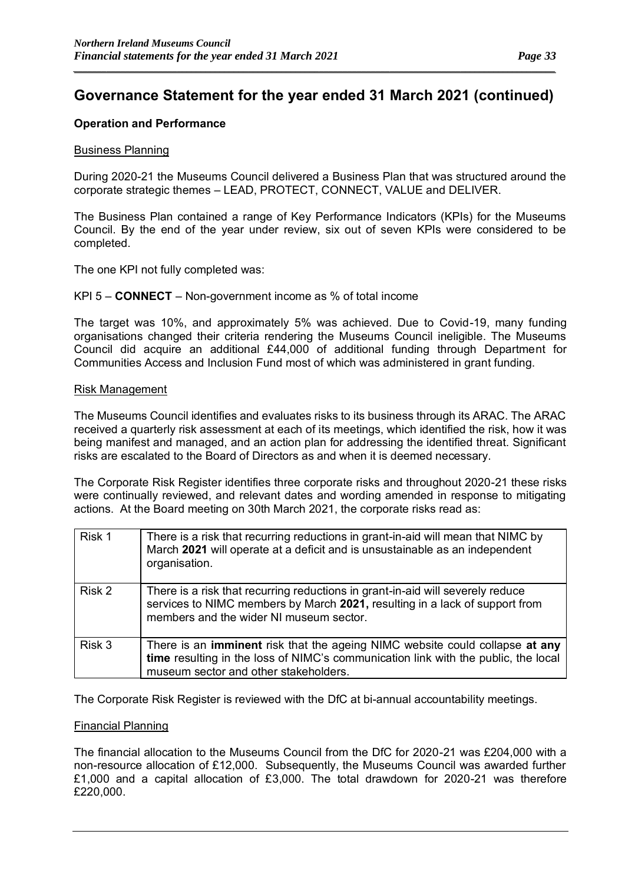# Governance Statement for the year ended 31 March 2021 (continued)

### Operation and Performance

#### Business Planning

During 2020-21 the Museums Council delivered a Business Plan that was structured around the corporate strategic themes – LEAD, PROTECT, CONNECT, VALUE and DELIVER.

The Business Plan contained a range of Key Performance Indicators (KPIs) for the Museums Council. By the end of the year under review, six out of seven KPIs were considered to be completed.

The one KPI not fully completed was:

KPI 5 – **CONNECT** – Non-government income as % of total income

The target was 10%, and approximately 5% was achieved. Due to Covid-19, many funding organisations changed their criteria rendering the Museums Council ineligible. The Museums Council did acquire an additional £44,000 of additional funding through Department for Communities Access and Inclusion Fund most of which was administered in grant funding.

#### Risk Management

The Museums Council identifies and evaluates risks to its business through its ARAC. The ARAC received a quarterly risk assessment at each of its meetings, which identified the risk, how it was being manifest and managed, and an action plan for addressing the identified threat. Significant risks are escalated to the Board of Directors as and when it is deemed necessary.

The Corporate Risk Register identifies three corporate risks and throughout 2020-21 these risks were continually reviewed, and relevant dates and wording amended in response to mitigating actions. At the Board meeting on 30th March 2021, the corporate risks read as:

| | |
|---|---|
| Risk 1 | There is a risk that recurring reductions in grant-in-aid will mean that NIMC by March **2021** will operate at a deficit and is unsustainable as an independent organisation. |
| Risk 2 | There is a risk that recurring reductions in grant-in-aid will severely reduce services to NIMC members by March **2021,** resulting in a lack of support from members and the wider NI museum sector. |
| Risk 3 | There is an **imminent** risk that the ageing NIMC website could collapse **at any time** resulting in the loss of NIMC's communication link with the public, the local museum sector and other stakeholders. |

The Corporate Risk Register is reviewed with the DfC at bi-annual accountability meetings.

#### Financial Planning

The financial allocation to the Museums Council from the DfC for 2020-21 was £204,000 with a non-resource allocation of £12,000. Subsequently, the Museums Council was awarded further £1,000 and a capital allocation of £3,000. The total drawdown for 2020-21 was therefore £220,000.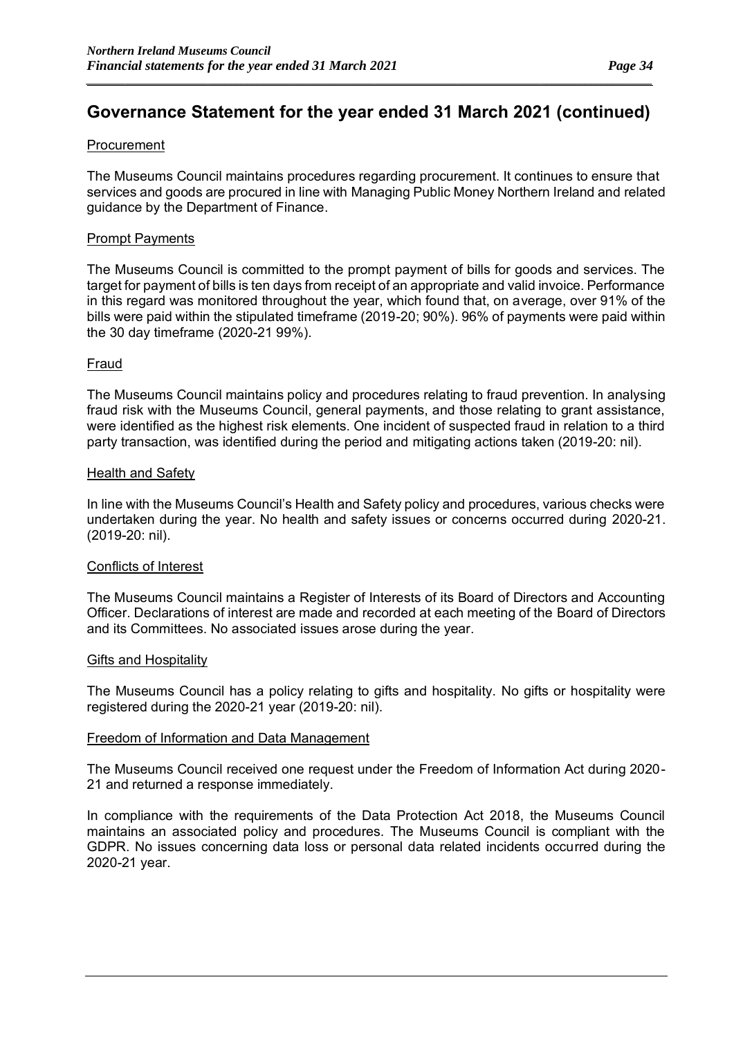## Governance Statement for the year ended 31 March 2021 (continued)

Procurement

The Museums Council maintains procedures regarding procurement. It continues to ensure that services and goods are procured in line with Managing Public Money Northern Ireland and related guidance by the Department of Finance.

Prompt Payments

The Museums Council is committed to the prompt payment of bills for goods and services. The target for payment of bills is ten days from receipt of an appropriate and valid invoice. Performance in this regard was monitored throughout the year, which found that, on average, over 91% of the bills were paid within the stipulated timeframe (2019-20; 90%). 96% of payments were paid within the 30 day timeframe (2020-21 99%).

Fraud

The Museums Council maintains policy and procedures relating to fraud prevention. In analysing fraud risk with the Museums Council, general payments, and those relating to grant assistance, were identified as the highest risk elements. One incident of suspected fraud in relation to a third party transaction, was identified during the period and mitigating actions taken (2019-20: nil).

Health and Safety

In line with the Museums Council's Health and Safety policy and procedures, various checks were undertaken during the year. No health and safety issues or concerns occurred during 2020-21. (2019-20: nil).

Conflicts of Interest

The Museums Council maintains a Register of Interests of its Board of Directors and Accounting Officer. Declarations of interest are made and recorded at each meeting of the Board of Directors and its Committees. No associated issues arose during the year.

Gifts and Hospitality

The Museums Council has a policy relating to gifts and hospitality. No gifts or hospitality were registered during the 2020-21 year (2019-20: nil).

Freedom of Information and Data Management

The Museums Council received one request under the Freedom of Information Act during 2020-21 and returned a response immediately.

In compliance with the requirements of the Data Protection Act 2018, the Museums Council maintains an associated policy and procedures. The Museums Council is compliant with the GDPR. No issues concerning data loss or personal data related incidents occurred during the 2020-21 year.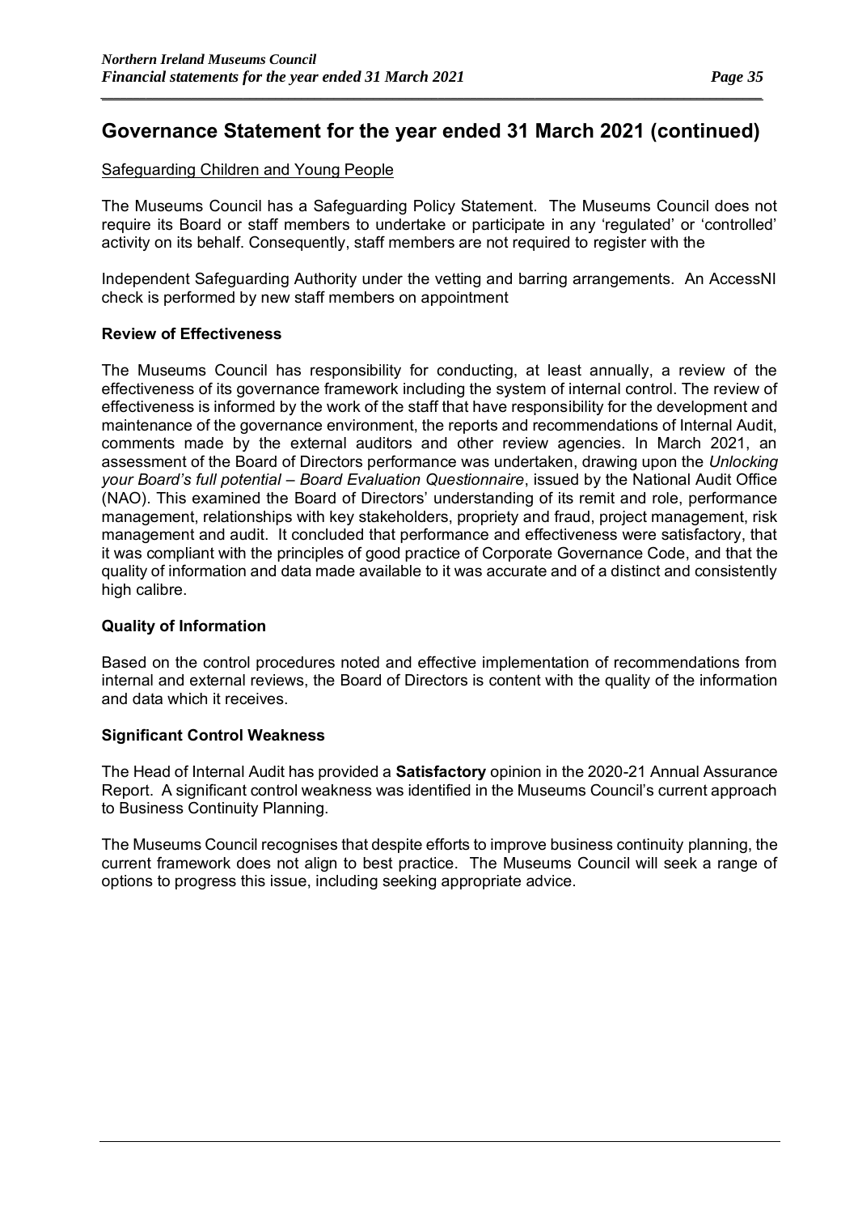## Governance Statement for the year ended 31 March 2021 (continued)

Safeguarding Children and Young People

The Museums Council has a Safeguarding Policy Statement. The Museums Council does not require its Board or staff members to undertake or participate in any 'regulated' or 'controlled' activity on its behalf. Consequently, staff members are not required to register with the

Independent Safeguarding Authority under the vetting and barring arrangements. An AccessNI check is performed by new staff members on appointment

### Review of Effectiveness

The Museums Council has responsibility for conducting, at least annually, a review of the effectiveness of its governance framework including the system of internal control. The review of effectiveness is informed by the work of the staff that have responsibility for the development and maintenance of the governance environment, the reports and recommendations of Internal Audit, comments made by the external auditors and other review agencies. In March 2021, an assessment of the Board of Directors performance was undertaken, drawing upon the *Unlocking your Board's full potential – Board Evaluation Questionnaire*, issued by the National Audit Office (NAO). This examined the Board of Directors' understanding of its remit and role, performance management, relationships with key stakeholders, propriety and fraud, project management, risk management and audit. It concluded that performance and effectiveness were satisfactory, that it was compliant with the principles of good practice of Corporate Governance Code, and that the quality of information and data made available to it was accurate and of a distinct and consistently high calibre.

### Quality of Information

Based on the control procedures noted and effective implementation of recommendations from internal and external reviews, the Board of Directors is content with the quality of the information and data which it receives.

### Significant Control Weakness

The Head of Internal Audit has provided a **Satisfactory** opinion in the 2020-21 Annual Assurance Report. A significant control weakness was identified in the Museums Council's current approach to Business Continuity Planning.

The Museums Council recognises that despite efforts to improve business continuity planning, the current framework does not align to best practice. The Museums Council will seek a range of options to progress this issue, including seeking appropriate advice.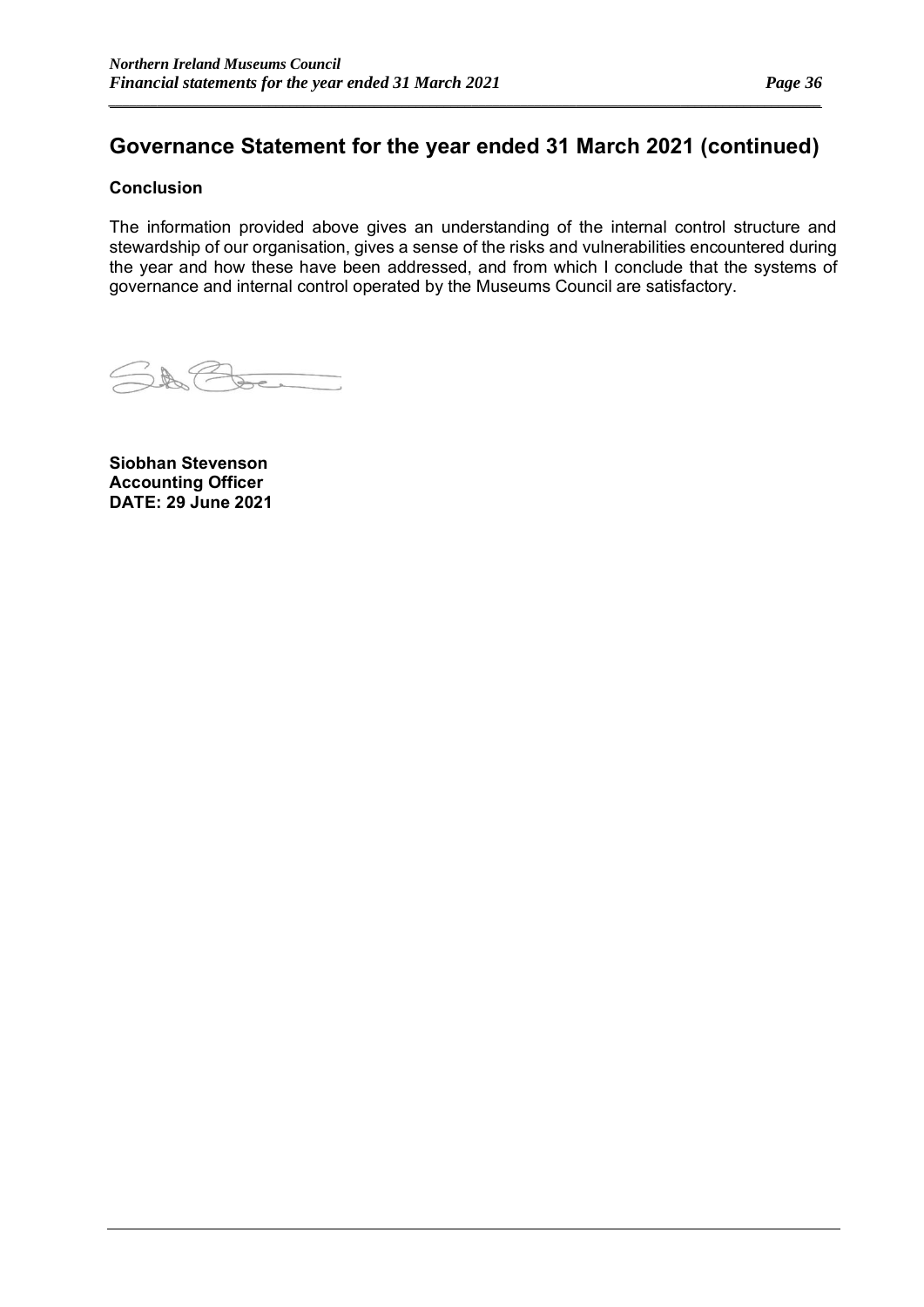## Governance Statement for the year ended 31 March 2021 (continued)

### Conclusion

The information provided above gives an understanding of the internal control structure and stewardship of our organisation, gives a sense of the risks and vulnerabilities encountered during the year and how these have been addressed, and from which I conclude that the systems of governance and internal control operated by the Museums Council are satisfactory.

**Siobhan Stevenson**
**Accounting Officer**
**DATE: 29 June 2021**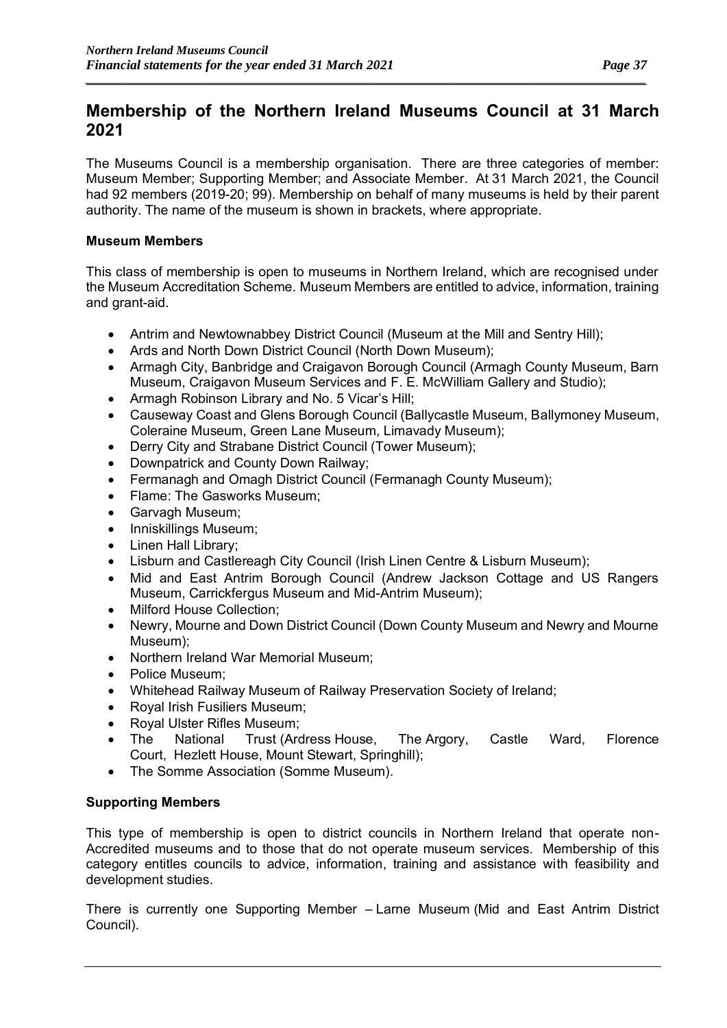## Membership of the Northern Ireland Museums Council at 31 March 2021

The Museums Council is a membership organisation. There are three categories of member: Museum Member; Supporting Member; and Associate Member. At 31 March 2021, the Council had 92 members (2019-20; 99). Membership on behalf of many museums is held by their parent authority. The name of the museum is shown in brackets, where appropriate.

**Museum Members**

This class of membership is open to museums in Northern Ireland, which are recognised under the Museum Accreditation Scheme. Museum Members are entitled to advice, information, training and grant-aid.

- Antrim and Newtownabbey District Council (Museum at the Mill and Sentry Hill);
- Ards and North Down District Council (North Down Museum);
- Armagh City, Banbridge and Craigavon Borough Council (Armagh County Museum, Barn Museum, Craigavon Museum Services and F. E. McWilliam Gallery and Studio);
- Armagh Robinson Library and No. 5 Vicar's Hill;
- Causeway Coast and Glens Borough Council (Ballycastle Museum, Ballymoney Museum, Coleraine Museum, Green Lane Museum, Limavady Museum);
- Derry City and Strabane District Council (Tower Museum);
- Downpatrick and County Down Railway;
- Fermanagh and Omagh District Council (Fermanagh County Museum);
- Flame: The Gasworks Museum;
- Garvagh Museum;
- Inniskillings Museum;
- Linen Hall Library;
- Lisburn and Castlereagh City Council (Irish Linen Centre & Lisburn Museum);
- Mid and East Antrim Borough Council (Andrew Jackson Cottage and US Rangers Museum, Carrickfergus Museum and Mid-Antrim Museum);
- Milford House Collection;
- Newry, Mourne and Down District Council (Down County Museum and Newry and Mourne Museum);
- Northern Ireland War Memorial Museum;
- Police Museum;
- Whitehead Railway Museum of Railway Preservation Society of Ireland;
- Royal Irish Fusiliers Museum;
- Royal Ulster Rifles Museum;
- The National Trust (Ardress House, The Argory, Castle Ward, Florence Court, Hezlett House, Mount Stewart, Springhill);
- The Somme Association (Somme Museum).

**Supporting Members**

This type of membership is open to district councils in Northern Ireland that operate non-Accredited museums and to those that do not operate museum services. Membership of this category entitles councils to advice, information, training and assistance with feasibility and development studies.

There is currently one Supporting Member – Larne Museum (Mid and East Antrim District Council).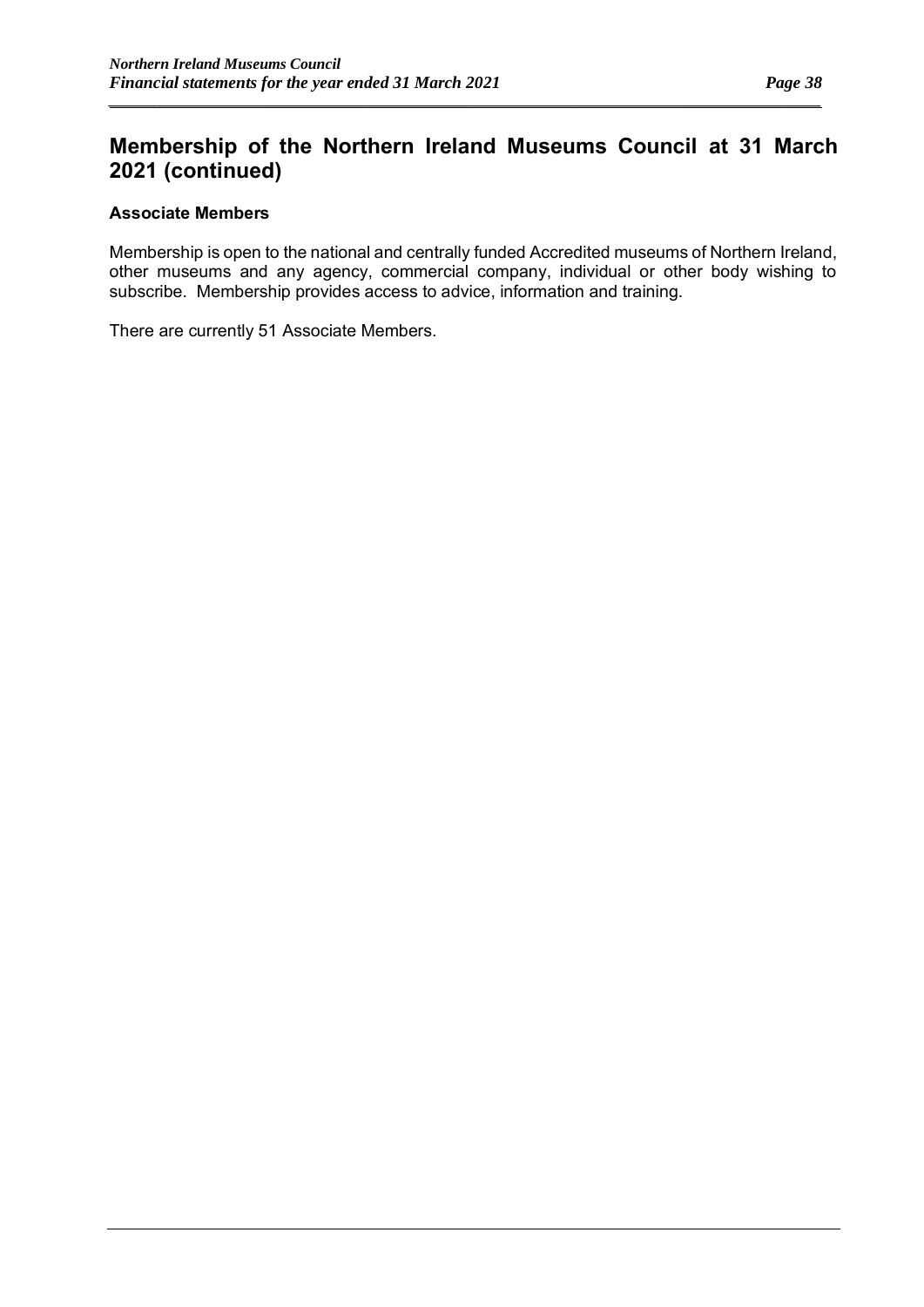## Membership of the Northern Ireland Museums Council at 31 March 2021 (continued)

**Associate Members**

Membership is open to the national and centrally funded Accredited museums of Northern Ireland, other museums and any agency, commercial company, individual or other body wishing to subscribe. Membership provides access to advice, information and training.

There are currently 51 Associate Members.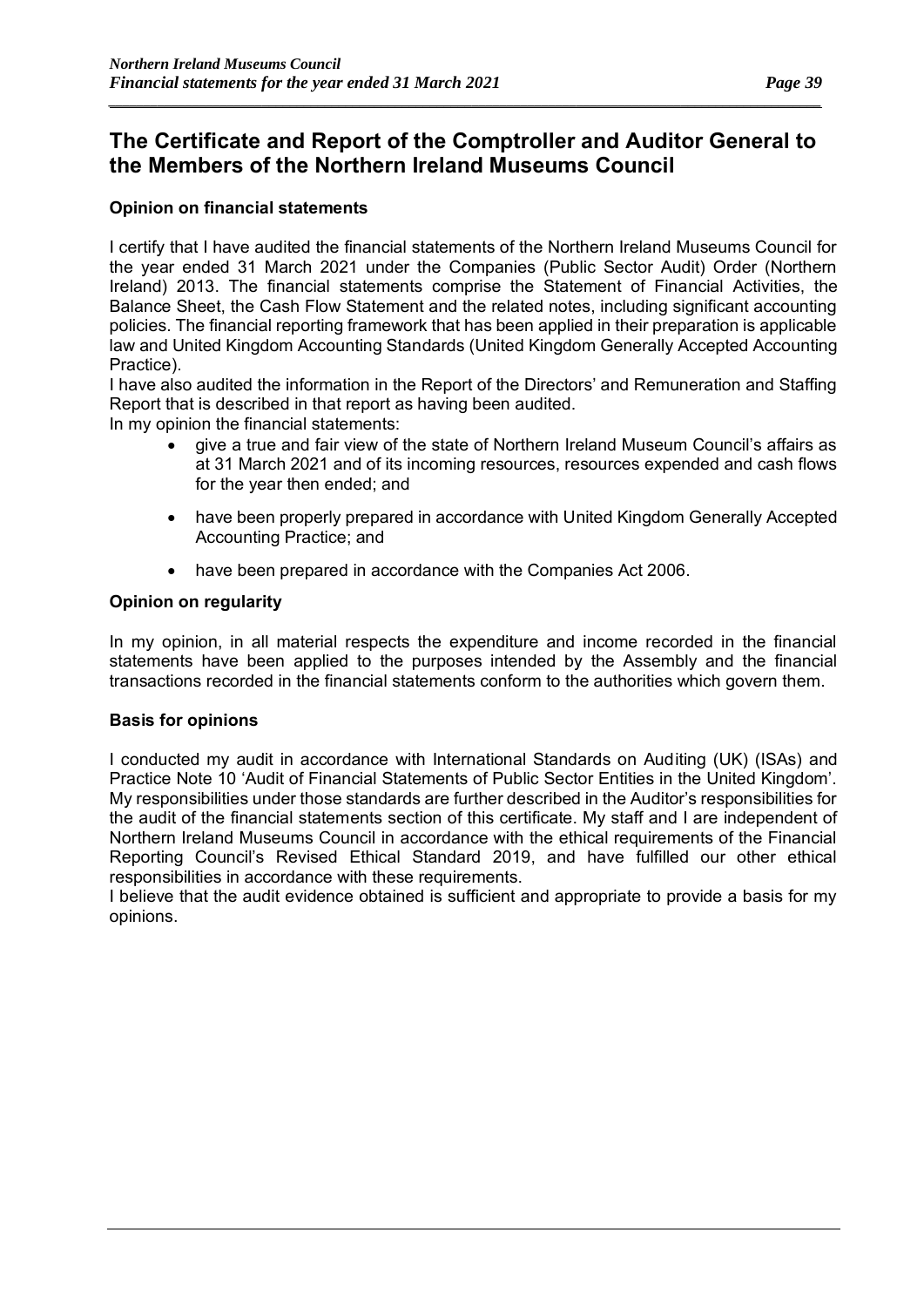# The Certificate and Report of the Comptroller and Auditor General to the Members of the Northern Ireland Museums Council

### Opinion on financial statements

I certify that I have audited the financial statements of the Northern Ireland Museums Council for the year ended 31 March 2021 under the Companies (Public Sector Audit) Order (Northern Ireland) 2013. The financial statements comprise the Statement of Financial Activities, the Balance Sheet, the Cash Flow Statement and the related notes, including significant accounting policies. The financial reporting framework that has been applied in their preparation is applicable law and United Kingdom Accounting Standards (United Kingdom Generally Accepted Accounting Practice).

I have also audited the information in the Report of the Directors' and Remuneration and Staffing Report that is described in that report as having been audited.

In my opinion the financial statements:

- give a true and fair view of the state of Northern Ireland Museum Council's affairs as at 31 March 2021 and of its incoming resources, resources expended and cash flows for the year then ended; and
- have been properly prepared in accordance with United Kingdom Generally Accepted Accounting Practice; and
- have been prepared in accordance with the Companies Act 2006.

### Opinion on regularity

In my opinion, in all material respects the expenditure and income recorded in the financial statements have been applied to the purposes intended by the Assembly and the financial transactions recorded in the financial statements conform to the authorities which govern them.

### Basis for opinions

I conducted my audit in accordance with International Standards on Auditing (UK) (ISAs) and Practice Note 10 'Audit of Financial Statements of Public Sector Entities in the United Kingdom'. My responsibilities under those standards are further described in the Auditor's responsibilities for the audit of the financial statements section of this certificate. My staff and I are independent of Northern Ireland Museums Council in accordance with the ethical requirements of the Financial Reporting Council's Revised Ethical Standard 2019, and have fulfilled our other ethical responsibilities in accordance with these requirements.

I believe that the audit evidence obtained is sufficient and appropriate to provide a basis for my opinions.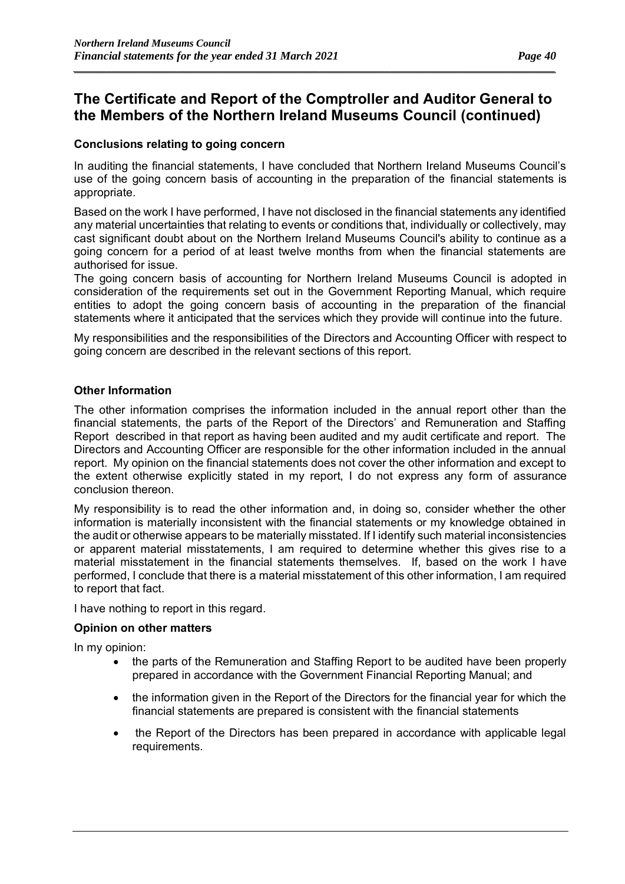## The Certificate and Report of the Comptroller and Auditor General to the Members of the Northern Ireland Museums Council (continued)

### Conclusions relating to going concern

In auditing the financial statements, I have concluded that Northern Ireland Museums Council's use of the going concern basis of accounting in the preparation of the financial statements is appropriate.

Based on the work I have performed, I have not disclosed in the financial statements any identified any material uncertainties that relating to events or conditions that, individually or collectively, may cast significant doubt about on the Northern Ireland Museums Council's ability to continue as a going concern for a period of at least twelve months from when the financial statements are authorised for issue.

The going concern basis of accounting for Northern Ireland Museums Council is adopted in consideration of the requirements set out in the Government Reporting Manual, which require entities to adopt the going concern basis of accounting in the preparation of the financial statements where it anticipated that the services which they provide will continue into the future.

My responsibilities and the responsibilities of the Directors and Accounting Officer with respect to going concern are described in the relevant sections of this report.

### Other Information

The other information comprises the information included in the annual report other than the financial statements, the parts of the Report of the Directors' and Remuneration and Staffing Report described in that report as having been audited and my audit certificate and report. The Directors and Accounting Officer are responsible for the other information included in the annual report. My opinion on the financial statements does not cover the other information and except to the extent otherwise explicitly stated in my report, I do not express any form of assurance conclusion thereon.

My responsibility is to read the other information and, in doing so, consider whether the other information is materially inconsistent with the financial statements or my knowledge obtained in the audit or otherwise appears to be materially misstated. If I identify such material inconsistencies or apparent material misstatements, I am required to determine whether this gives rise to a material misstatement in the financial statements themselves. If, based on the work I have performed, I conclude that there is a material misstatement of this other information, I am required to report that fact.

I have nothing to report in this regard.

### Opinion on other matters

In my opinion:

- the parts of the Remuneration and Staffing Report to be audited have been properly prepared in accordance with the Government Financial Reporting Manual; and
- the information given in the Report of the Directors for the financial year for which the financial statements are prepared is consistent with the financial statements
- the Report of the Directors has been prepared in accordance with applicable legal requirements.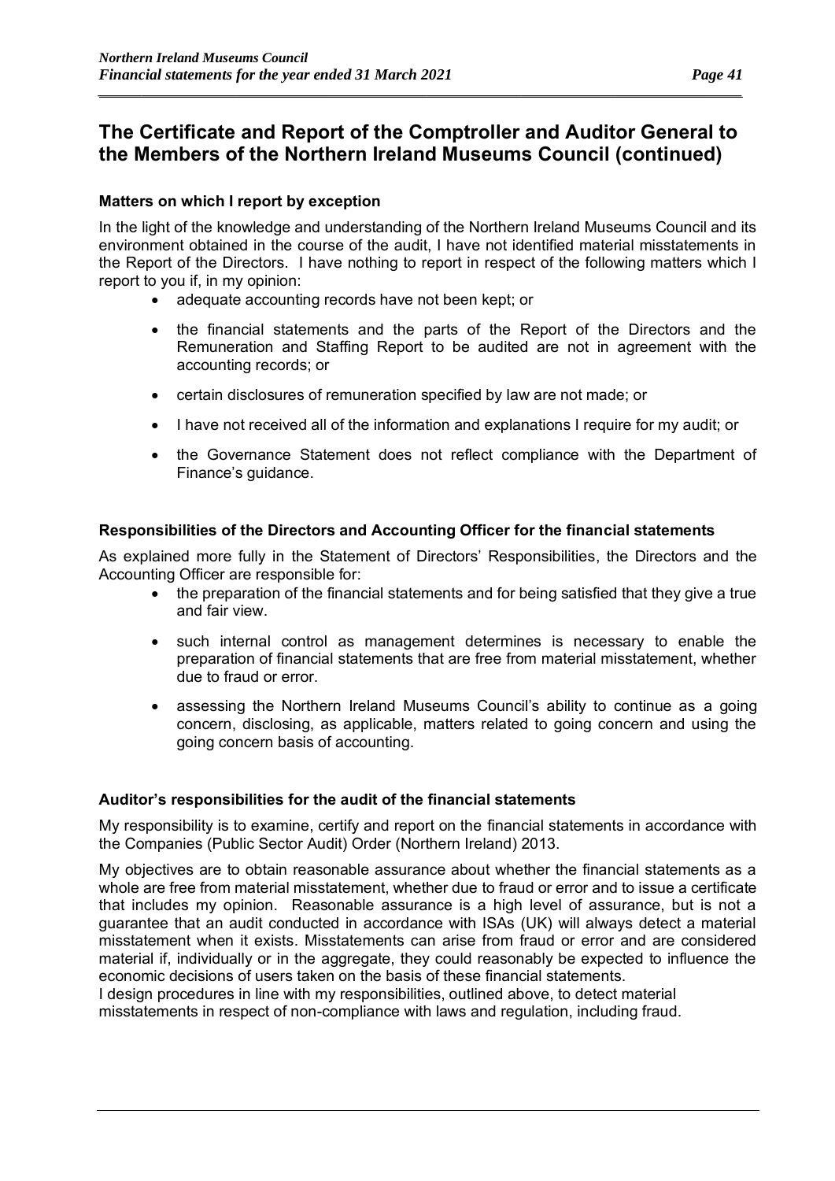## The Certificate and Report of the Comptroller and Auditor General to the Members of the Northern Ireland Museums Council (continued)

### Matters on which I report by exception

In the light of the knowledge and understanding of the Northern Ireland Museums Council and its environment obtained in the course of the audit, I have not identified material misstatements in the Report of the Directors. I have nothing to report in respect of the following matters which I report to you if, in my opinion:

- adequate accounting records have not been kept; or
- the financial statements and the parts of the Report of the Directors and the Remuneration and Staffing Report to be audited are not in agreement with the accounting records; or
- certain disclosures of remuneration specified by law are not made; or
- I have not received all of the information and explanations I require for my audit; or
- the Governance Statement does not reflect compliance with the Department of Finance's guidance.

### Responsibilities of the Directors and Accounting Officer for the financial statements

As explained more fully in the Statement of Directors' Responsibilities, the Directors and the Accounting Officer are responsible for:

- the preparation of the financial statements and for being satisfied that they give a true and fair view.
- such internal control as management determines is necessary to enable the preparation of financial statements that are free from material misstatement, whether due to fraud or error.
- assessing the Northern Ireland Museums Council's ability to continue as a going concern, disclosing, as applicable, matters related to going concern and using the going concern basis of accounting.

### Auditor's responsibilities for the audit of the financial statements

My responsibility is to examine, certify and report on the financial statements in accordance with the Companies (Public Sector Audit) Order (Northern Ireland) 2013.

My objectives are to obtain reasonable assurance about whether the financial statements as a whole are free from material misstatement, whether due to fraud or error and to issue a certificate that includes my opinion. Reasonable assurance is a high level of assurance, but is not a guarantee that an audit conducted in accordance with ISAs (UK) will always detect a material misstatement when it exists. Misstatements can arise from fraud or error and are considered material if, individually or in the aggregate, they could reasonably be expected to influence the economic decisions of users taken on the basis of these financial statements.

I design procedures in line with my responsibilities, outlined above, to detect material misstatements in respect of non-compliance with laws and regulation, including fraud.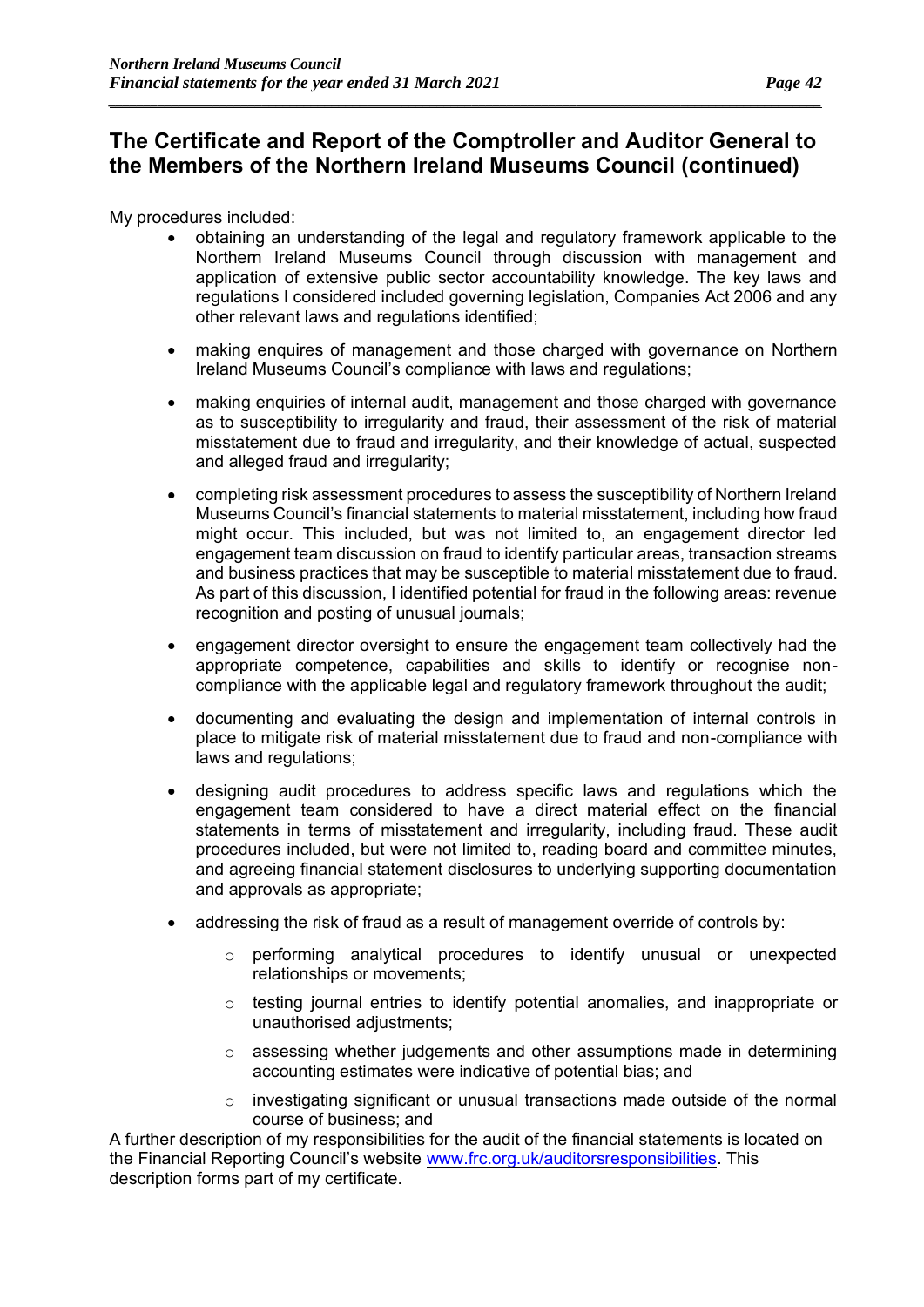## The Certificate and Report of the Comptroller and Auditor General to the Members of the Northern Ireland Museums Council (continued)

My procedures included:

- obtaining an understanding of the legal and regulatory framework applicable to the Northern Ireland Museums Council through discussion with management and application of extensive public sector accountability knowledge. The key laws and regulations I considered included governing legislation, Companies Act 2006 and any other relevant laws and regulations identified;

- making enquires of management and those charged with governance on Northern Ireland Museums Council's compliance with laws and regulations;

- making enquiries of internal audit, management and those charged with governance as to susceptibility to irregularity and fraud, their assessment of the risk of material misstatement due to fraud and irregularity, and their knowledge of actual, suspected and alleged fraud and irregularity;

- completing risk assessment procedures to assess the susceptibility of Northern Ireland Museums Council's financial statements to material misstatement, including how fraud might occur. This included, but was not limited to, an engagement director led engagement team discussion on fraud to identify particular areas, transaction streams and business practices that may be susceptible to material misstatement due to fraud. As part of this discussion, I identified potential for fraud in the following areas: revenue recognition and posting of unusual journals;

- engagement director oversight to ensure the engagement team collectively had the appropriate competence, capabilities and skills to identify or recognise non-compliance with the applicable legal and regulatory framework throughout the audit;

- documenting and evaluating the design and implementation of internal controls in place to mitigate risk of material misstatement due to fraud and non-compliance with laws and regulations;

- designing audit procedures to address specific laws and regulations which the engagement team considered to have a direct material effect on the financial statements in terms of misstatement and irregularity, including fraud. These audit procedures included, but were not limited to, reading board and committee minutes, and agreeing financial statement disclosures to underlying supporting documentation and approvals as appropriate;

- addressing the risk of fraud as a result of management override of controls by:
  - performing analytical procedures to identify unusual or unexpected relationships or movements;
  - testing journal entries to identify potential anomalies, and inappropriate or unauthorised adjustments;
  - assessing whether judgements and other assumptions made in determining accounting estimates were indicative of potential bias; and
  - investigating significant or unusual transactions made outside of the normal course of business; and

A further description of my responsibilities for the audit of the financial statements is located on the Financial Reporting Council's website [www.frc.org.uk/auditorsresponsibilities](http://www.frc.org.uk/auditorsresponsibilities). This description forms part of my certificate.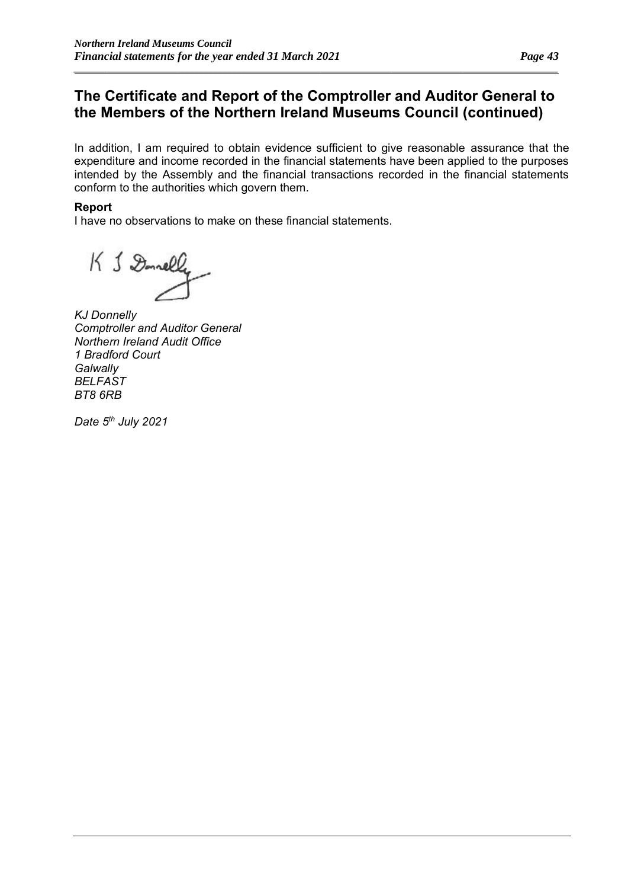## The Certificate and Report of the Comptroller and Auditor General to the Members of the Northern Ireland Museums Council (continued)

In addition, I am required to obtain evidence sufficient to give reasonable assurance that the expenditure and income recorded in the financial statements have been applied to the purposes intended by the Assembly and the financial transactions recorded in the financial statements conform to the authorities which govern them.

**Report**

I have no observations to make on these financial statements.

*KJ Donnelly*
*Comptroller and Auditor General*
*Northern Ireland Audit Office*
*1 Bradford Court*
*Galwally*
*BELFAST*
*BT8 6RB*

*Date 5th July 2021*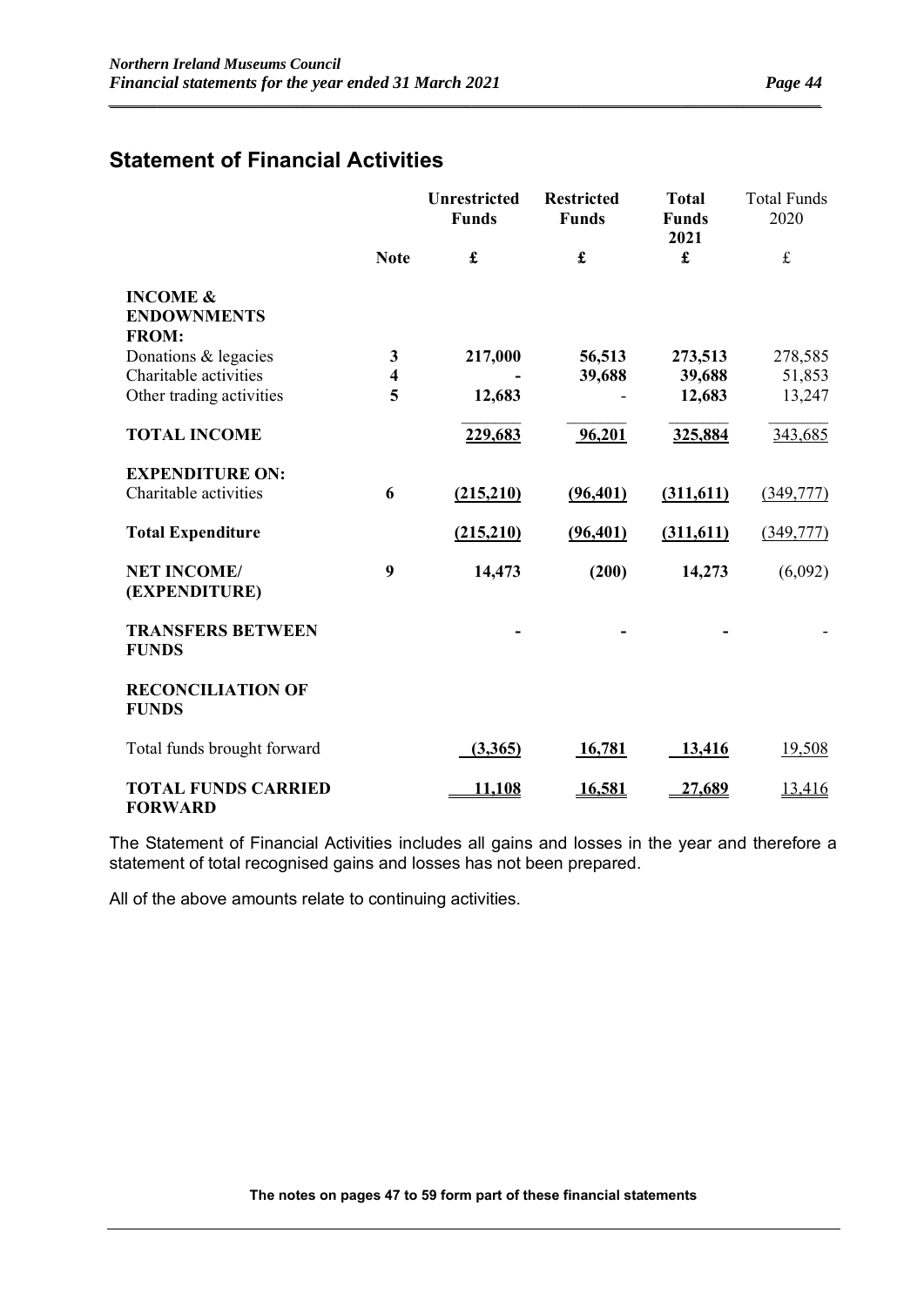## Statement of Financial Activities

| | Note | Unrestricted Funds | Restricted Funds | Total Funds 2021 | Total Funds 2020 |
|---|---|---|---|---|---|
| | | **£** | **£** | **£** | £ |
| **INCOME & ENDOWNMENTS FROM:** | | | | | |
| Donations & legacies | **3** | **217,000** | **56,513** | **273,513** | 278,585 |
| Charitable activities | **4** | **-** | **39,688** | **39,688** | 51,853 |
| Other trading activities | **5** | **12,683** | - | **12,683** | 13,247 |
| **TOTAL INCOME** | | **229,683** | **96,201** | **325,884** | 343,685 |
| **EXPENDITURE ON:** | | | | | |
| Charitable activities | **6** | **(215,210)** | **(96,401)** | **(311,611)** | (349,777) |
| **Total Expenditure** | | **(215,210)** | **(96,401)** | **(311,611)** | (349,777) |
| **NET INCOME/ (EXPENDITURE)** | **9** | **14,473** | **(200)** | **14,273** | (6,092) |
| **TRANSFERS BETWEEN FUNDS** | | **-** | **-** | **-** | - |
| **RECONCILIATION OF FUNDS** | | | | | |
| Total funds brought forward | | **(3,365)** | **16,781** | **13,416** | 19,508 |
| **TOTAL FUNDS CARRIED FORWARD** | | **11,108** | **16,581** | **27,689** | 13,416 |

The Statement of Financial Activities includes all gains and losses in the year and therefore a statement of total recognised gains and losses has not been prepared.

All of the above amounts relate to continuing activities.

**The notes on pages 47 to 59 form part of these financial statements**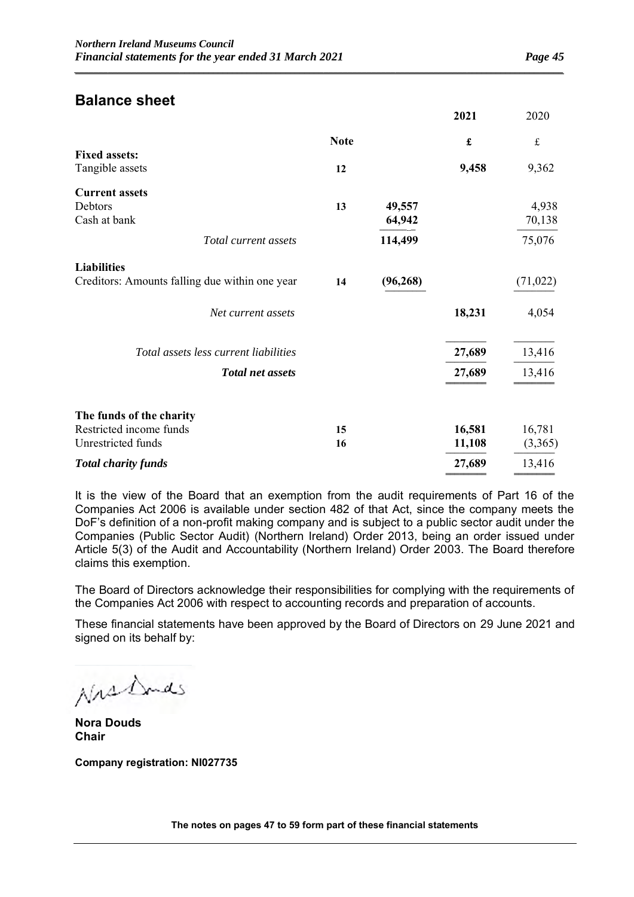## Balance sheet

| | Note | | 2021 | 2020 |
|---|---|---|---|---|
| | | | £ | £ |
| **Fixed assets:** | | | | |
| Tangible assets | 12 | | **9,458** | 9,362 |
| **Current assets** | | | | |
| Debtors | 13 | **49,557** | | 4,938 |
| Cash at bank | | **64,942** | | 70,138 |
| *Total current assets* | | **114,499** | | 75,076 |
| **Liabilities** | | | | |
| Creditors: Amounts falling due within one year | 14 | **(96,268)** | | (71,022) |
| *Net current assets* | | | **18,231** | 4,054 |
| *Total assets less current liabilities* | | | **27,689** | 13,416 |
| ***Total net assets*** | | | **27,689** | 13,416 |
| **The funds of the charity** | | | | |
| Restricted income funds | 15 | | **16,581** | 16,781 |
| Unrestricted funds | 16 | | **11,108** | (3,365) |
| ***Total charity funds*** | | | **27,689** | 13,416 |

It is the view of the Board that an exemption from the audit requirements of Part 16 of the Companies Act 2006 is available under section 482 of that Act, since the company meets the DoF's definition of a non-profit making company and is subject to a public sector audit under the Companies (Public Sector Audit) (Northern Ireland) Order 2013, being an order issued under Article 5(3) of the Audit and Accountability (Northern Ireland) Order 2003. The Board therefore claims this exemption.

The Board of Directors acknowledge their responsibilities for complying with the requirements of the Companies Act 2006 with respect to accounting records and preparation of accounts.

These financial statements have been approved by the Board of Directors on 29 June 2021 and signed on its behalf by:

**Nora Douds**
**Chair**

**Company registration: NI027735**

**The notes on pages 47 to 59 form part of these financial statements**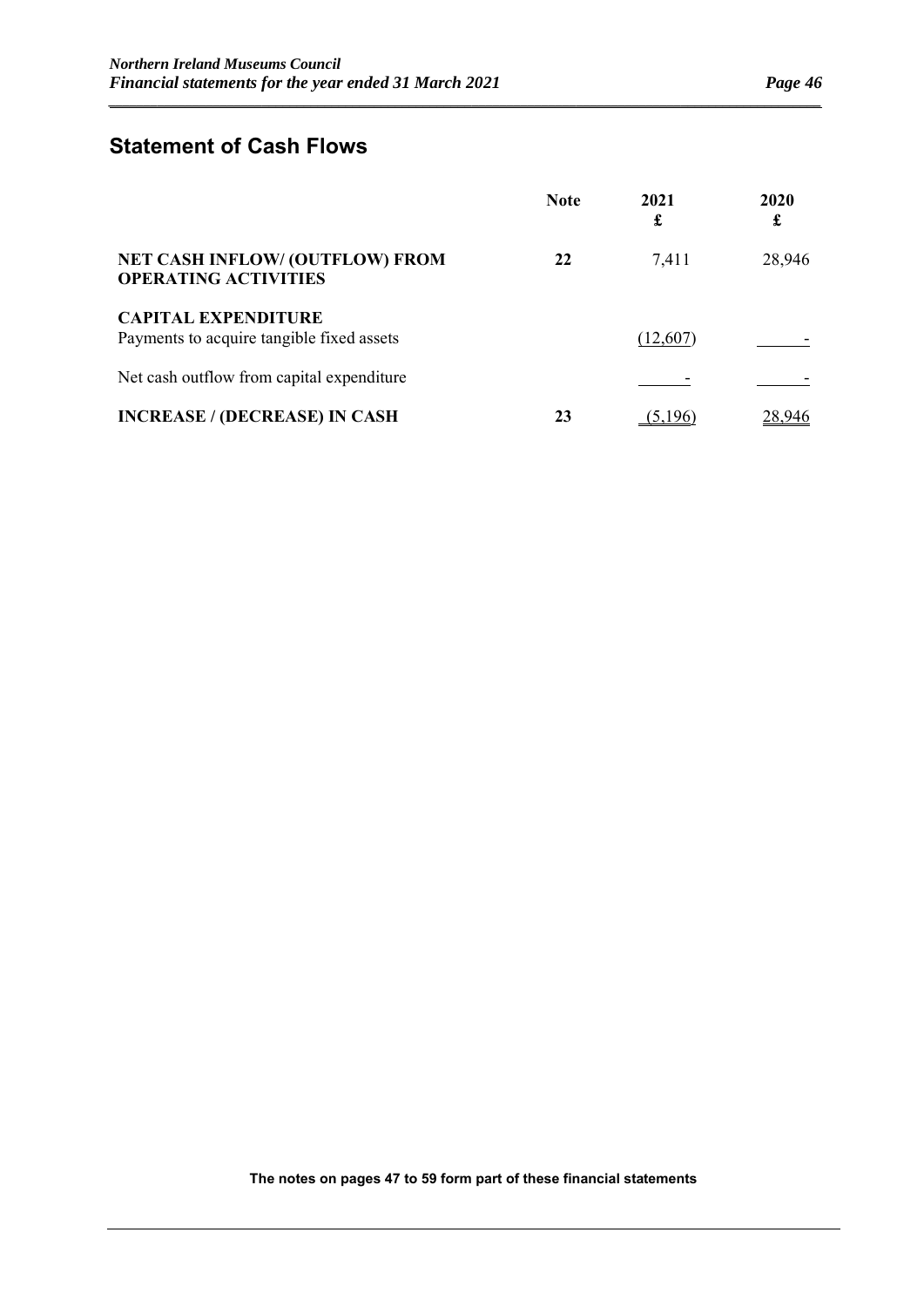## Statement of Cash Flows

| | Note | 2021 £ | 2020 £ |
|---|---|---|---|
| **NET CASH INFLOW/ (OUTFLOW) FROM OPERATING ACTIVITIES** | **22** | 7,411 | 28,946 |
| **CAPITAL EXPENDITURE** | | | |
| Payments to acquire tangible fixed assets | | (12,607) | - |
| Net cash outflow from capital expenditure | | - | - |
| **INCREASE / (DECREASE) IN CASH** | **23** | (5,196) | 28,946 |

**The notes on pages 47 to 59 form part of these financial statements**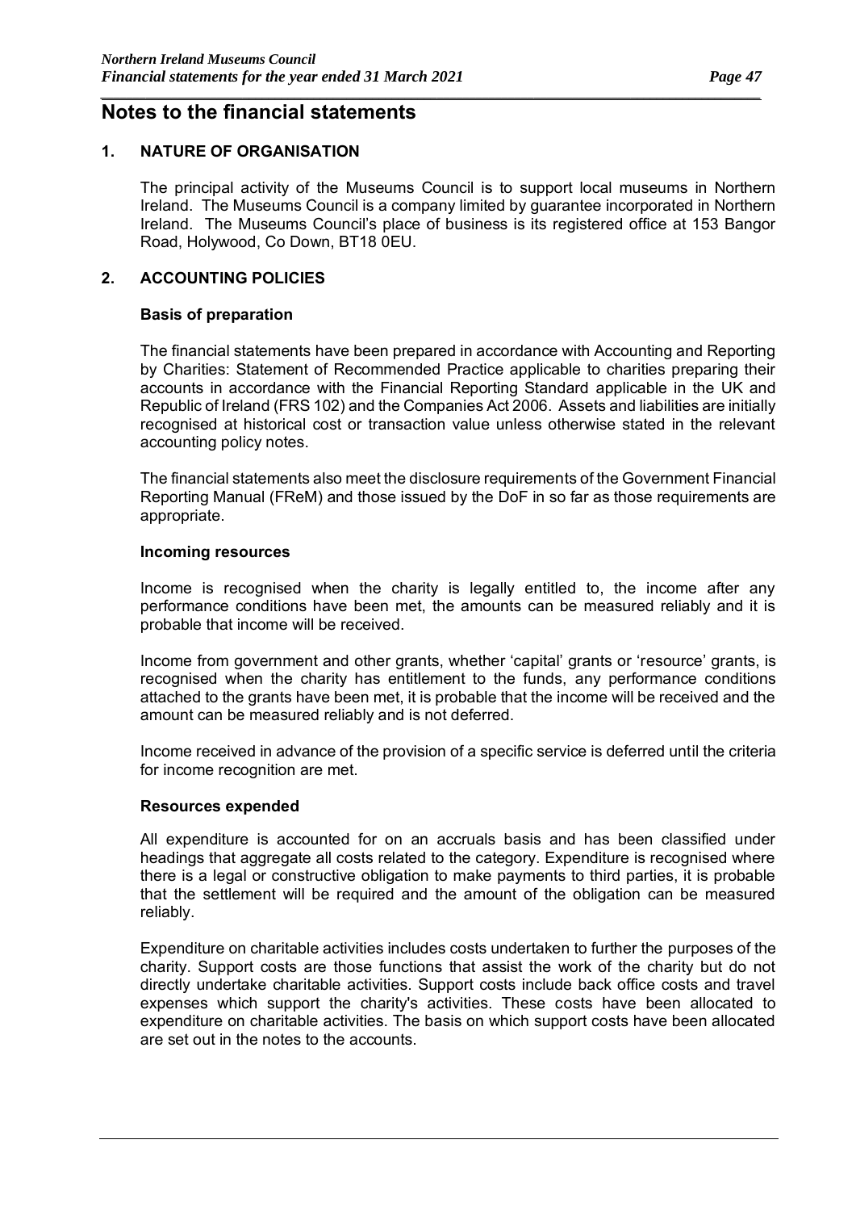# Notes to the financial statements

## 1. NATURE OF ORGANISATION

The principal activity of the Museums Council is to support local museums in Northern Ireland. The Museums Council is a company limited by guarantee incorporated in Northern Ireland. The Museums Council's place of business is its registered office at 153 Bangor Road, Holywood, Co Down, BT18 0EU.

## 2. ACCOUNTING POLICIES

### Basis of preparation

The financial statements have been prepared in accordance with Accounting and Reporting by Charities: Statement of Recommended Practice applicable to charities preparing their accounts in accordance with the Financial Reporting Standard applicable in the UK and Republic of Ireland (FRS 102) and the Companies Act 2006. Assets and liabilities are initially recognised at historical cost or transaction value unless otherwise stated in the relevant accounting policy notes.

The financial statements also meet the disclosure requirements of the Government Financial Reporting Manual (FReM) and those issued by the DoF in so far as those requirements are appropriate.

### Incoming resources

Income is recognised when the charity is legally entitled to, the income after any performance conditions have been met, the amounts can be measured reliably and it is probable that income will be received.

Income from government and other grants, whether 'capital' grants or 'resource' grants, is recognised when the charity has entitlement to the funds, any performance conditions attached to the grants have been met, it is probable that the income will be received and the amount can be measured reliably and is not deferred.

Income received in advance of the provision of a specific service is deferred until the criteria for income recognition are met.

### Resources expended

All expenditure is accounted for on an accruals basis and has been classified under headings that aggregate all costs related to the category. Expenditure is recognised where there is a legal or constructive obligation to make payments to third parties, it is probable that the settlement will be required and the amount of the obligation can be measured reliably.

Expenditure on charitable activities includes costs undertaken to further the purposes of the charity. Support costs are those functions that assist the work of the charity but do not directly undertake charitable activities. Support costs include back office costs and travel expenses which support the charity's activities. These costs have been allocated to expenditure on charitable activities. The basis on which support costs have been allocated are set out in the notes to the accounts.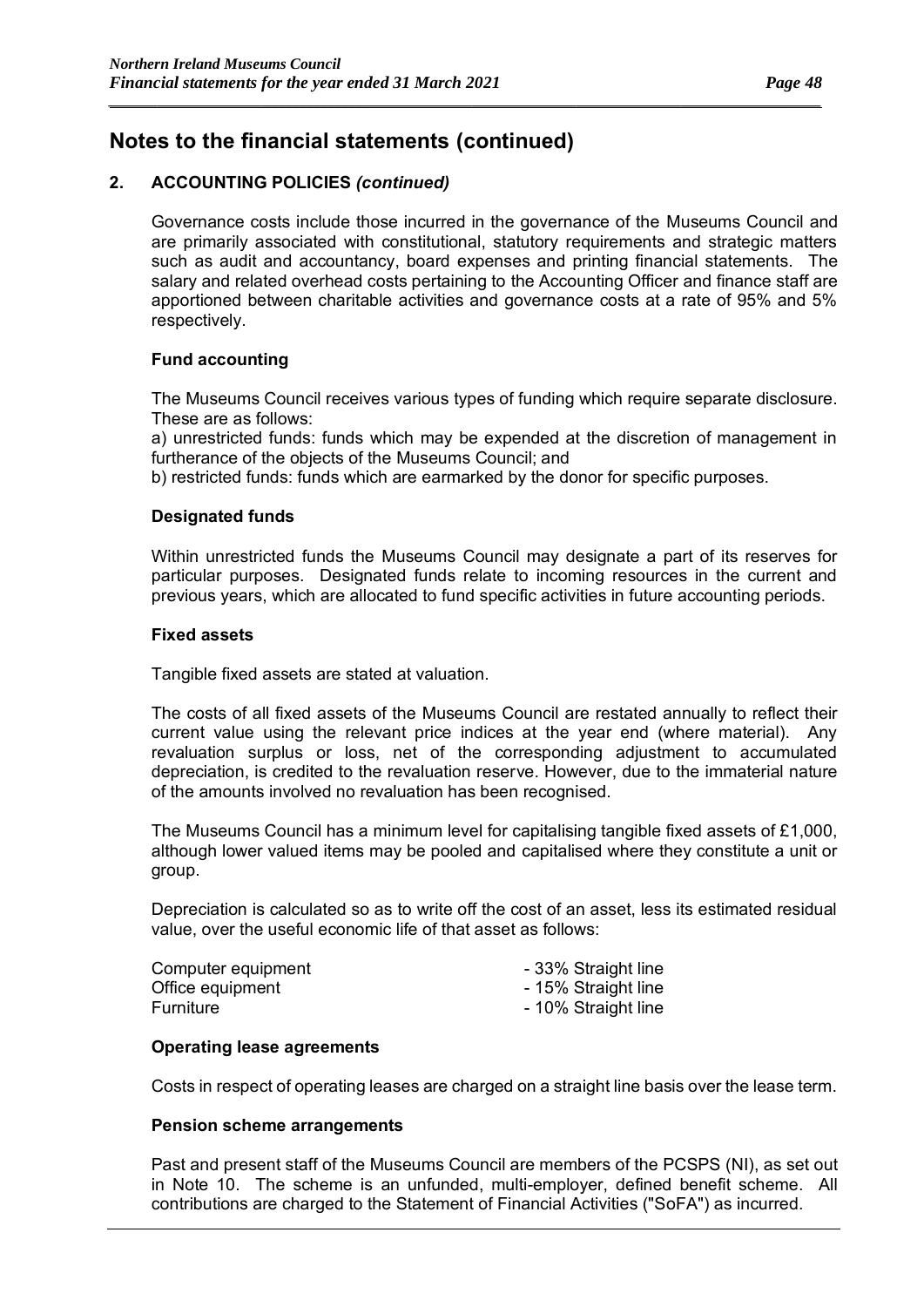# Notes to the financial statements (continued)

## 2. ACCOUNTING POLICIES *(continued)*

Governance costs include those incurred in the governance of the Museums Council and are primarily associated with constitutional, statutory requirements and strategic matters such as audit and accountancy, board expenses and printing financial statements. The salary and related overhead costs pertaining to the Accounting Officer and finance staff are apportioned between charitable activities and governance costs at a rate of 95% and 5% respectively.

### Fund accounting

The Museums Council receives various types of funding which require separate disclosure. These are as follows:

a) unrestricted funds: funds which may be expended at the discretion of management in furtherance of the objects of the Museums Council; and

b) restricted funds: funds which are earmarked by the donor for specific purposes.

### Designated funds

Within unrestricted funds the Museums Council may designate a part of its reserves for particular purposes. Designated funds relate to incoming resources in the current and previous years, which are allocated to fund specific activities in future accounting periods.

### Fixed assets

Tangible fixed assets are stated at valuation.

The costs of all fixed assets of the Museums Council are restated annually to reflect their current value using the relevant price indices at the year end (where material). Any revaluation surplus or loss, net of the corresponding adjustment to accumulated depreciation, is credited to the revaluation reserve. However, due to the immaterial nature of the amounts involved no revaluation has been recognised.

The Museums Council has a minimum level for capitalising tangible fixed assets of £1,000, although lower valued items may be pooled and capitalised where they constitute a unit or group.

Depreciation is calculated so as to write off the cost of an asset, less its estimated residual value, over the useful economic life of that asset as follows:

| | |
|---|---|
| Computer equipment | - 33% Straight line |
| Office equipment | - 15% Straight line |
| Furniture | - 10% Straight line |

### Operating lease agreements

Costs in respect of operating leases are charged on a straight line basis over the lease term.

### Pension scheme arrangements

Past and present staff of the Museums Council are members of the PCSPS (NI), as set out in Note 10. The scheme is an unfunded, multi-employer, defined benefit scheme. All contributions are charged to the Statement of Financial Activities ("SoFA") as incurred.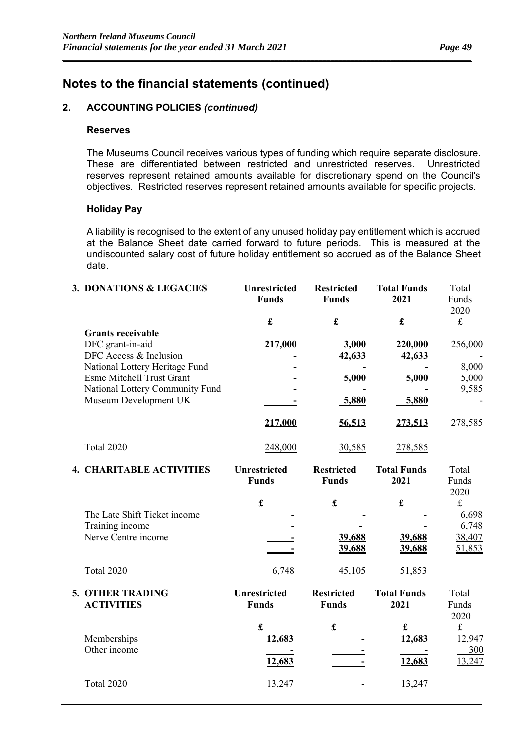# Notes to the financial statements (continued)

## 2. ACCOUNTING POLICIES *(continued)*

### Reserves

The Museums Council receives various types of funding which require separate disclosure. These are differentiated between restricted and unrestricted reserves. Unrestricted reserves represent retained amounts available for discretionary spend on the Council's objectives. Restricted reserves represent retained amounts available for specific projects.

### Holiday Pay

A liability is recognised to the extent of any unused holiday pay entitlement which is accrued at the Balance Sheet date carried forward to future periods. This is measured at the undiscounted salary cost of future holiday entitlement so accrued as of the Balance Sheet date.

## 3. DONATIONS & LEGACIES

| | Unrestricted Funds | Restricted Funds | Total Funds 2021 | Total Funds 2020 |
|---|---|---|---|---|
| | £ | £ | £ | £ |
| **Grants receivable** | | | | |
| DFC grant-in-aid | **217,000** | **3,000** | **220,000** | 256,000 |
| DFC Access & Inclusion | **-** | **42,633** | **42,633** | - |
| National Lottery Heritage Fund | **-** | **-** | **-** | 8,000 |
| Esme Mitchell Trust Grant | **-** | **5,000** | **5,000** | 5,000 |
| National Lottery Community Fund | **-** | **-** | **-** | 9,585 |
| Museum Development UK | **-** | **5,880** | **5,880** | - |
| | **217,000** | **56,513** | **273,513** | 278,585 |
| Total 2020 | 248,000 | 30,585 | 278,585 | |

## 4. CHARITABLE ACTIVITIES

| | Unrestricted Funds | Restricted Funds | Total Funds 2021 | Total Funds 2020 |
|---|---|---|---|---|
| | £ | £ | £ | £ |
| The Late Shift Ticket income | **-** | **-** | - | 6,698 |
| Training income | **-** | **-** | **-** | 6,748 |
| Nerve Centre income | **-** | **39,688** | **39,688** | 38,407 |
| | **-** | **39,688** | **39,688** | 51,853 |
| Total 2020 | 6,748 | 45,105 | 51,853 | |

## 5. OTHER TRADING ACTIVITIES

| | Unrestricted Funds | Restricted Funds | Total Funds 2021 | Total Funds 2020 |
|---|---|---|---|---|
| | £ | £ | £ | £ |
| Memberships | **12,683** | **-** | **12,683** | 12,947 |
| Other income | **-** | **-** | **-** | 300 |
| | **12,683** | **-** | **12,683** | 13,247 |
| Total 2020 | 13,247 | - | 13,247 | |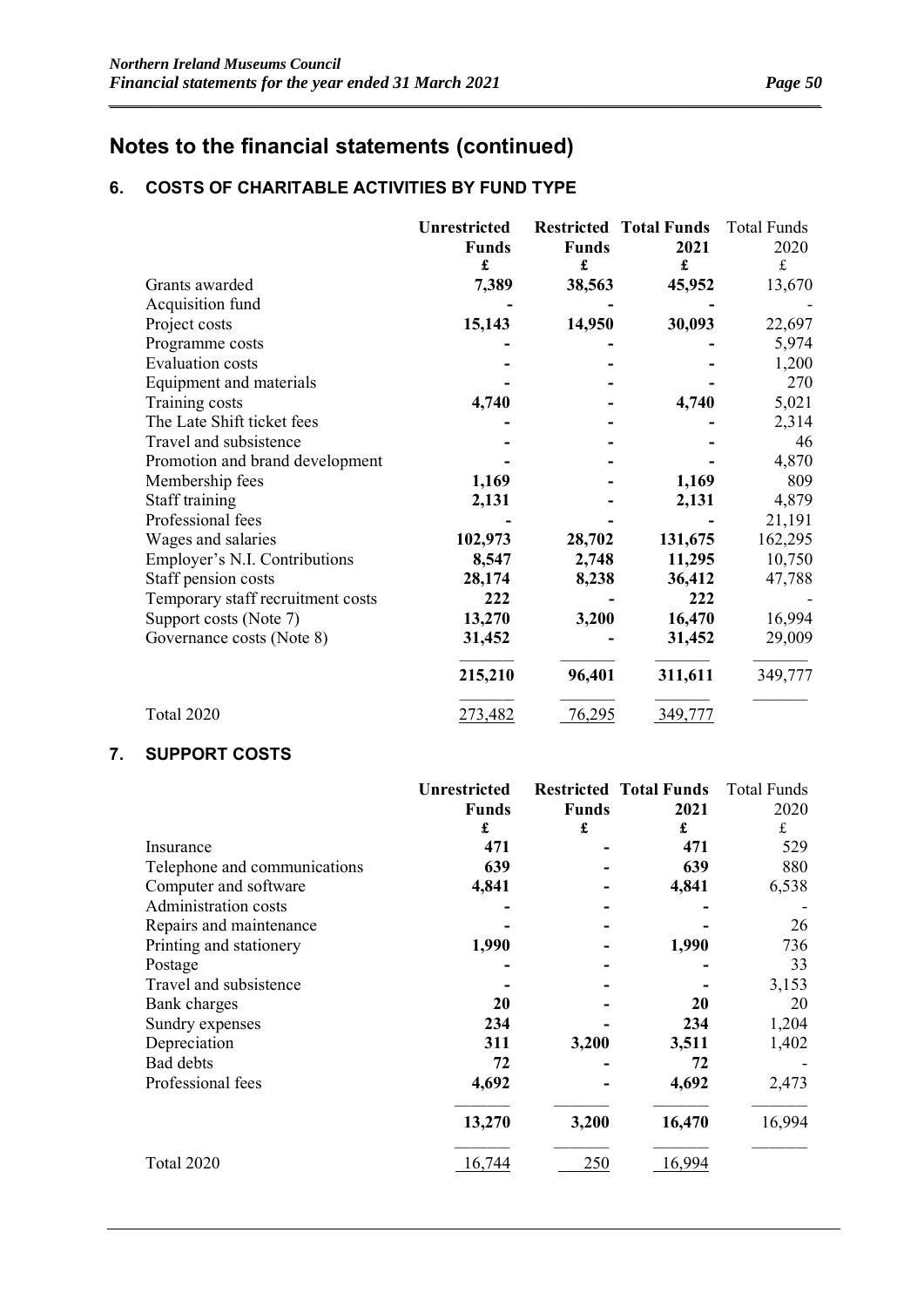# Notes to the financial statements (continued)

## 6. COSTS OF CHARITABLE ACTIVITIES BY FUND TYPE

| | Unrestricted Funds | Restricted Funds | Total Funds 2021 | Total Funds 2020 |
|---|---|---|---|---|
| | £ | £ | £ | £ |
| Grants awarded | **7,389** | **38,563** | **45,952** | 13,670 |
| Acquisition fund | **-** | **-** | **-** | - |
| Project costs | **15,143** | **14,950** | **30,093** | 22,697 |
| Programme costs | **-** | **-** | **-** | 5,974 |
| Evaluation costs | **-** | **-** | **-** | 1,200 |
| Equipment and materials | **-** | **-** | **-** | 270 |
| Training costs | **4,740** | **-** | **4,740** | 5,021 |
| The Late Shift ticket fees | **-** | **-** | **-** | 2,314 |
| Travel and subsistence | **-** | **-** | **-** | 46 |
| Promotion and brand development | **-** | **-** | **-** | 4,870 |
| Membership fees | **1,169** | **-** | **1,169** | 809 |
| Staff training | **2,131** | **-** | **2,131** | 4,879 |
| Professional fees | **-** | **-** | **-** | 21,191 |
| Wages and salaries | **102,973** | **28,702** | **131,675** | 162,295 |
| Employer's N.I. Contributions | **8,547** | **2,748** | **11,295** | 10,750 |
| Staff pension costs | **28,174** | **8,238** | **36,412** | 47,788 |
| Temporary staff recruitment costs | **222** | **-** | **222** | - |
| Support costs (Note 7) | **13,270** | **3,200** | **16,470** | 16,994 |
| Governance costs (Note 8) | **31,452** | **-** | **31,452** | 29,009 |
| | **215,210** | **96,401** | **311,611** | 349,777 |
| Total 2020 | 273,482 | 76,295 | 349,777 | |

## 7. SUPPORT COSTS

| | Unrestricted Funds | Restricted Funds | Total Funds 2021 | Total Funds 2020 |
|---|---|---|---|---|
| | £ | £ | £ | £ |
| Insurance | **471** | **-** | **471** | 529 |
| Telephone and communications | **639** | **-** | **639** | 880 |
| Computer and software | **4,841** | **-** | **4,841** | 6,538 |
| Administration costs | **-** | **-** | **-** | - |
| Repairs and maintenance | **-** | **-** | **-** | 26 |
| Printing and stationery | **1,990** | **-** | **1,990** | 736 |
| Postage | **-** | **-** | **-** | 33 |
| Travel and subsistence | **-** | **-** | **-** | 3,153 |
| Bank charges | **20** | **-** | **20** | 20 |
| Sundry expenses | **234** | **-** | **234** | 1,204 |
| Depreciation | **311** | **3,200** | **3,511** | 1,402 |
| Bad debts | **72** | **-** | **72** | - |
| Professional fees | **4,692** | **-** | **4,692** | 2,473 |
| | **13,270** | **3,200** | **16,470** | 16,994 |
| Total 2020 | 16,744 | 250 | 16,994 | |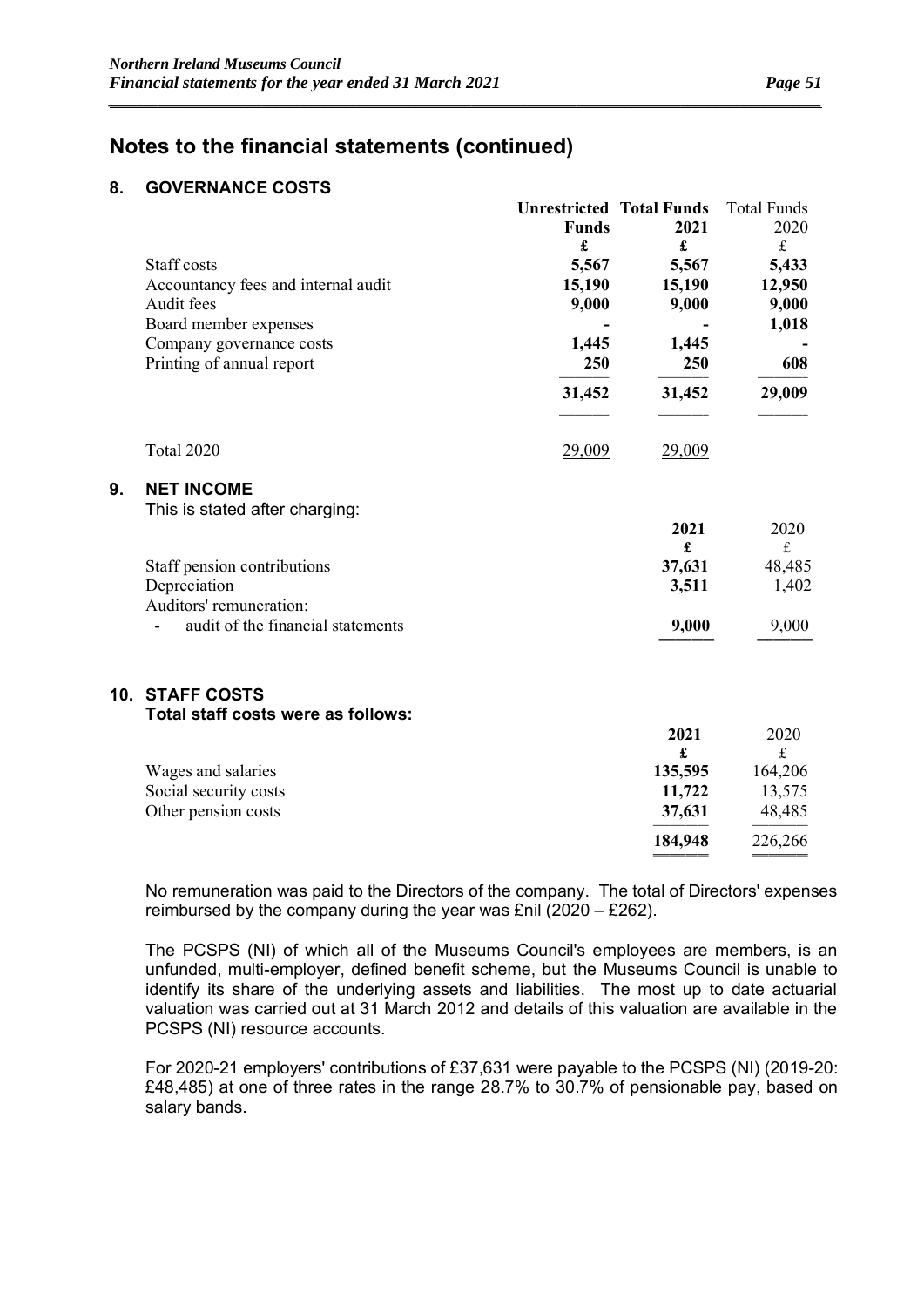# Notes to the financial statements (continued)

## 8. GOVERNANCE COSTS

| | Unrestricted Funds | Total Funds 2021 | Total Funds 2020 |
|---|---|---|---|
| | £ | £ | £ |
| Staff costs | 5,567 | 5,567 | 5,433 |
| Accountancy fees and internal audit | 15,190 | 15,190 | 12,950 |
| Audit fees | 9,000 | 9,000 | 9,000 |
| Board member expenses | - | - | 1,018 |
| Company governance costs | 1,445 | 1,445 | - |
| Printing of annual report | 250 | 250 | 608 |
| | 31,452 | 31,452 | 29,009 |
| Total 2020 | 29,009 | 29,009 | |

## 9. NET INCOME

This is stated after charging:

| | 2021 | 2020 |
|---|---|---|
| | £ | £ |
| Staff pension contributions | 37,631 | 48,485 |
| Depreciation | 3,511 | 1,402 |
| Auditors' remuneration: | | |
| - audit of the financial statements | 9,000 | 9,000 |

## 10. STAFF COSTS

**Total staff costs were as follows:**

| | 2021 | 2020 |
|---|---|---|
| | £ | £ |
| Wages and salaries | 135,595 | 164,206 |
| Social security costs | 11,722 | 13,575 |
| Other pension costs | 37,631 | 48,485 |
| | 184,948 | 226,266 |

No remuneration was paid to the Directors of the company. The total of Directors' expenses reimbursed by the company during the year was £nil (2020 – £262).

The PCSPS (NI) of which all of the Museums Council's employees are members, is an unfunded, multi-employer, defined benefit scheme, but the Museums Council is unable to identify its share of the underlying assets and liabilities. The most up to date actuarial valuation was carried out at 31 March 2012 and details of this valuation are available in the PCSPS (NI) resource accounts.

For 2020-21 employers' contributions of £37,631 were payable to the PCSPS (NI) (2019-20: £48,485) at one of three rates in the range 28.7% to 30.7% of pensionable pay, based on salary bands.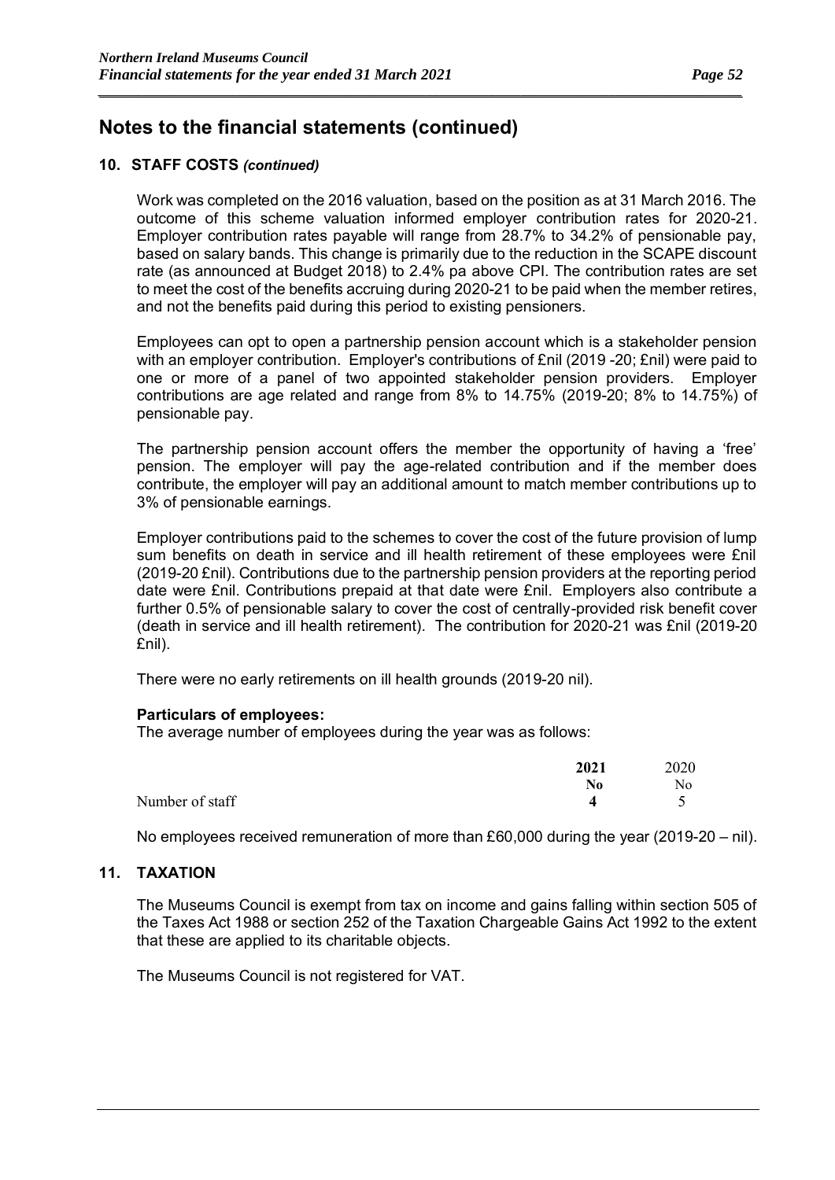# Notes to the financial statements (continued)

## 10. STAFF COSTS *(continued)*

Work was completed on the 2016 valuation, based on the position as at 31 March 2016. The outcome of this scheme valuation informed employer contribution rates for 2020-21. Employer contribution rates payable will range from 28.7% to 34.2% of pensionable pay, based on salary bands. This change is primarily due to the reduction in the SCAPE discount rate (as announced at Budget 2018) to 2.4% pa above CPI. The contribution rates are set to meet the cost of the benefits accruing during 2020-21 to be paid when the member retires, and not the benefits paid during this period to existing pensioners.

Employees can opt to open a partnership pension account which is a stakeholder pension with an employer contribution. Employer's contributions of £nil (2019 -20; £nil) were paid to one or more of a panel of two appointed stakeholder pension providers. Employer contributions are age related and range from 8% to 14.75% (2019-20; 8% to 14.75%) of pensionable pay.

The partnership pension account offers the member the opportunity of having a 'free' pension. The employer will pay the age-related contribution and if the member does contribute, the employer will pay an additional amount to match member contributions up to 3% of pensionable earnings.

Employer contributions paid to the schemes to cover the cost of the future provision of lump sum benefits on death in service and ill health retirement of these employees were £nil (2019-20 £nil). Contributions due to the partnership pension providers at the reporting period date were £nil. Contributions prepaid at that date were £nil. Employers also contribute a further 0.5% of pensionable salary to cover the cost of centrally-provided risk benefit cover (death in service and ill health retirement). The contribution for 2020-21 was £nil (2019-20 £nil).

There were no early retirements on ill health grounds (2019-20 nil).

**Particulars of employees:**

The average number of employees during the year was as follows:

| | **2021** | 2020 |
|---|---|---|
| | **No** | No |
| Number of staff | **4** | 5 |

No employees received remuneration of more than £60,000 during the year (2019-20 – nil).

## 11. TAXATION

The Museums Council is exempt from tax on income and gains falling within section 505 of the Taxes Act 1988 or section 252 of the Taxation Chargeable Gains Act 1992 to the extent that these are applied to its charitable objects.

The Museums Council is not registered for VAT.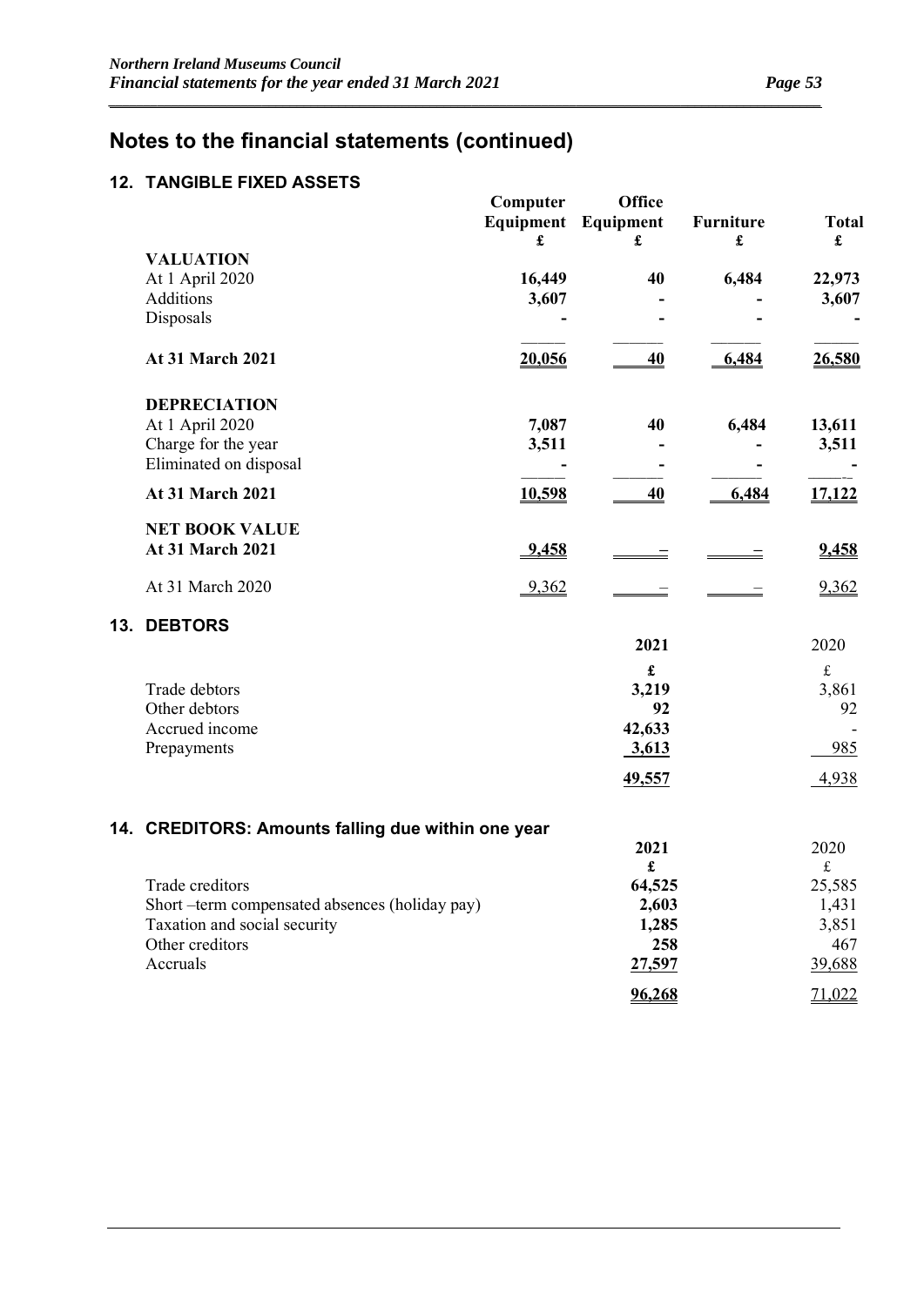# Notes to the financial statements (continued)

## 12. TANGIBLE FIXED ASSETS

| | Computer Equipment £ | Office Equipment £ | Furniture £ | Total £ |
|---|---|---|---|---|
| **VALUATION** | | | | |
| At 1 April 2020 | **16,449** | **40** | **6,484** | **22,973** |
| Additions | **3,607** | **-** | **-** | **3,607** |
| Disposals | **-** | **-** | **-** | **-** |
| **At 31 March 2021** | **20,056** | **40** | **6,484** | **26,580** |
| **DEPRECIATION** | | | | |
| At 1 April 2020 | **7,087** | **40** | **6,484** | **13,611** |
| Charge for the year | **3,511** | **-** | **-** | **3,511** |
| Eliminated on disposal | **-** | **-** | **-** | **-** |
| **At 31 March 2021** | **10,598** | **40** | **6,484** | **17,122** |
| **NET BOOK VALUE** | | | | |
| **At 31 March 2021** | **9,458** | **-** | **-** | **9,458** |
| At 31 March 2020 | 9,362 | - | - | 9,362 |

## 13. DEBTORS

| | 2021 | 2020 |
|---|---|---|
| | £ | £ |
| Trade debtors | **3,219** | 3,861 |
| Other debtors | **92** | 92 |
| Accrued income | **42,633** | - |
| Prepayments | **3,613** | 985 |
| | **49,557** | 4,938 |

## 14. CREDITORS: Amounts falling due within one year

| | 2021 | 2020 |
|---|---|---|
| | £ | £ |
| Trade creditors | **64,525** | 25,585 |
| Short –term compensated absences (holiday pay) | **2,603** | 1,431 |
| Taxation and social security | **1,285** | 3,851 |
| Other creditors | **258** | 467 |
| Accruals | **27,597** | 39,688 |
| | **96,268** | 71,022 |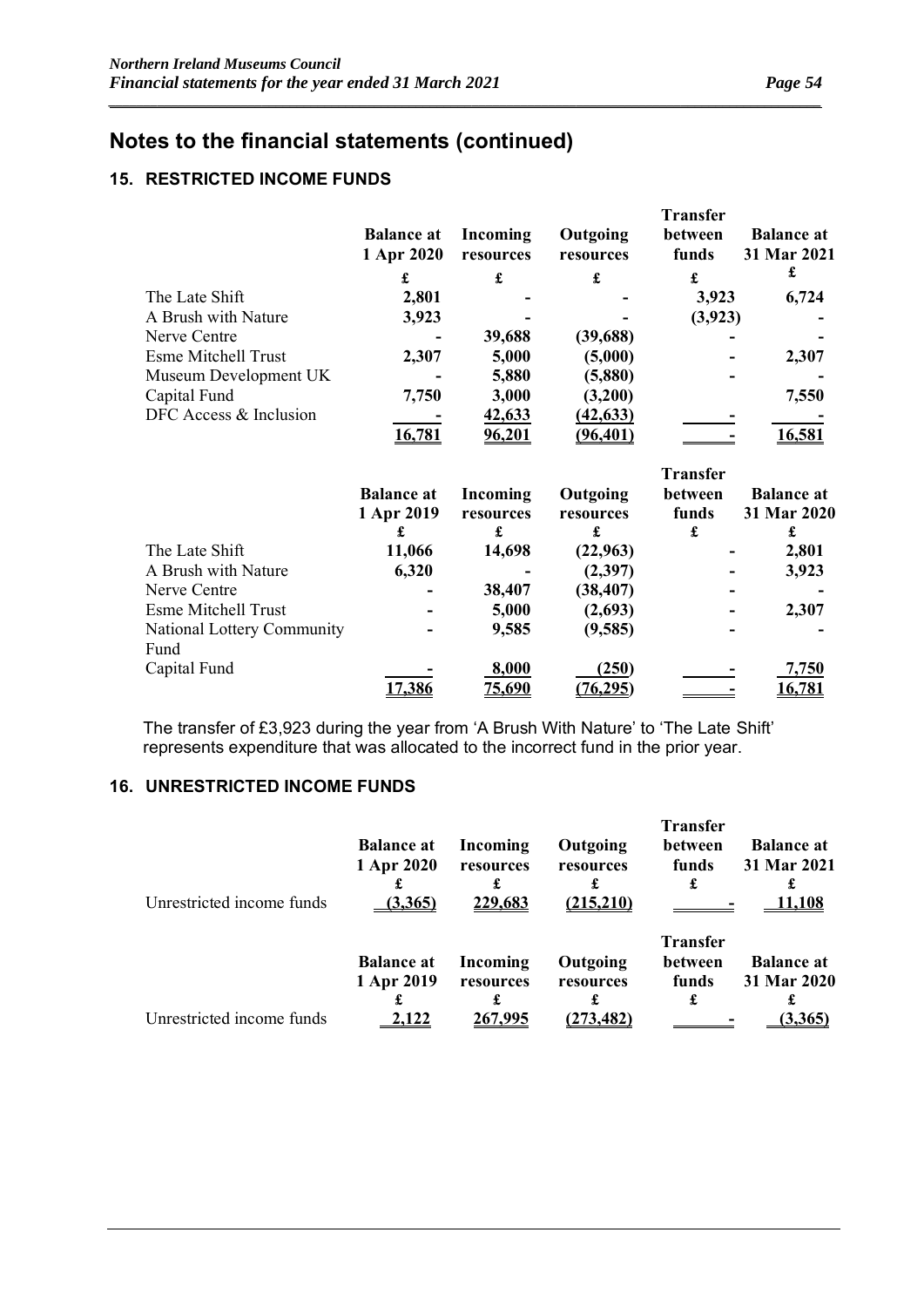## Notes to the financial statements (continued)

### 15. RESTRICTED INCOME FUNDS

| | Balance at 1 Apr 2020 | Incoming resources | Outgoing resources | Transfer between funds | Balance at 31 Mar 2021 |
|---|---|---|---|---|---|
| | £ | £ | £ | £ | £ |
| The Late Shift | 2,801 | - | - | 3,923 | 6,724 |
| A Brush with Nature | 3,923 | - | - | (3,923) | - |
| Nerve Centre | - | 39,688 | (39,688) | - | - |
| Esme Mitchell Trust | 2,307 | 5,000 | (5,000) | - | 2,307 |
| Museum Development UK | - | 5,880 | (5,880) | - | - |
| Capital Fund | 7,750 | 3,000 | (3,200) | | 7,550 |
| DFC Access & Inclusion | - | 42,633 | (42,633) | - | - |
| | 16,781 | 96,201 | (96,401) | - | 16,581 |

| | Balance at 1 Apr 2019 | Incoming resources | Outgoing resources | Transfer between funds | Balance at 31 Mar 2020 |
|---|---|---|---|---|---|
| | £ | £ | £ | £ | £ |
| The Late Shift | 11,066 | 14,698 | (22,963) | - | 2,801 |
| A Brush with Nature | 6,320 | - | (2,397) | - | 3,923 |
| Nerve Centre | - | 38,407 | (38,407) | - | - |
| Esme Mitchell Trust | - | 5,000 | (2,693) | - | 2,307 |
| National Lottery Community Fund | - | 9,585 | (9,585) | - | - |
| Capital Fund | - | 8,000 | (250) | - | 7,750 |
| | 17,386 | 75,690 | (76,295) | - | 16,781 |

The transfer of £3,923 during the year from 'A Brush With Nature' to 'The Late Shift' represents expenditure that was allocated to the incorrect fund in the prior year.

### 16. UNRESTRICTED INCOME FUNDS

| | Balance at 1 Apr 2020 | Incoming resources | Outgoing resources | Transfer between funds | Balance at 31 Mar 2021 |
|---|---|---|---|---|---|
| | £ | £ | £ | £ | £ |
| Unrestricted income funds | (3,365) | 229,683 | (215,210) | - | 11,108 |

| | Balance at 1 Apr 2019 | Incoming resources | Outgoing resources | Transfer between funds | Balance at 31 Mar 2020 |
|---|---|---|---|---|---|
| | £ | £ | £ | £ | £ |
| Unrestricted income funds | 2,122 | 267,995 | (273,482) | - | (3,365) |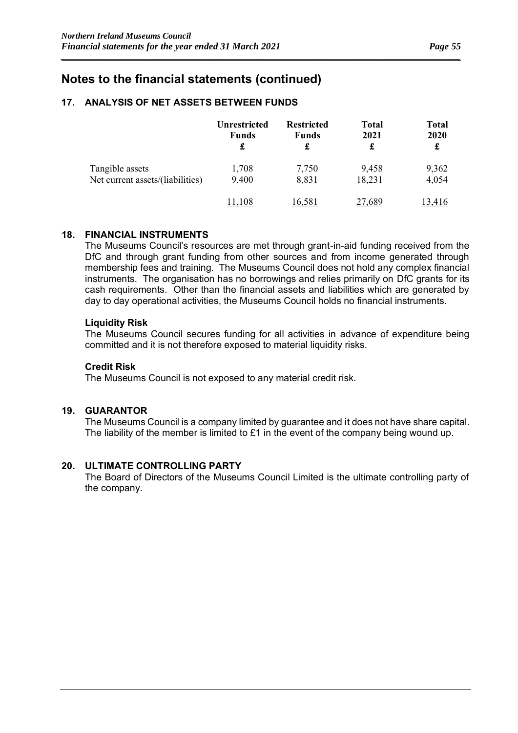# Notes to the financial statements (continued)

## 17. ANALYSIS OF NET ASSETS BETWEEN FUNDS

| | Unrestricted Funds £ | Restricted Funds £ | Total 2021 £ | Total 2020 £ |
|---|---|---|---|---|
| Tangible assets | 1,708 | 7,750 | 9,458 | 9,362 |
| Net current assets/(liabilities) | 9,400 | 8,831 | 18,231 | 4,054 |
| | 11,108 | 16,581 | 27,689 | 13,416 |

## 18. FINANCIAL INSTRUMENTS

The Museums Council's resources are met through grant-in-aid funding received from the DfC and through grant funding from other sources and from income generated through membership fees and training. The Museums Council does not hold any complex financial instruments. The organisation has no borrowings and relies primarily on DfC grants for its cash requirements. Other than the financial assets and liabilities which are generated by day to day operational activities, the Museums Council holds no financial instruments.

### Liquidity Risk

The Museums Council secures funding for all activities in advance of expenditure being committed and it is not therefore exposed to material liquidity risks.

### Credit Risk

The Museums Council is not exposed to any material credit risk.

## 19. GUARANTOR

The Museums Council is a company limited by guarantee and it does not have share capital. The liability of the member is limited to £1 in the event of the company being wound up.

## 20. ULTIMATE CONTROLLING PARTY

The Board of Directors of the Museums Council Limited is the ultimate controlling party of the company.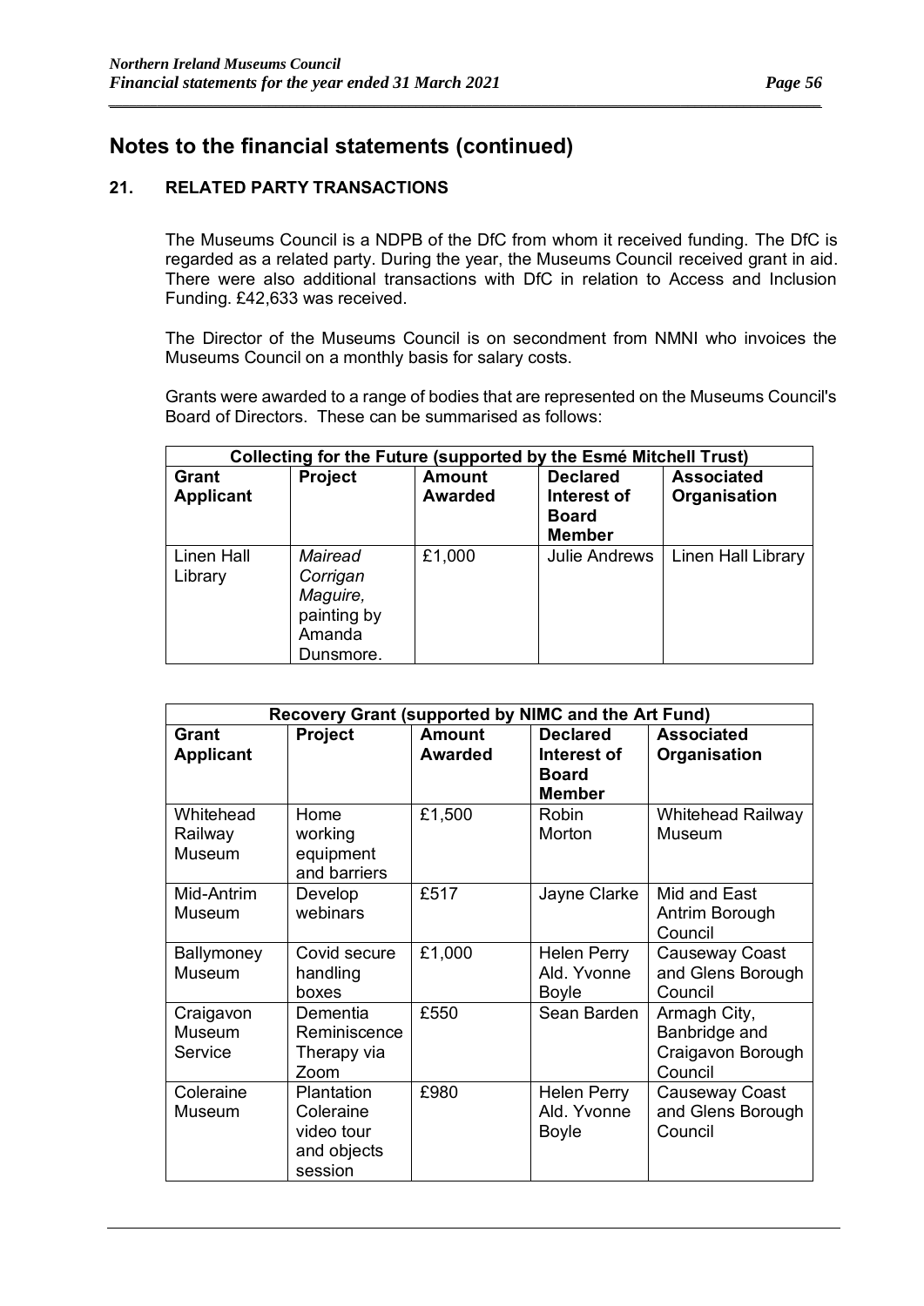# Notes to the financial statements (continued)

## 21. RELATED PARTY TRANSACTIONS

The Museums Council is a NDPB of the DfC from whom it received funding. The DfC is regarded as a related party. During the year, the Museums Council received grant in aid. There were also additional transactions with DfC in relation to Access and Inclusion Funding. £42,633 was received.

The Director of the Museums Council is on secondment from NMNI who invoices the Museums Council on a monthly basis for salary costs.

Grants were awarded to a range of bodies that are represented on the Museums Council's Board of Directors. These can be summarised as follows:

| Collecting for the Future (supported by the Esmé Mitchell Trust) | | | | |
|---|---|---|---|---|
| **Grant Applicant** | **Project** | **Amount Awarded** | **Declared Interest of Board Member** | **Associated Organisation** |
| Linen Hall Library | *Mairead Corrigan Maguire,* painting by Amanda Dunsmore. | £1,000 | Julie Andrews | Linen Hall Library |

| Recovery Grant (supported by NIMC and the Art Fund) | | | | |
|---|---|---|---|---|
| **Grant Applicant** | **Project** | **Amount Awarded** | **Declared Interest of Board Member** | **Associated Organisation** |
| Whitehead Railway Museum | Home working equipment and barriers | £1,500 | Robin Morton | Whitehead Railway Museum |
| Mid-Antrim Museum | Develop webinars | £517 | Jayne Clarke | Mid and East Antrim Borough Council |
| Ballymoney Museum | Covid secure handling boxes | £1,000 | Helen Perry Ald. Yvonne Boyle | Causeway Coast and Glens Borough Council |
| Craigavon Museum Service | Dementia Reminiscence Therapy via Zoom | £550 | Sean Barden | Armagh City, Banbridge and Craigavon Borough Council |
| Coleraine Museum | Plantation Coleraine video tour and objects session | £980 | Helen Perry Ald. Yvonne Boyle | Causeway Coast and Glens Borough Council |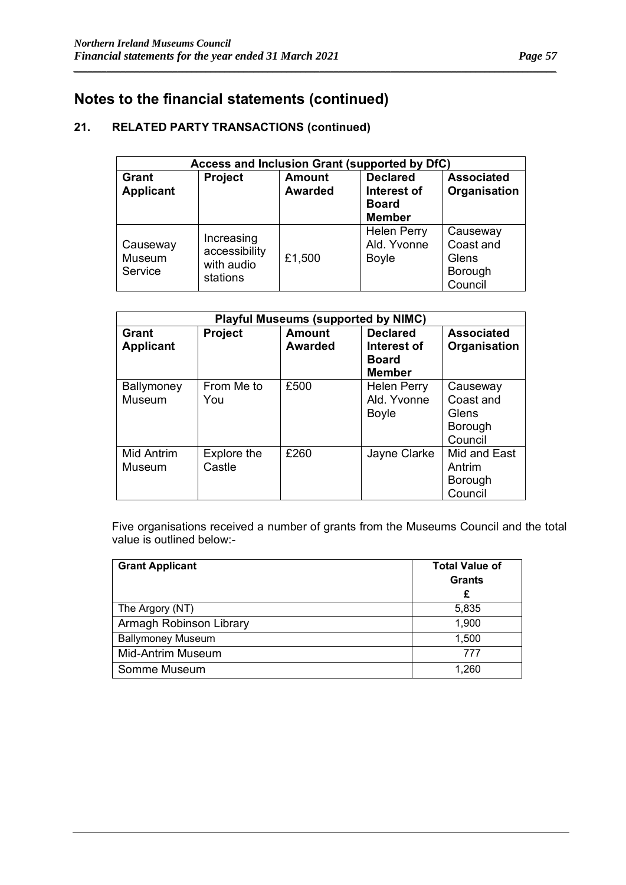# Notes to the financial statements (continued)

## 21. RELATED PARTY TRANSACTIONS (continued)

| Access and Inclusion Grant (supported by DfC) | | | | |
|---|---|---|---|---|
| **Grant Applicant** | **Project** | **Amount Awarded** | **Declared Interest of Board Member** | **Associated Organisation** |
| Causeway Museum Service | Increasing accessibility with audio stations | £1,500 | Helen Perry Ald. Yvonne Boyle | Causeway Coast and Glens Borough Council |

| Playful Museums (supported by NIMC) | | | | |
|---|---|---|---|---|
| **Grant Applicant** | **Project** | **Amount Awarded** | **Declared Interest of Board Member** | **Associated Organisation** |
| Ballymoney Museum | From Me to You | £500 | Helen Perry Ald. Yvonne Boyle | Causeway Coast and Glens Borough Council |
| Mid Antrim Museum | Explore the Castle | £260 | Jayne Clarke | Mid and East Antrim Borough Council |

Five organisations received a number of grants from the Museums Council and the total value is outlined below:-

| Grant Applicant | Total Value of Grants £ |
|---|---|
| The Argory (NT) | 5,835 |
| Armagh Robinson Library | 1,900 |
| Ballymoney Museum | 1,500 |
| Mid-Antrim Museum | 777 |
| Somme Museum | 1,260 |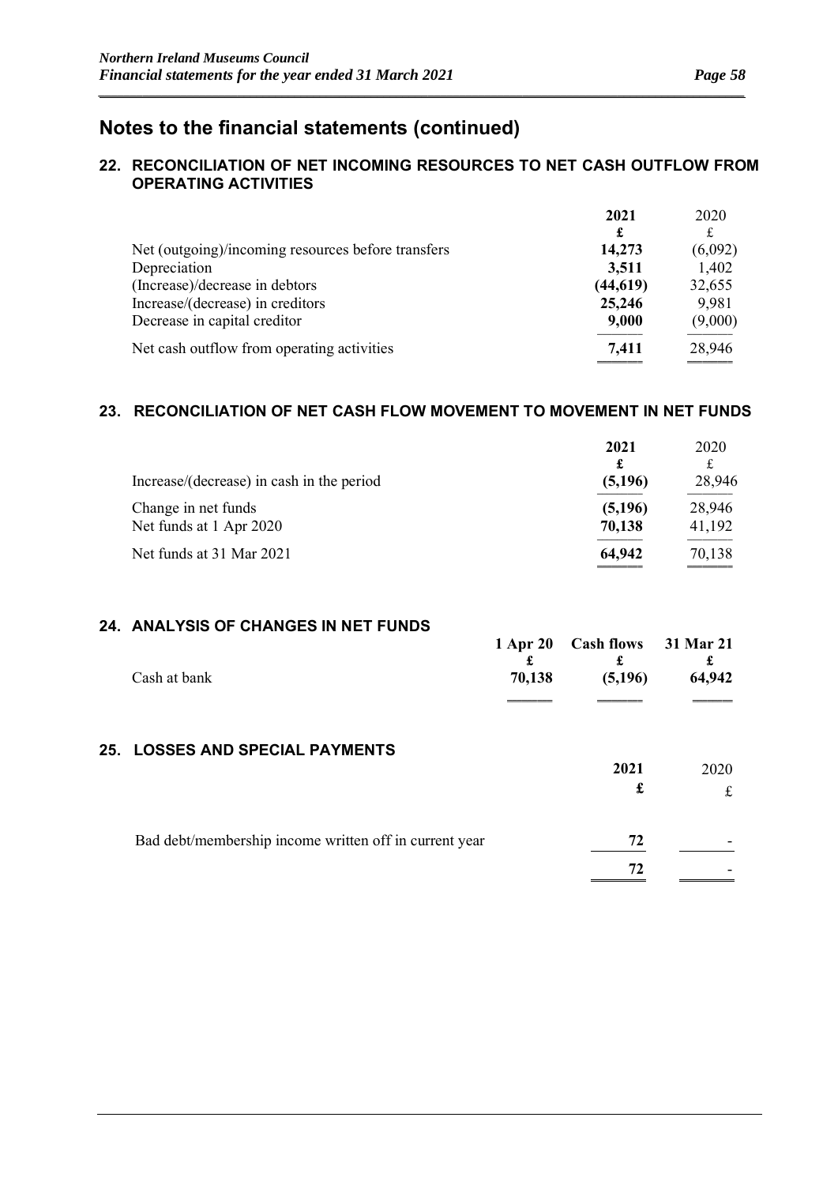# Notes to the financial statements (continued)

## 22. RECONCILIATION OF NET INCOMING RESOURCES TO NET CASH OUTFLOW FROM OPERATING ACTIVITIES

| | **2021** | 2020 |
|---|---|---|
| | **£** | £ |
| Net (outgoing)/incoming resources before transfers | **14,273** | (6,092) |
| Depreciation | **3,511** | 1,402 |
| (Increase)/decrease in debtors | **(44,619)** | 32,655 |
| Increase/(decrease) in creditors | **25,246** | 9,981 |
| Decrease in capital creditor | **9,000** | (9,000) |
| Net cash outflow from operating activities | **7,411** | 28,946 |

## 23. RECONCILIATION OF NET CASH FLOW MOVEMENT TO MOVEMENT IN NET FUNDS

| | **2021** | 2020 |
|---|---|---|
| | **£** | £ |
| Increase/(decrease) in cash in the period | **(5,196)** | 28,946 |
| Change in net funds | **(5,196)** | 28,946 |
| Net funds at 1 Apr 2020 | **70,138** | 41,192 |
| Net funds at 31 Mar 2021 | **64,942** | 70,138 |

## 24. ANALYSIS OF CHANGES IN NET FUNDS

| | **1 Apr 20** | **Cash flows** | **31 Mar 21** |
|---|---|---|---|
| | **£** | **£** | **£** |
| Cash at bank | **70,138** | **(5,196)** | **64,942** |

## 25. LOSSES AND SPECIAL PAYMENTS

| | **2021** | 2020 |
|---|---|---|
| | **£** | £ |
| Bad debt/membership income written off in current year | **72** | - |
| | **72** | - |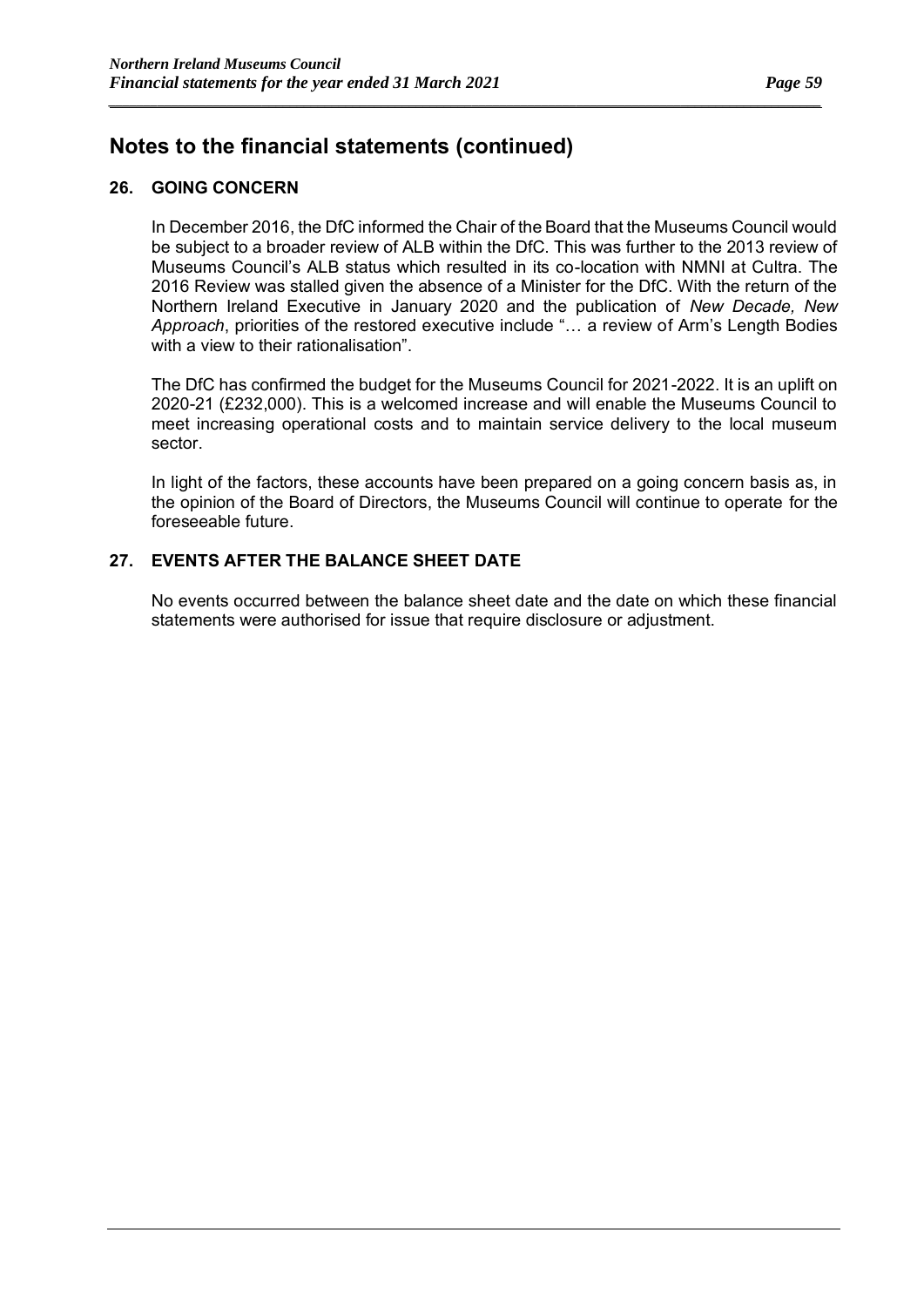## Notes to the financial statements (continued)

### 26. GOING CONCERN

In December 2016, the DfC informed the Chair of the Board that the Museums Council would be subject to a broader review of ALB within the DfC. This was further to the 2013 review of Museums Council's ALB status which resulted in its co-location with NMNI at Cultra. The 2016 Review was stalled given the absence of a Minister for the DfC. With the return of the Northern Ireland Executive in January 2020 and the publication of *New Decade, New Approach*, priorities of the restored executive include "… a review of Arm's Length Bodies with a view to their rationalisation".

The DfC has confirmed the budget for the Museums Council for 2021-2022. It is an uplift on 2020-21 (£232,000). This is a welcomed increase and will enable the Museums Council to meet increasing operational costs and to maintain service delivery to the local museum sector.

In light of the factors, these accounts have been prepared on a going concern basis as, in the opinion of the Board of Directors, the Museums Council will continue to operate for the foreseeable future.

### 27. EVENTS AFTER THE BALANCE SHEET DATE

No events occurred between the balance sheet date and the date on which these financial statements were authorised for issue that require disclosure or adjustment.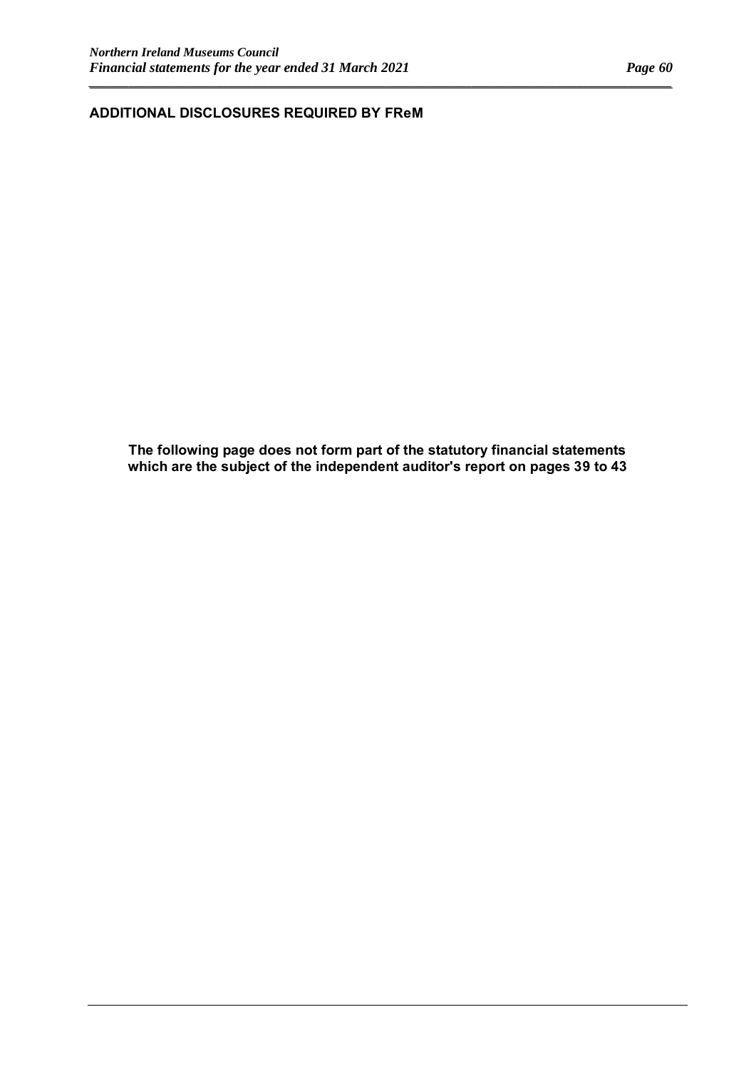## ADDITIONAL DISCLOSURES REQUIRED BY FReM

**The following page does not form part of the statutory financial statements which are the subject of the independent auditor's report on pages 39 to 43**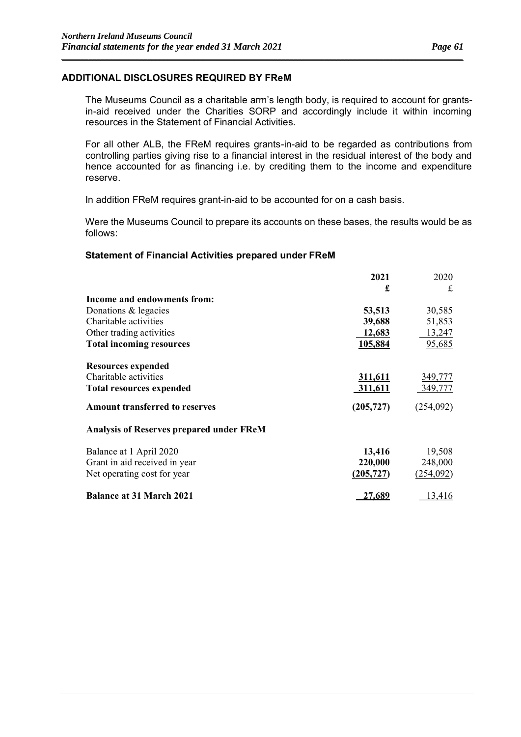## ADDITIONAL DISCLOSURES REQUIRED BY FReM

The Museums Council as a charitable arm's length body, is required to account for grants-in-aid received under the Charities SORP and accordingly include it within incoming resources in the Statement of Financial Activities.

For all other ALB, the FReM requires grants-in-aid to be regarded as contributions from controlling parties giving rise to a financial interest in the residual interest of the body and hence accounted for as financing i.e. by crediting them to the income and expenditure reserve.

In addition FReM requires grant-in-aid to be accounted for on a cash basis.

Were the Museums Council to prepare its accounts on these bases, the results would be as follows:

### Statement of Financial Activities prepared under FReM

| | **2021** | 2020 |
|---|---|---|
| | **£** | £ |
| **Income and endowments from:** | | |
| Donations & legacies | **53,513** | 30,585 |
| Charitable activities | **39,688** | 51,853 |
| Other trading activities | **12,683** | 13,247 |
| **Total incoming resources** | **105,884** | 95,685 |
| **Resources expended** | | |
| Charitable activities | **311,611** | 349,777 |
| **Total resources expended** | **311,611** | 349,777 |
| **Amount transferred to reserves** | **(205,727)** | (254,092) |
| **Analysis of Reserves prepared under FReM** | | |
| Balance at 1 April 2020 | **13,416** | 19,508 |
| Grant in aid received in year | **220,000** | 248,000 |
| Net operating cost for year | **(205,727)** | (254,092) |
| **Balance at 31 March 2021** | **27,689** | 13,416 |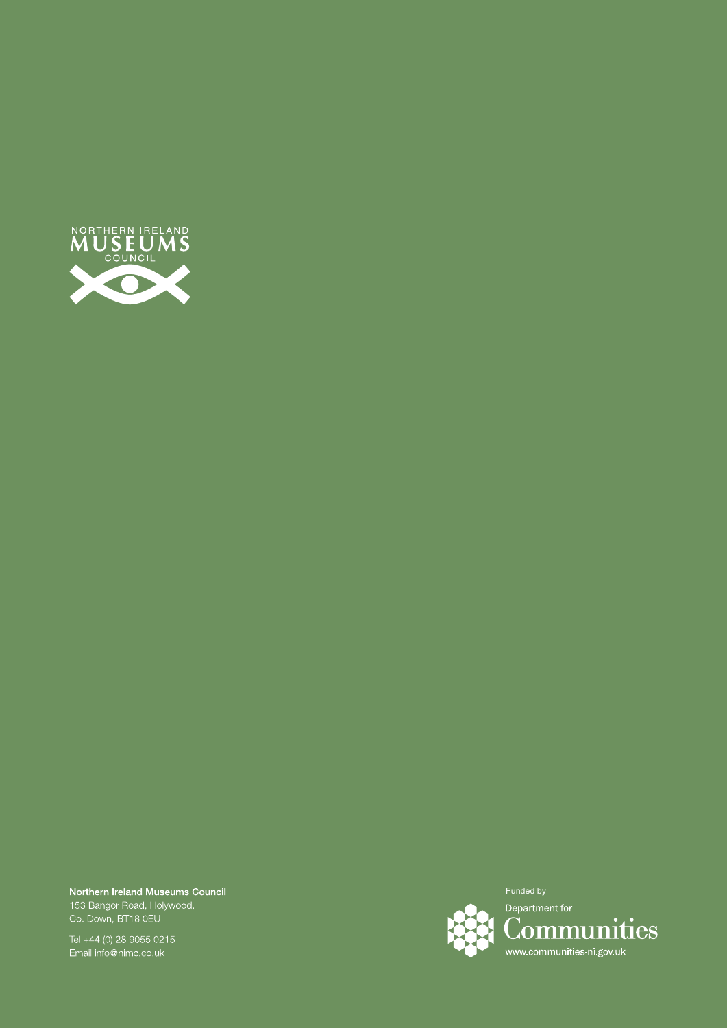NORTHERN IRELAND
MUSEUMS
COUNCIL

**Northern Ireland Museums Council**
153 Bangor Road, Holywood,
Co. Down, BT18 0EU

Tel +44 (0) 28 9055 0215
Email info@nimc.co.uk

Funded by
Department for
Communities
www.communities-ni.gov.uk